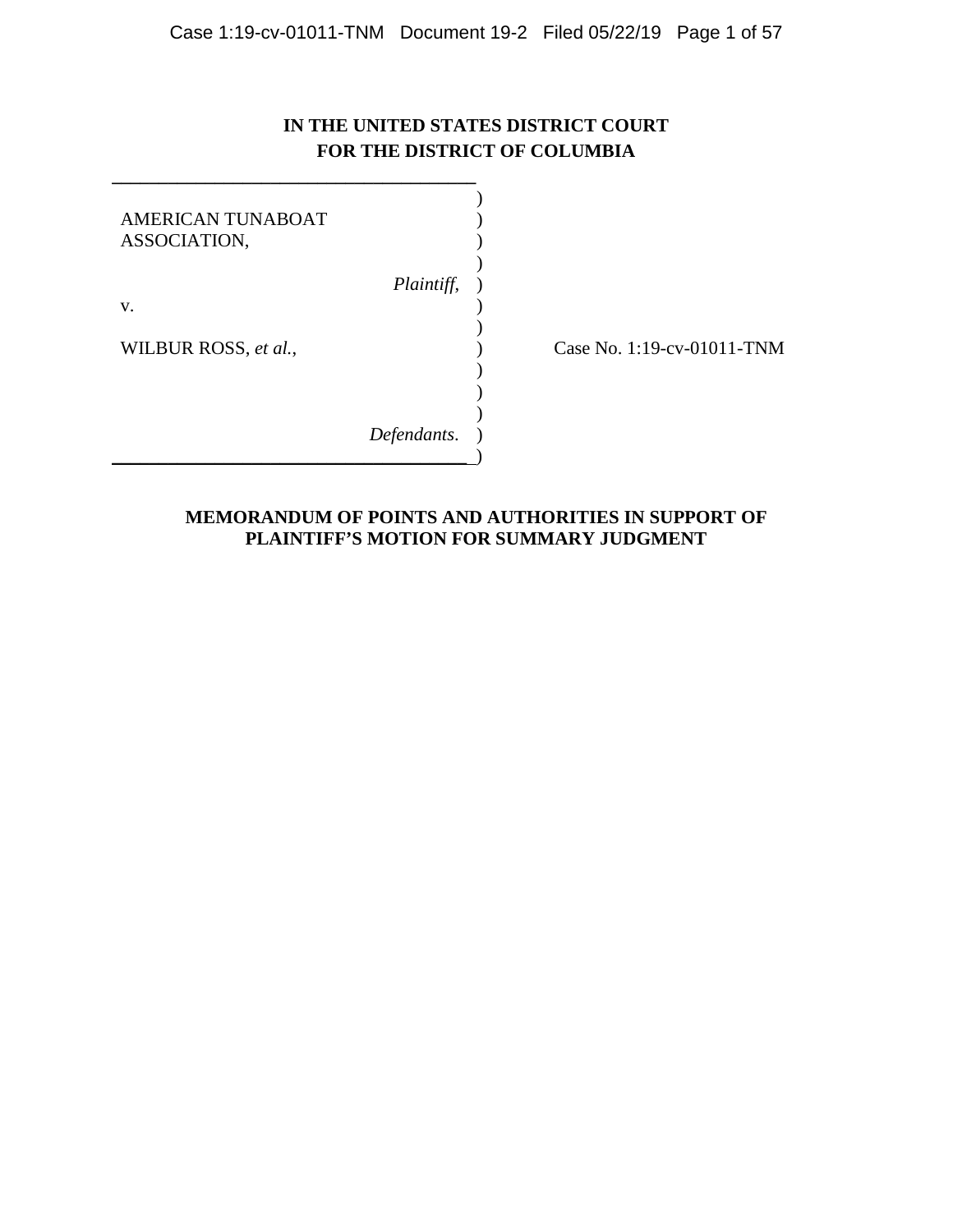**IN THE UNITED STATES DISTRICT COURT**
**FOR THE DISTRICT OF COLUMBIA**

AMERICAN TUNABOAT ASSOCIATION,

*Plaintiff*,

v.

WILBUR ROSS, *et al.*,

*Defendants*.

Case No. 1:19-cv-01011-TNM

**MEMORANDUM OF POINTS AND AUTHORITIES IN SUPPORT OF PLAINTIFF'S MOTION FOR SUMMARY JUDGMENT**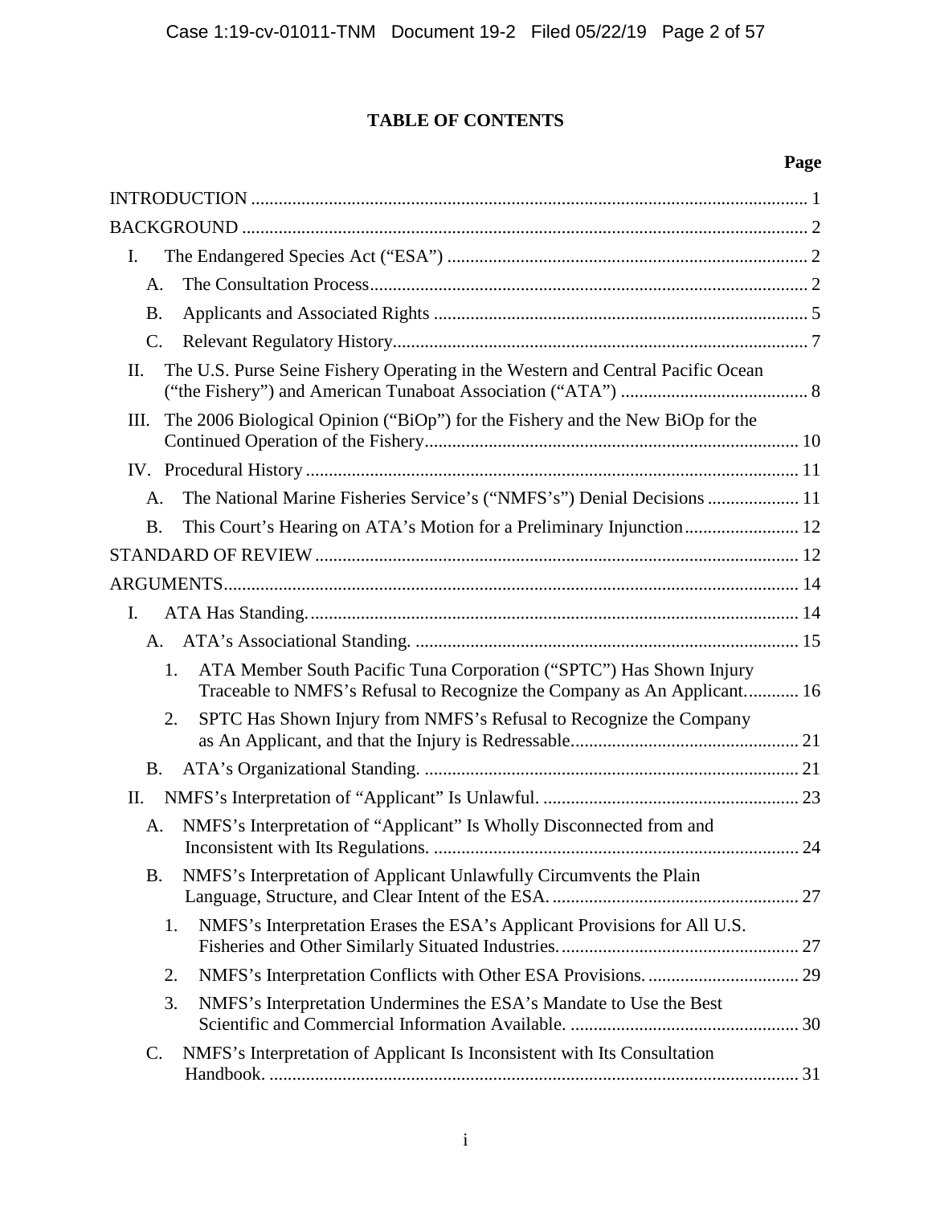# TABLE OF CONTENTS

| | Page |
|---|---|
| INTRODUCTION | 1 |
| BACKGROUND | 2 |
| I. The Endangered Species Act ("ESA") | 2 |
| A. The Consultation Process | 2 |
| B. Applicants and Associated Rights | 5 |
| C. Relevant Regulatory History | 7 |
| II. The U.S. Purse Seine Fishery Operating in the Western and Central Pacific Ocean ("the Fishery") and American Tunaboat Association ("ATA") | 8 |
| III. The 2006 Biological Opinion ("BiOp") for the Fishery and the New BiOp for the Continued Operation of the Fishery | 10 |
| IV. Procedural History | 11 |
| A. The National Marine Fisheries Service's ("NMFS's") Denial Decisions | 11 |
| B. This Court's Hearing on ATA's Motion for a Preliminary Injunction | 12 |
| STANDARD OF REVIEW | 12 |
| ARGUMENTS | 14 |
| I. ATA Has Standing. | 14 |
| A. ATA's Associational Standing. | 15 |
| 1. ATA Member South Pacific Tuna Corporation ("SPTC") Has Shown Injury Traceable to NMFS's Refusal to Recognize the Company as An Applicant. | 16 |
| 2. SPTC Has Shown Injury from NMFS's Refusal to Recognize the Company as An Applicant, and that the Injury is Redressable. | 21 |
| B. ATA's Organizational Standing. | 21 |
| II. NMFS's Interpretation of "Applicant" Is Unlawful. | 23 |
| A. NMFS's Interpretation of "Applicant" Is Wholly Disconnected from and Inconsistent with Its Regulations. | 24 |
| B. NMFS's Interpretation of Applicant Unlawfully Circumvents the Plain Language, Structure, and Clear Intent of the ESA. | 27 |
| 1. NMFS's Interpretation Erases the ESA's Applicant Provisions for All U.S. Fisheries and Other Similarly Situated Industries. | 27 |
| 2. NMFS's Interpretation Conflicts with Other ESA Provisions. | 29 |
| 3. NMFS's Interpretation Undermines the ESA's Mandate to Use the Best Scientific and Commercial Information Available. | 30 |
| C. NMFS's Interpretation of Applicant Is Inconsistent with Its Consultation Handbook. | 31 |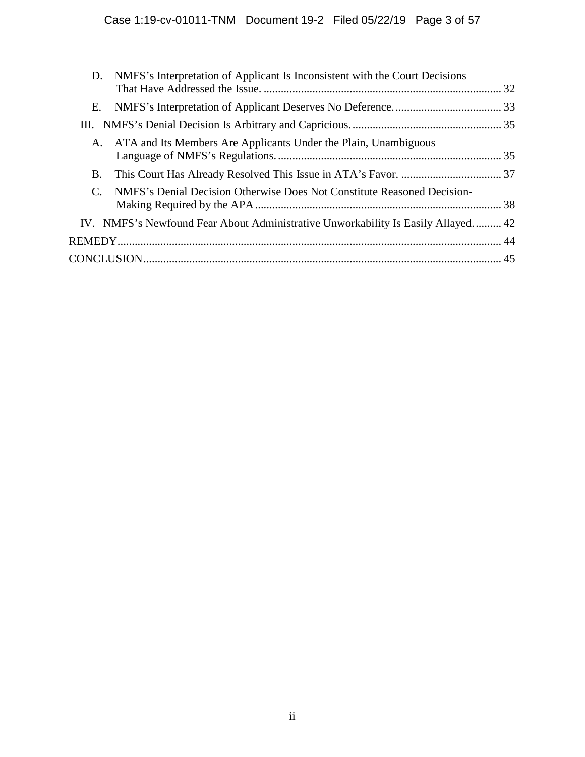D. NMFS's Interpretation of Applicant Is Inconsistent with the Court Decisions That Have Addressed the Issue. .................................................................................. 32

E. NMFS's Interpretation of Applicant Deserves No Deference. ..................................... 33

III. NMFS's Denial Decision Is Arbitrary and Capricious. .................................................... 35

A. ATA and Its Members Are Applicants Under the Plain, Unambiguous Language of NMFS's Regulations. ............................................................................ 35

B. This Court Has Already Resolved This Issue in ATA's Favor. ................................... 37

C. NMFS's Denial Decision Otherwise Does Not Constitute Reasoned Decision-Making Required by the APA ..................................................................................... 38

IV. NMFS's Newfound Fear About Administrative Unworkability Is Easily Allayed. ......... 42

REMEDY ..................................................................................................................................... 44

CONCLUSION ............................................................................................................................ 45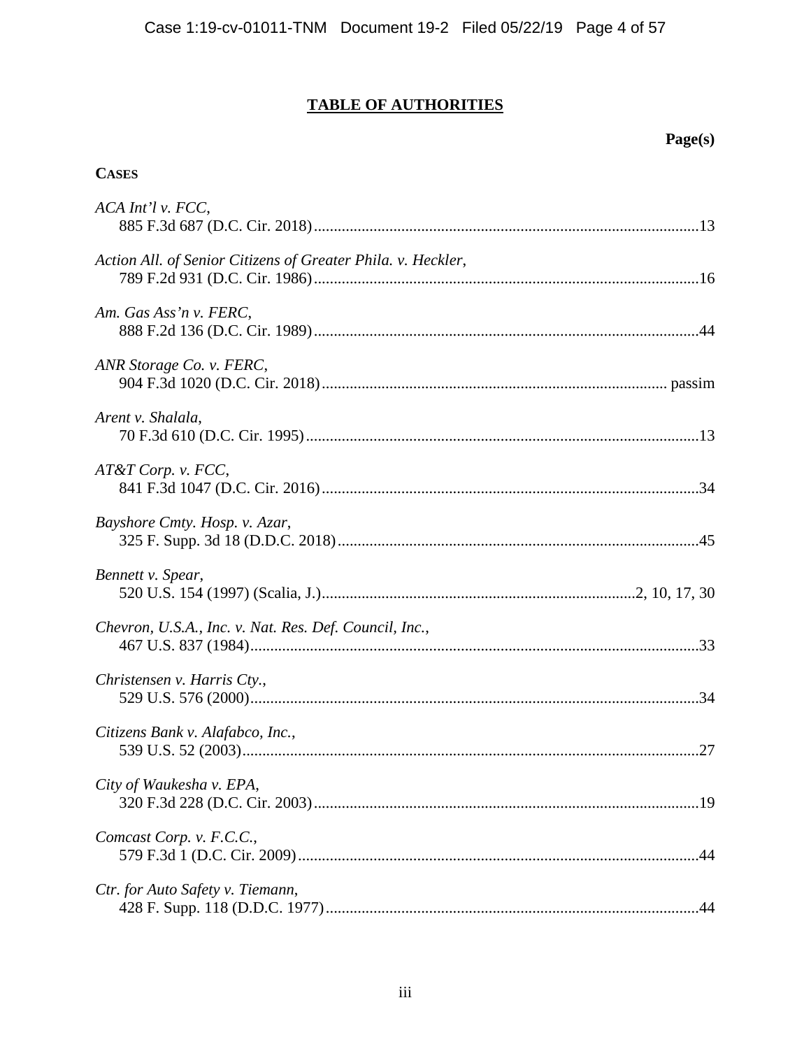# TABLE OF AUTHORITIES

**Page(s)**

**CASES**

*ACA Int'l v. FCC*,
885 F.3d 687 (D.C. Cir. 2018) ....... 13

*Action All. of Senior Citizens of Greater Phila. v. Heckler*,
789 F.2d 931 (D.C. Cir. 1986) ....... 16

*Am. Gas Ass'n v. FERC*,
888 F.2d 136 (D.C. Cir. 1989) ....... 44

*ANR Storage Co. v. FERC*,
904 F.3d 1020 (D.C. Cir. 2018) ....... passim

*Arent v. Shalala*,
70 F.3d 610 (D.C. Cir. 1995) ....... 13

*AT&T Corp. v. FCC*,
841 F.3d 1047 (D.C. Cir. 2016) ....... 34

*Bayshore Cmty. Hosp. v. Azar*,
325 F. Supp. 3d 18 (D.D.C. 2018) ....... 45

*Bennett v. Spear*,
520 U.S. 154 (1997) (Scalia, J.) ....... 2, 10, 17, 30

*Chevron, U.S.A., Inc. v. Nat. Res. Def. Council, Inc.*,
467 U.S. 837 (1984) ....... 33

*Christensen v. Harris Cty.*,
529 U.S. 576 (2000) ....... 34

*Citizens Bank v. Alafabco, Inc.*,
539 U.S. 52 (2003) ....... 27

*City of Waukesha v. EPA*,
320 F.3d 228 (D.C. Cir. 2003) ....... 19

*Comcast Corp. v. F.C.C.*,
579 F.3d 1 (D.C. Cir. 2009) ....... 44

*Ctr. for Auto Safety v. Tiemann*,
428 F. Supp. 118 (D.D.C. 1977) ....... 44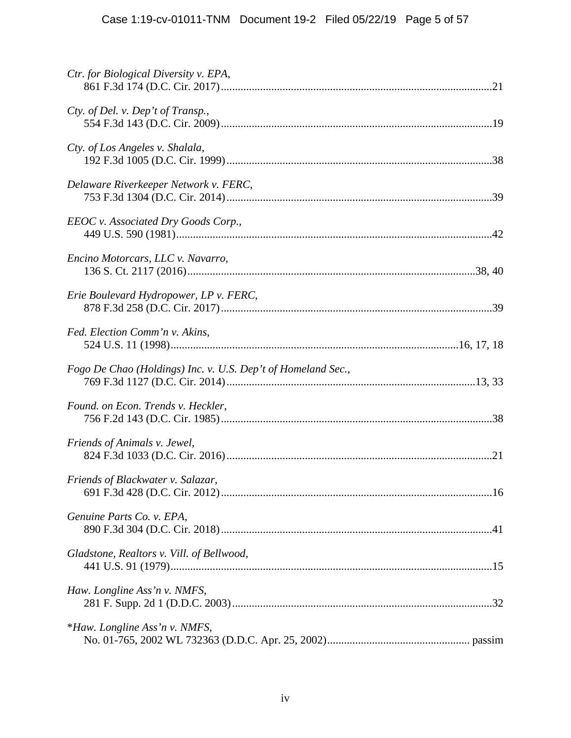*Ctr. for Biological Diversity v. EPA*,
861 F.3d 174 (D.C. Cir. 2017)..................................................................................................21

*Cty. of Del. v. Dep't of Transp.*,
554 F.3d 143 (D.C. Cir. 2009)..................................................................................................19

*Cty. of Los Angeles v. Shalala*,
192 F.3d 1005 (D.C. Cir. 1999)................................................................................................38

*Delaware Riverkeeper Network v. FERC*,
753 F.3d 1304 (D.C. Cir. 2014)................................................................................................39

*EEOC v. Associated Dry Goods Corp.*,
449 U.S. 590 (1981)..................................................................................................................42

*Encino Motorcars, LLC v. Navarro*,
136 S. Ct. 2117 (2016)........................................................................................................38, 40

*Erie Boulevard Hydropower, LP v. FERC*,
878 F.3d 258 (D.C. Cir. 2017)..................................................................................................39

*Fed. Election Comm'n v. Akins*,
524 U.S. 11 (1998)......................................................................................................16, 17, 18

*Fogo De Chao (Holdings) Inc. v. U.S. Dep't of Homeland Sec.*,
769 F.3d 1127 (D.C. Cir. 2014)..........................................................................................13, 33

*Found. on Econ. Trends v. Heckler*,
756 F.2d 143 (D.C. Cir. 1985)..................................................................................................38

*Friends of Animals v. Jewel*,
824 F.3d 1033 (D.C. Cir. 2016)................................................................................................21

*Friends of Blackwater v. Salazar*,
691 F.3d 428 (D.C. Cir. 2012)..................................................................................................16

*Genuine Parts Co. v. EPA*,
890 F.3d 304 (D.C. Cir. 2018)..................................................................................................41

*Gladstone, Realtors v. Vill. of Bellwood*,
441 U.S. 91 (1979)....................................................................................................................15

*Haw. Longline Ass'n v. NMFS*,
281 F. Supp. 2d 1 (D.D.C. 2003)..............................................................................................32

**Haw. Longline Ass'n v. NMFS*,
No. 01-765, 2002 WL 732363 (D.D.C. Apr. 25, 2002)................................................... passim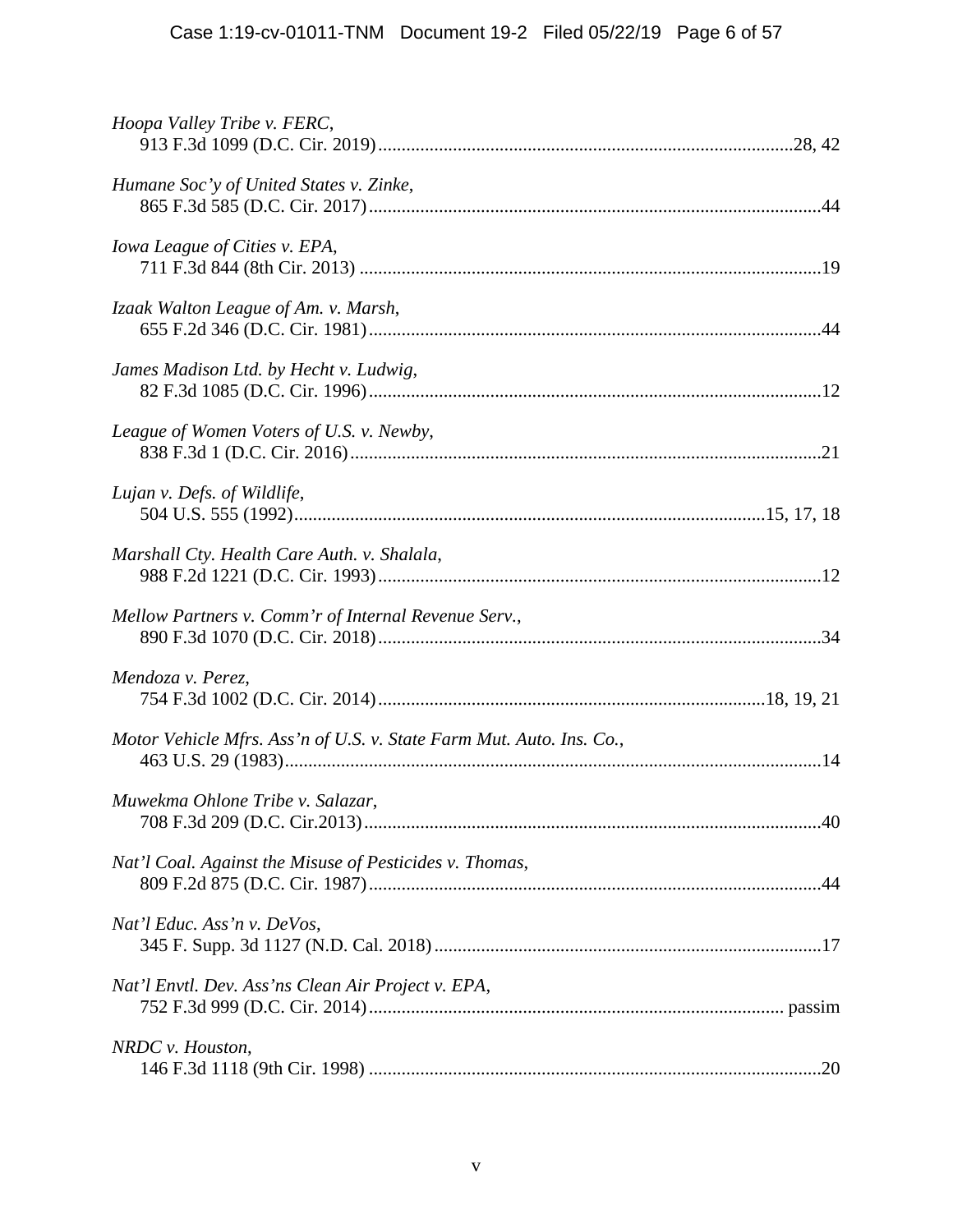*Hoopa Valley Tribe v. FERC*,
913 F.3d 1099 (D.C. Cir. 2019)..........................................................................................28, 42

*Humane Soc'y of United States v. Zinke*,
865 F.3d 585 (D.C. Cir. 2017)..................................................................................................44

*Iowa League of Cities v. EPA*,
711 F.3d 844 (8th Cir. 2013) ....................................................................................................19

*Izaak Walton League of Am. v. Marsh*,
655 F.2d 346 (D.C. Cir. 1981)..................................................................................................44

*James Madison Ltd. by Hecht v. Ludwig*,
82 F.3d 1085 (D.C. Cir. 1996)..................................................................................................12

*League of Women Voters of U.S. v. Newby*,
838 F.3d 1 (D.C. Cir. 2016)......................................................................................................21

*Lujan v. Defs. of Wildlife*,
504 U.S. 555 (1992).....................................................................................................15, 17, 18

*Marshall Cty. Health Care Auth. v. Shalala*,
988 F.2d 1221 (D.C. Cir. 1993)................................................................................................12

*Mellow Partners v. Comm'r of Internal Revenue Serv.*,
890 F.3d 1070 (D.C. Cir. 2018)................................................................................................34

*Mendoza v. Perez*,
754 F.3d 1002 (D.C. Cir. 2014)..................................................................................18, 19, 21

*Motor Vehicle Mfrs. Ass'n of U.S. v. State Farm Mut. Auto. Ins. Co.*,
463 U.S. 29 (1983)....................................................................................................................14

*Muwekma Ohlone Tribe v. Salazar*,
708 F.3d 209 (D.C. Cir.2013)...................................................................................................40

*Nat'l Coal. Against the Misuse of Pesticides v. Thomas*,
809 F.2d 875 (D.C. Cir. 1987)..................................................................................................44

*Nat'l Educ. Ass'n v. DeVos*,
345 F. Supp. 3d 1127 (N.D. Cal. 2018)....................................................................................17

*Nat'l Envtl. Dev. Ass'ns Clean Air Project v. EPA*,
752 F.3d 999 (D.C. Cir. 2014).......................................................................................... passim

*NRDC v. Houston*,
146 F.3d 1118 (9th Cir. 1998) ..................................................................................................20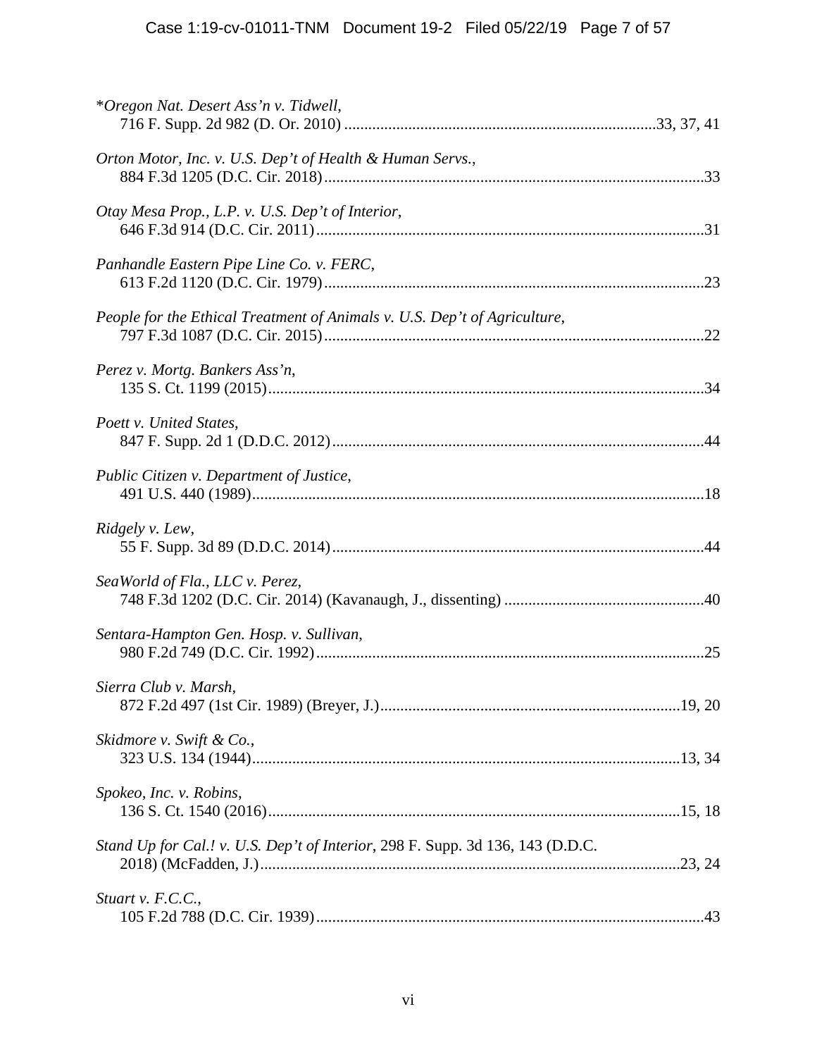*\*Oregon Nat. Desert Ass'n v. Tidwell*,
716 F. Supp. 2d 982 (D. Or. 2010) ....................................................................................33, 37, 41

*Orton Motor, Inc. v. U.S. Dep't of Health & Human Servs.*,
884 F.3d 1205 (D.C. Cir. 2018).................................................................................................33

*Otay Mesa Prop., L.P. v. U.S. Dep't of Interior*,
646 F.3d 914 (D.C. Cir. 2011)...................................................................................................31

*Panhandle Eastern Pipe Line Co. v. FERC*,
613 F.2d 1120 (D.C. Cir. 1979).................................................................................................23

*People for the Ethical Treatment of Animals v. U.S. Dep't of Agriculture*,
797 F.3d 1087 (D.C. Cir. 2015).................................................................................................22

*Perez v. Mortg. Bankers Ass'n*,
135 S. Ct. 1199 (2015)...............................................................................................................34

*Poett v. United States*,
847 F. Supp. 2d 1 (D.D.C. 2012)...............................................................................................44

*Public Citizen v. Department of Justice*,
491 U.S. 440 (1989)...................................................................................................................18

*Ridgely v. Lew*,
55 F. Supp. 3d 89 (D.D.C. 2014)...............................................................................................44

*SeaWorld of Fla., LLC v. Perez*,
748 F.3d 1202 (D.C. Cir. 2014) (Kavanaugh, J., dissenting) ...................................................40

*Sentara-Hampton Gen. Hosp. v. Sullivan*,
980 F.2d 749 (D.C. Cir. 1992)...................................................................................................25

*Sierra Club v. Marsh*,
872 F.2d 497 (1st Cir. 1989) (Breyer, J.)............................................................................19, 20

*Skidmore v. Swift & Co.*,
323 U.S. 134 (1944)............................................................................................................13, 34

*Spokeo, Inc. v. Robins*,
136 S. Ct. 1540 (2016)........................................................................................................15, 18

*Stand Up for Cal.! v. U.S. Dep't of Interior*, 298 F. Supp. 3d 136, 143 (D.D.C.
2018) (McFadden, J.)..........................................................................................................23, 24

*Stuart v. F.C.C.*,
105 F.2d 788 (D.C. Cir. 1939)...................................................................................................43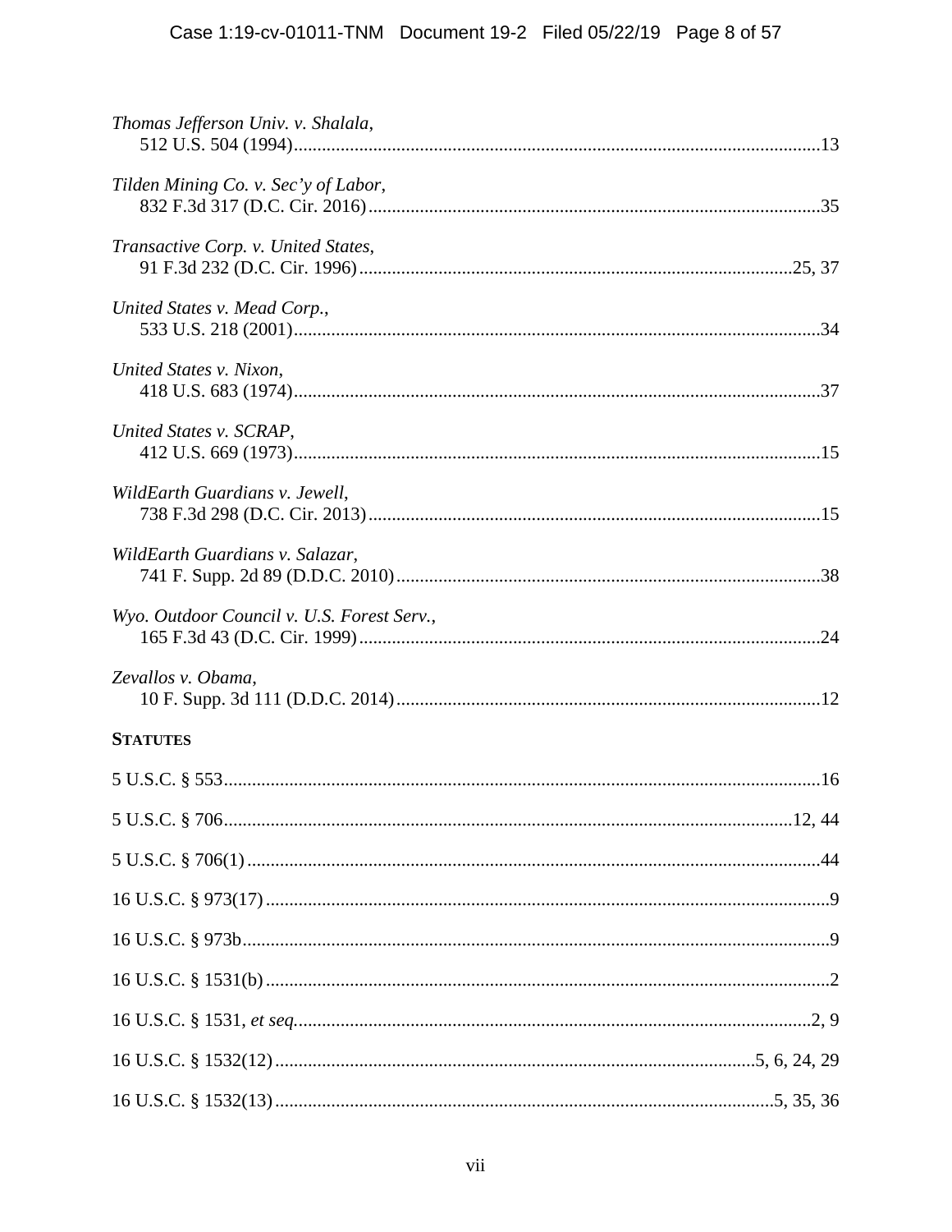*Thomas Jefferson Univ. v. Shalala*,
512 U.S. 504 (1994).......................................................................................................13

*Tilden Mining Co. v. Sec'y of Labor*,
832 F.3d 317 (D.C. Cir. 2016).......................................................................................35

*Transactive Corp. v. United States*,
91 F.3d 232 (D.C. Cir. 1996)...................................................................................25, 37

*United States v. Mead Corp.*,
533 U.S. 218 (2001).......................................................................................................34

*United States v. Nixon*,
418 U.S. 683 (1974).......................................................................................................37

*United States v. SCRAP*,
412 U.S. 669 (1973).......................................................................................................15

*WildEarth Guardians v. Jewell*,
738 F.3d 298 (D.C. Cir. 2013).......................................................................................15

*WildEarth Guardians v. Salazar*,
741 F. Supp. 2d 89 (D.D.C. 2010).................................................................................38

*Wyo. Outdoor Council v. U.S. Forest Serv.*,
165 F.3d 43 (D.C. Cir. 1999).........................................................................................24

*Zevallos v. Obama*,
10 F. Supp. 3d 111 (D.D.C. 2014).................................................................................12

**STATUTES**

5 U.S.C. § 553.....................................................................................................................16

5 U.S.C. § 706...............................................................................................................12, 44

5 U.S.C. § 706(1)................................................................................................................44

16 U.S.C. § 973(17)...............................................................................................................9

16 U.S.C. § 973b...................................................................................................................9

16 U.S.C. § 1531(b)...............................................................................................................2

16 U.S.C. § 1531, *et seq.*....................................................................................................2, 9

16 U.S.C. § 1532(12)............................................................................................5, 6, 24, 29

16 U.S.C. § 1532(13)...............................................................................................5, 35, 36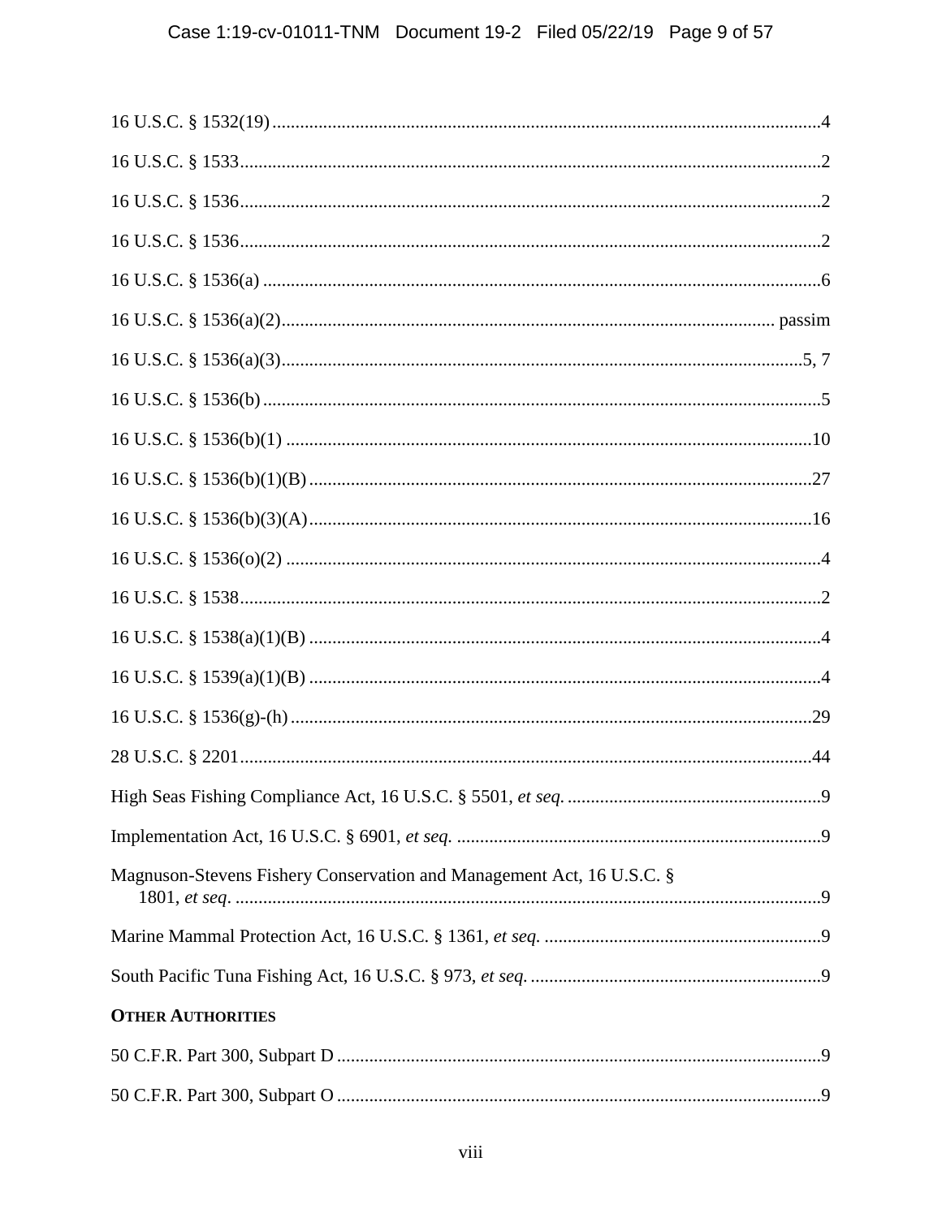16 U.S.C. § 1532(19) ....................................................................................................4

16 U.S.C. § 1533 ...........................................................................................................2

16 U.S.C. § 1536 ...........................................................................................................2

16 U.S.C. § 1536 ...........................................................................................................2

16 U.S.C. § 1536(a) ......................................................................................................6

16 U.S.C. § 1536(a)(2) ..................................................................................... passim

16 U.S.C. § 1536(a)(3) ...............................................................................................5, 7

16 U.S.C. § 1536(b) ......................................................................................................5

16 U.S.C. § 1536(b)(1) ................................................................................................10

16 U.S.C. § 1536(b)(1)(B) ...........................................................................................27

16 U.S.C. § 1536(b)(3)(A) ...........................................................................................16

16 U.S.C. § 1536(o)(2) ..................................................................................................4

16 U.S.C. § 1538 ...........................................................................................................2

16 U.S.C. § 1538(a)(1)(B) .............................................................................................4

16 U.S.C. § 1539(a)(1)(B) .............................................................................................4

16 U.S.C. § 1536(g)-(h) ...............................................................................................29

28 U.S.C. § 2201 ..........................................................................................................44

High Seas Fishing Compliance Act, 16 U.S.C. § 5501, *et seq.* .....................................................9

Implementation Act, 16 U.S.C. § 6901, *et seq.* ..............................................................................9

Magnuson-Stevens Fishery Conservation and Management Act, 16 U.S.C. § 1801, *et seq.* ..............................................................................................................................9

Marine Mammal Protection Act, 16 U.S.C. § 1361, *et seq.* ...........................................................9

South Pacific Tuna Fishing Act, 16 U.S.C. § 973, *et seq.* ..............................................................9

**OTHER AUTHORITIES**

50 C.F.R. Part 300, Subpart D .......................................................................................9

50 C.F.R. Part 300, Subpart O .......................................................................................9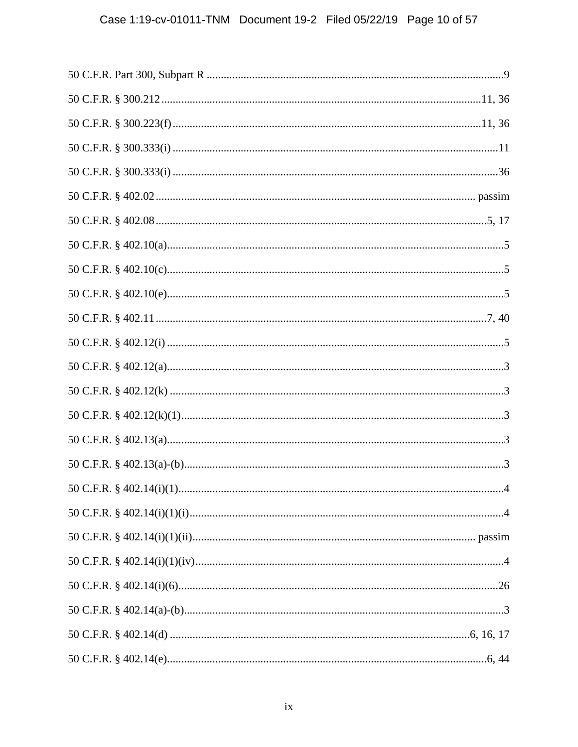50 C.F.R. Part 300, Subpart R ........................................................................................................9

50 C.F.R. § 300.212 ................................................................................................................11, 36

50 C.F.R. § 300.223(f) ...........................................................................................................11, 36

50 C.F.R. § 300.333(i) ..................................................................................................................11

50 C.F.R. § 300.333(i) ..................................................................................................................36

50 C.F.R. § 402.02 .............................................................................................................. passim

50 C.F.R. § 402.08 .....................................................................................................................5, 17

50 C.F.R. § 402.10(a).....................................................................................................................5

50 C.F.R. § 402.10(c).....................................................................................................................5

50 C.F.R. § 402.10(e).....................................................................................................................5

50 C.F.R. § 402.11 .....................................................................................................................7, 40

50 C.F.R. § 402.12(i) .....................................................................................................................5

50 C.F.R. § 402.12(a).....................................................................................................................3

50 C.F.R. § 402.12(k) .....................................................................................................................3

50 C.F.R. § 402.12(k)(1)..................................................................................................................3

50 C.F.R. § 402.13(a).....................................................................................................................3

50 C.F.R. § 402.13(a)-(b).................................................................................................................3

50 C.F.R. § 402.14(i)(1)..................................................................................................................4

50 C.F.R. § 402.14(i)(1)(i)...............................................................................................................4

50 C.F.R. § 402.14(i)(1)(ii).................................................................................................. passim

50 C.F.R. § 402.14(i)(1)(iv)............................................................................................................4

50 C.F.R. § 402.14(i)(6)................................................................................................................26

50 C.F.R. § 402.14(a)-(b)................................................................................................................3

50 C.F.R. § 402.14(d) .......................................................................................................6, 16, 17

50 C.F.R. § 402.14(e)................................................................................................................6, 44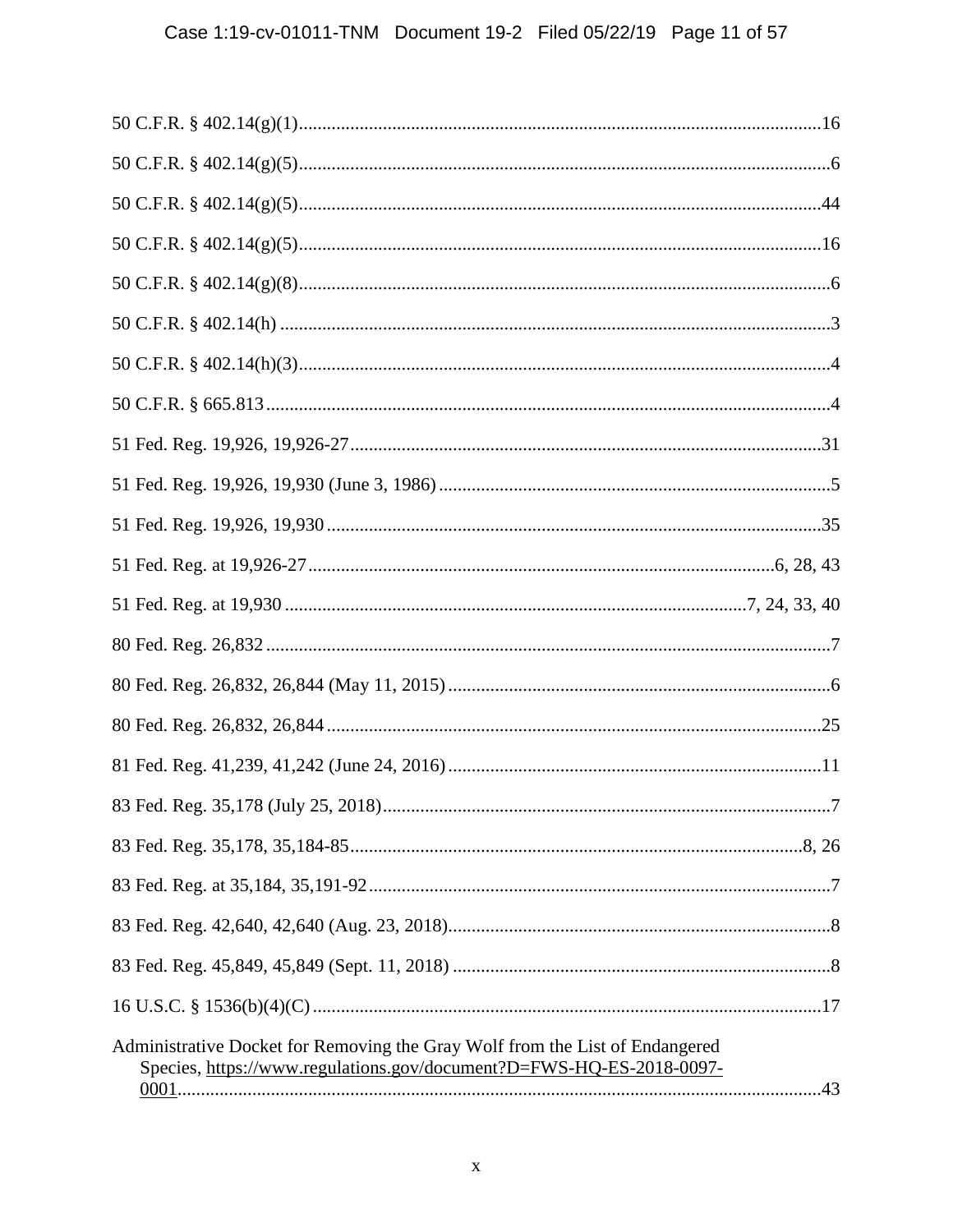50 C.F.R. § 402.14(g)(1)................................................................................................................16

50 C.F.R. § 402.14(g)(5)..................................................................................................................6

50 C.F.R. § 402.14(g)(5)................................................................................................................44

50 C.F.R. § 402.14(g)(5)................................................................................................................16

50 C.F.R. § 402.14(g)(8)..................................................................................................................6

50 C.F.R. § 402.14(h) .....................................................................................................................3

50 C.F.R. § 402.14(h)(3)..................................................................................................................4

50 C.F.R. § 665.813.........................................................................................................................4

51 Fed. Reg. 19,926, 19,926-27.....................................................................................................31

51 Fed. Reg. 19,926, 19,930 (June 3, 1986)....................................................................................5

51 Fed. Reg. 19,926, 19,930..........................................................................................................35

51 Fed. Reg. at 19,926-27.................................................................................................6, 28, 43

51 Fed. Reg. at 19,930 ...................................................................................................7, 24, 33, 40

80 Fed. Reg. 26,832 ........................................................................................................................7

80 Fed. Reg. 26,832, 26,844 (May 11, 2015)..................................................................................6

80 Fed. Reg. 26,832, 26,844..........................................................................................................25

81 Fed. Reg. 41,239, 41,242 (June 24, 2016)................................................................................11

83 Fed. Reg. 35,178 (July 25, 2018)................................................................................................7

83 Fed. Reg. 35,178, 35,184-85.................................................................................................8, 26

83 Fed. Reg. at 35,184, 35,191-92...................................................................................................7

83 Fed. Reg. 42,640, 42,640 (Aug. 23, 2018)..................................................................................8

83 Fed. Reg. 45,849, 45,849 (Sept. 11, 2018) .................................................................................8

16 U.S.C. § 1536(b)(4)(C).............................................................................................................17

Administrative Docket for Removing the Gray Wolf from the List of Endangered Species, https://www.regulations.gov/document?D=FWS-HQ-ES-2018-0097-0001.........................................................................................................................................43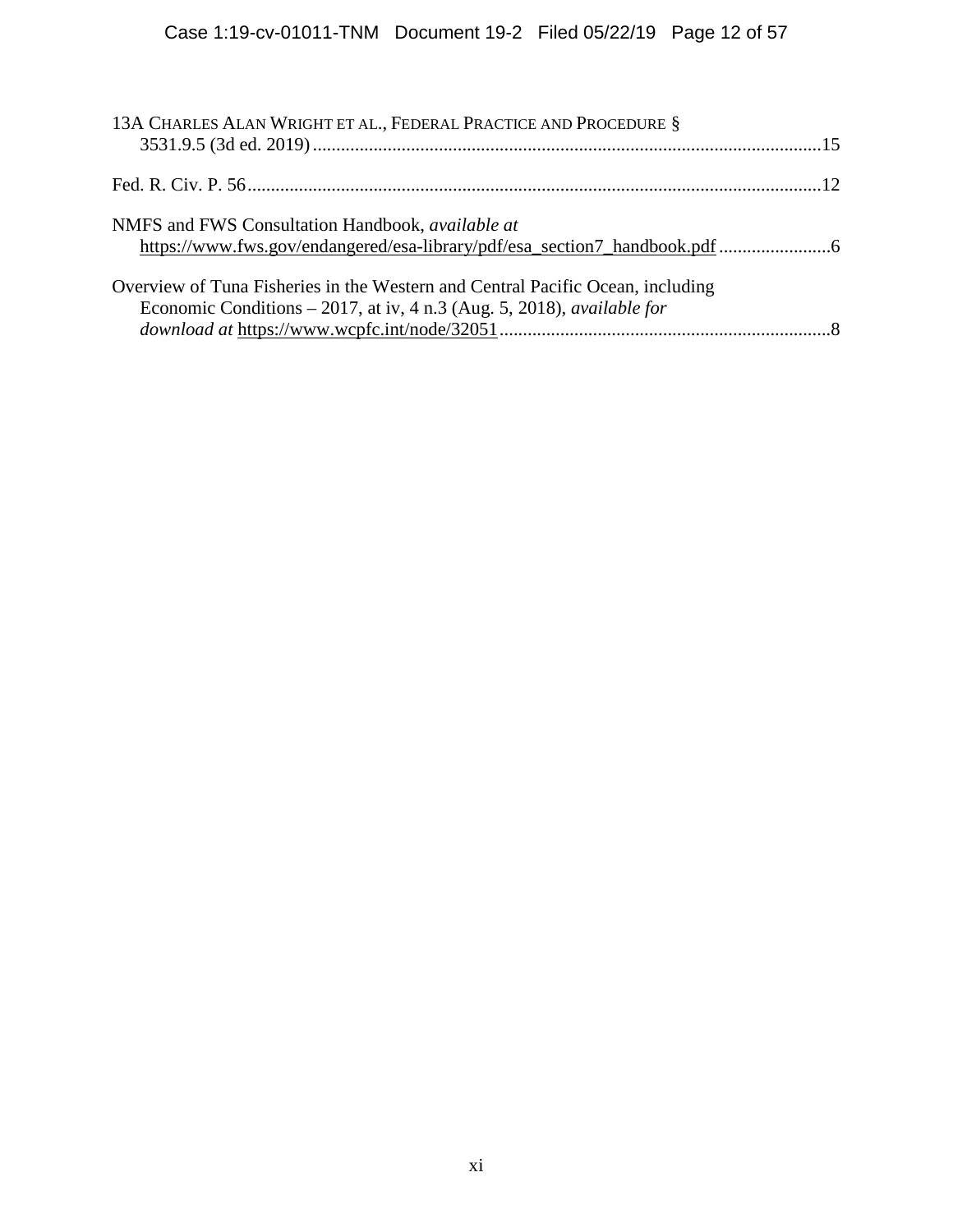13A CHARLES ALAN WRIGHT ET AL., FEDERAL PRACTICE AND PROCEDURE § 3531.9.5 (3d ed. 2019)...........................................................................................................15

Fed. R. Civ. P. 56.........................................................................................................................12

NMFS and FWS Consultation Handbook, *available at* https://www.fws.gov/endangered/esa-library/pdf/esa_section7_handbook.pdf........................6

Overview of Tuna Fisheries in the Western and Central Pacific Ocean, including Economic Conditions – 2017, at iv, 4 n.3 (Aug. 5, 2018), *available for download at* https://www.wcpfc.int/node/32051.......................................................................8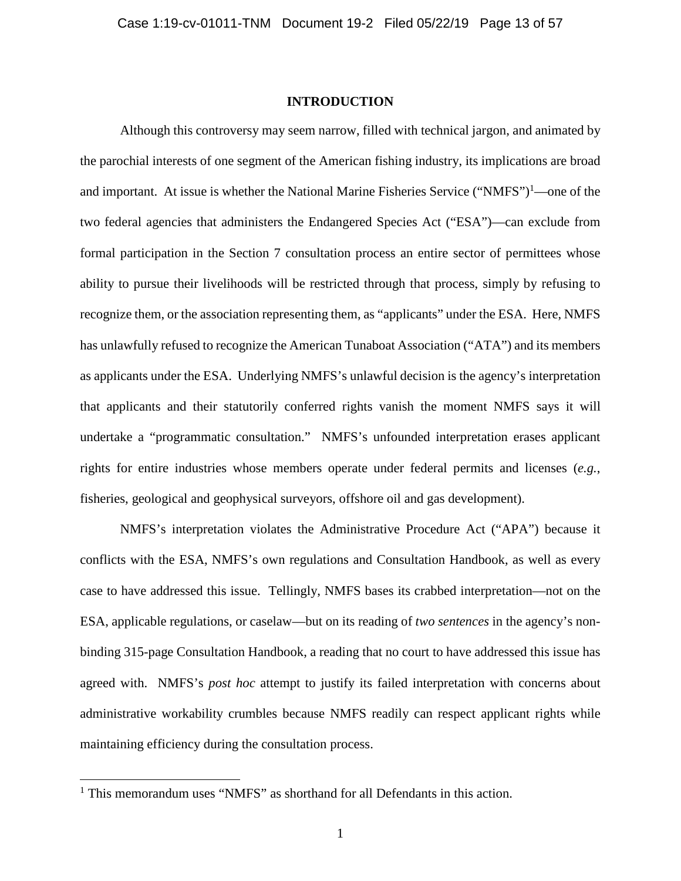# INTRODUCTION

Although this controversy may seem narrow, filled with technical jargon, and animated by the parochial interests of one segment of the American fishing industry, its implications are broad and important. At issue is whether the National Marine Fisheries Service ("NMFS")[1]—one of the two federal agencies that administers the Endangered Species Act ("ESA")—can exclude from formal participation in the Section 7 consultation process an entire sector of permittees whose ability to pursue their livelihoods will be restricted through that process, simply by refusing to recognize them, or the association representing them, as "applicants" under the ESA. Here, NMFS has unlawfully refused to recognize the American Tunaboat Association ("ATA") and its members as applicants under the ESA. Underlying NMFS's unlawful decision is the agency's interpretation that applicants and their statutorily conferred rights vanish the moment NMFS says it will undertake a "programmatic consultation." NMFS's unfounded interpretation erases applicant rights for entire industries whose members operate under federal permits and licenses (*e.g.*, fisheries, geological and geophysical surveyors, offshore oil and gas development).

NMFS's interpretation violates the Administrative Procedure Act ("APA") because it conflicts with the ESA, NMFS's own regulations and Consultation Handbook, as well as every case to have addressed this issue. Tellingly, NMFS bases its crabbed interpretation—not on the ESA, applicable regulations, or caselaw—but on its reading of *two sentences* in the agency's non-binding 315-page Consultation Handbook, a reading that no court to have addressed this issue has agreed with. NMFS's *post hoc* attempt to justify its failed interpretation with concerns about administrative workability crumbles because NMFS readily can respect applicant rights while maintaining efficiency during the consultation process.

[1] This memorandum uses "NMFS" as shorthand for all Defendants in this action.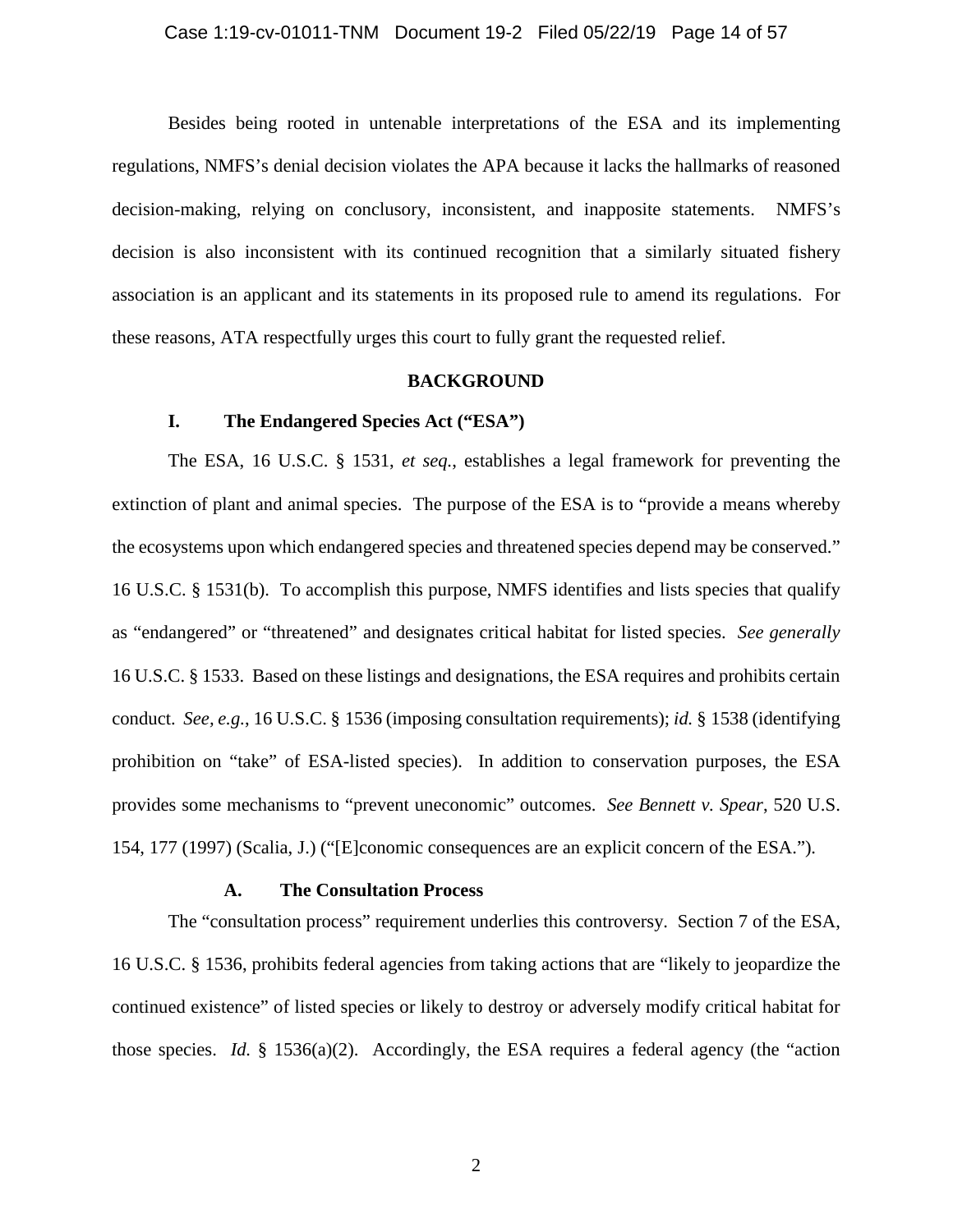Besides being rooted in untenable interpretations of the ESA and its implementing regulations, NMFS's denial decision violates the APA because it lacks the hallmarks of reasoned decision-making, relying on conclusory, inconsistent, and inapposite statements. NMFS's decision is also inconsistent with its continued recognition that a similarly situated fishery association is an applicant and its statements in its proposed rule to amend its regulations. For these reasons, ATA respectfully urges this court to fully grant the requested relief.

## BACKGROUND

### I. The Endangered Species Act ("ESA")

The ESA, 16 U.S.C. § 1531, *et seq.*, establishes a legal framework for preventing the extinction of plant and animal species. The purpose of the ESA is to "provide a means whereby the ecosystems upon which endangered species and threatened species depend may be conserved." 16 U.S.C. § 1531(b). To accomplish this purpose, NMFS identifies and lists species that qualify as "endangered" or "threatened" and designates critical habitat for listed species. *See generally* 16 U.S.C. § 1533. Based on these listings and designations, the ESA requires and prohibits certain conduct. *See, e.g.*, 16 U.S.C. § 1536 (imposing consultation requirements); *id.* § 1538 (identifying prohibition on "take" of ESA-listed species). In addition to conservation purposes, the ESA provides some mechanisms to "prevent uneconomic" outcomes. *See Bennett v. Spear*, 520 U.S. 154, 177 (1997) (Scalia, J.) ("[E]conomic consequences are an explicit concern of the ESA.").

#### A. The Consultation Process

The "consultation process" requirement underlies this controversy. Section 7 of the ESA, 16 U.S.C. § 1536, prohibits federal agencies from taking actions that are "likely to jeopardize the continued existence" of listed species or likely to destroy or adversely modify critical habitat for those species. *Id.* § 1536(a)(2). Accordingly, the ESA requires a federal agency (the "action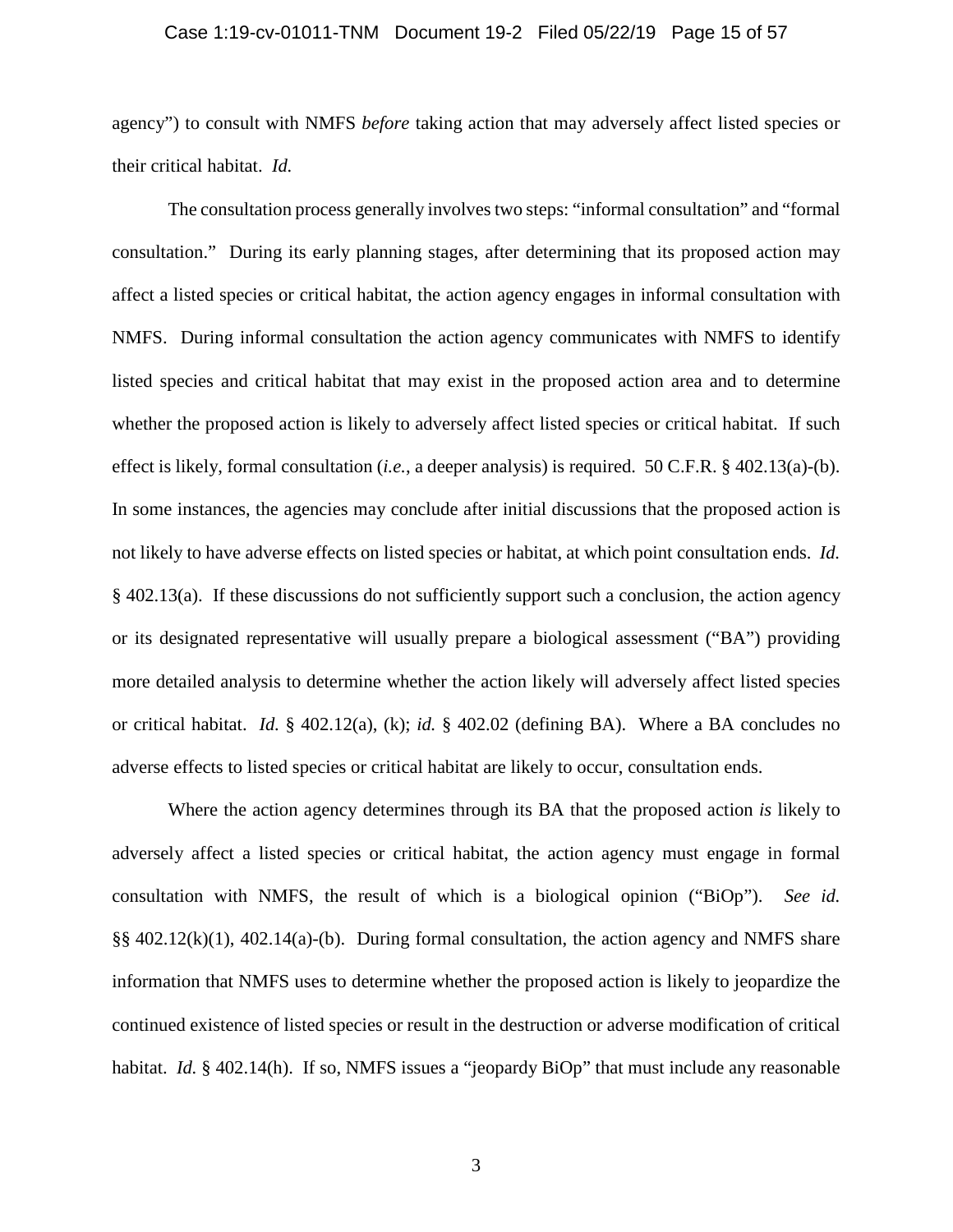agency") to consult with NMFS *before* taking action that may adversely affect listed species or their critical habitat. *Id.*

The consultation process generally involves two steps: "informal consultation" and "formal consultation." During its early planning stages, after determining that its proposed action may affect a listed species or critical habitat, the action agency engages in informal consultation with NMFS. During informal consultation the action agency communicates with NMFS to identify listed species and critical habitat that may exist in the proposed action area and to determine whether the proposed action is likely to adversely affect listed species or critical habitat. If such effect is likely, formal consultation (*i.e.*, a deeper analysis) is required. 50 C.F.R. § 402.13(a)-(b). In some instances, the agencies may conclude after initial discussions that the proposed action is not likely to have adverse effects on listed species or habitat, at which point consultation ends. *Id.* § 402.13(a). If these discussions do not sufficiently support such a conclusion, the action agency or its designated representative will usually prepare a biological assessment ("BA") providing more detailed analysis to determine whether the action likely will adversely affect listed species or critical habitat. *Id.* § 402.12(a), (k); *id.* § 402.02 (defining BA). Where a BA concludes no adverse effects to listed species or critical habitat are likely to occur, consultation ends.

Where the action agency determines through its BA that the proposed action *is* likely to adversely affect a listed species or critical habitat, the action agency must engage in formal consultation with NMFS, the result of which is a biological opinion ("BiOp"). *See id.* §§ 402.12(k)(1), 402.14(a)-(b). During formal consultation, the action agency and NMFS share information that NMFS uses to determine whether the proposed action is likely to jeopardize the continued existence of listed species or result in the destruction or adverse modification of critical habitat. *Id.* § 402.14(h). If so, NMFS issues a "jeopardy BiOp" that must include any reasonable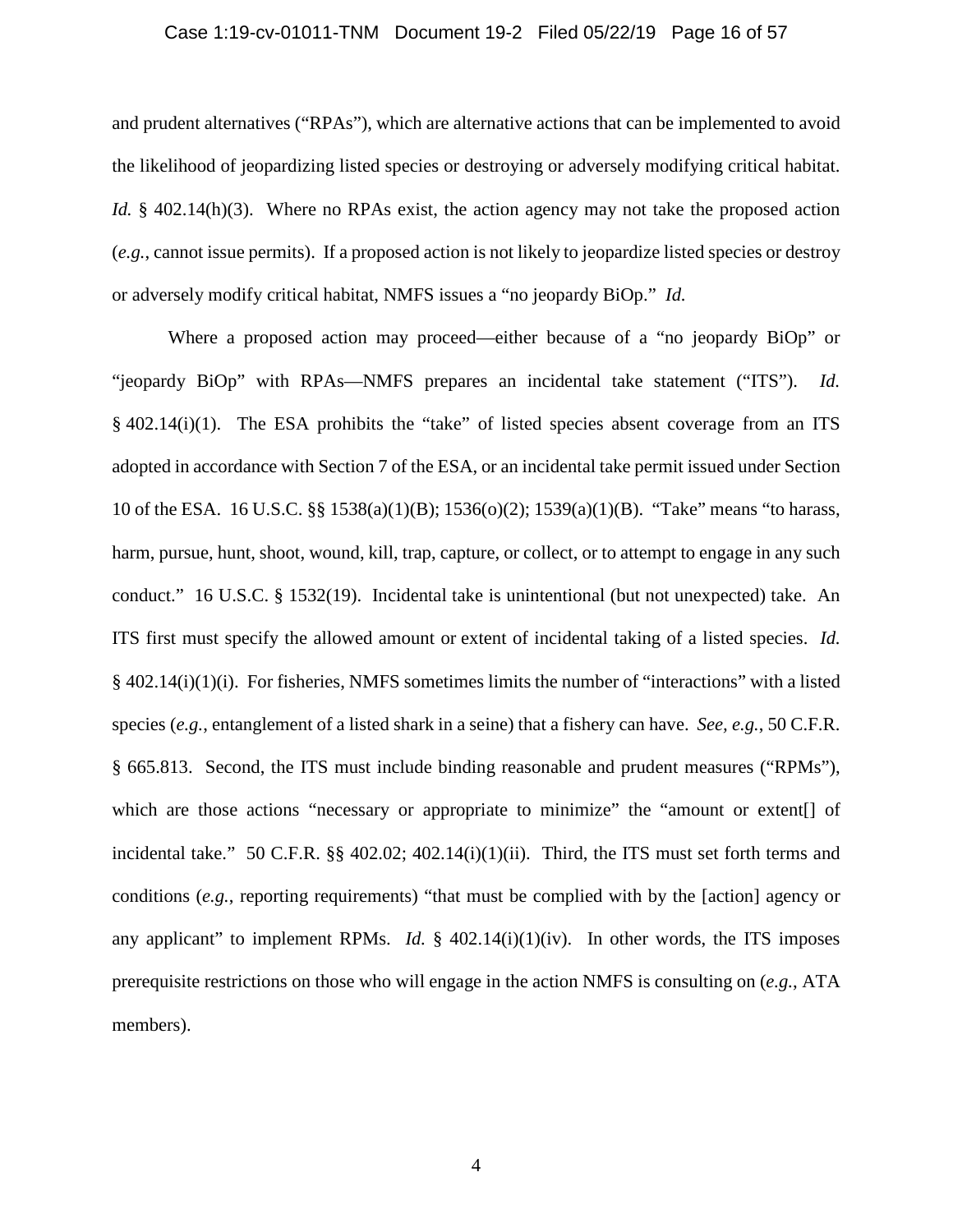and prudent alternatives ("RPAs"), which are alternative actions that can be implemented to avoid the likelihood of jeopardizing listed species or destroying or adversely modifying critical habitat. *Id.* § 402.14(h)(3). Where no RPAs exist, the action agency may not take the proposed action (*e.g.*, cannot issue permits). If a proposed action is not likely to jeopardize listed species or destroy or adversely modify critical habitat, NMFS issues a "no jeopardy BiOp." *Id.*

Where a proposed action may proceed—either because of a "no jeopardy BiOp" or "jeopardy BiOp" with RPAs—NMFS prepares an incidental take statement ("ITS"). *Id.* § 402.14(i)(1). The ESA prohibits the "take" of listed species absent coverage from an ITS adopted in accordance with Section 7 of the ESA, or an incidental take permit issued under Section 10 of the ESA. 16 U.S.C. §§ 1538(a)(1)(B); 1536(o)(2); 1539(a)(1)(B). "Take" means "to harass, harm, pursue, hunt, shoot, wound, kill, trap, capture, or collect, or to attempt to engage in any such conduct." 16 U.S.C. § 1532(19). Incidental take is unintentional (but not unexpected) take. An ITS first must specify the allowed amount or extent of incidental taking of a listed species. *Id.* § 402.14(i)(1)(i). For fisheries, NMFS sometimes limits the number of "interactions" with a listed species (*e.g.*, entanglement of a listed shark in a seine) that a fishery can have. *See, e.g.*, 50 C.F.R. § 665.813. Second, the ITS must include binding reasonable and prudent measures ("RPMs"), which are those actions "necessary or appropriate to minimize" the "amount or extent[] of incidental take." 50 C.F.R. §§ 402.02; 402.14(i)(1)(ii). Third, the ITS must set forth terms and conditions (*e.g.*, reporting requirements) "that must be complied with by the [action] agency or any applicant" to implement RPMs. *Id.* § 402.14(i)(1)(iv). In other words, the ITS imposes prerequisite restrictions on those who will engage in the action NMFS is consulting on (*e.g.*, ATA members).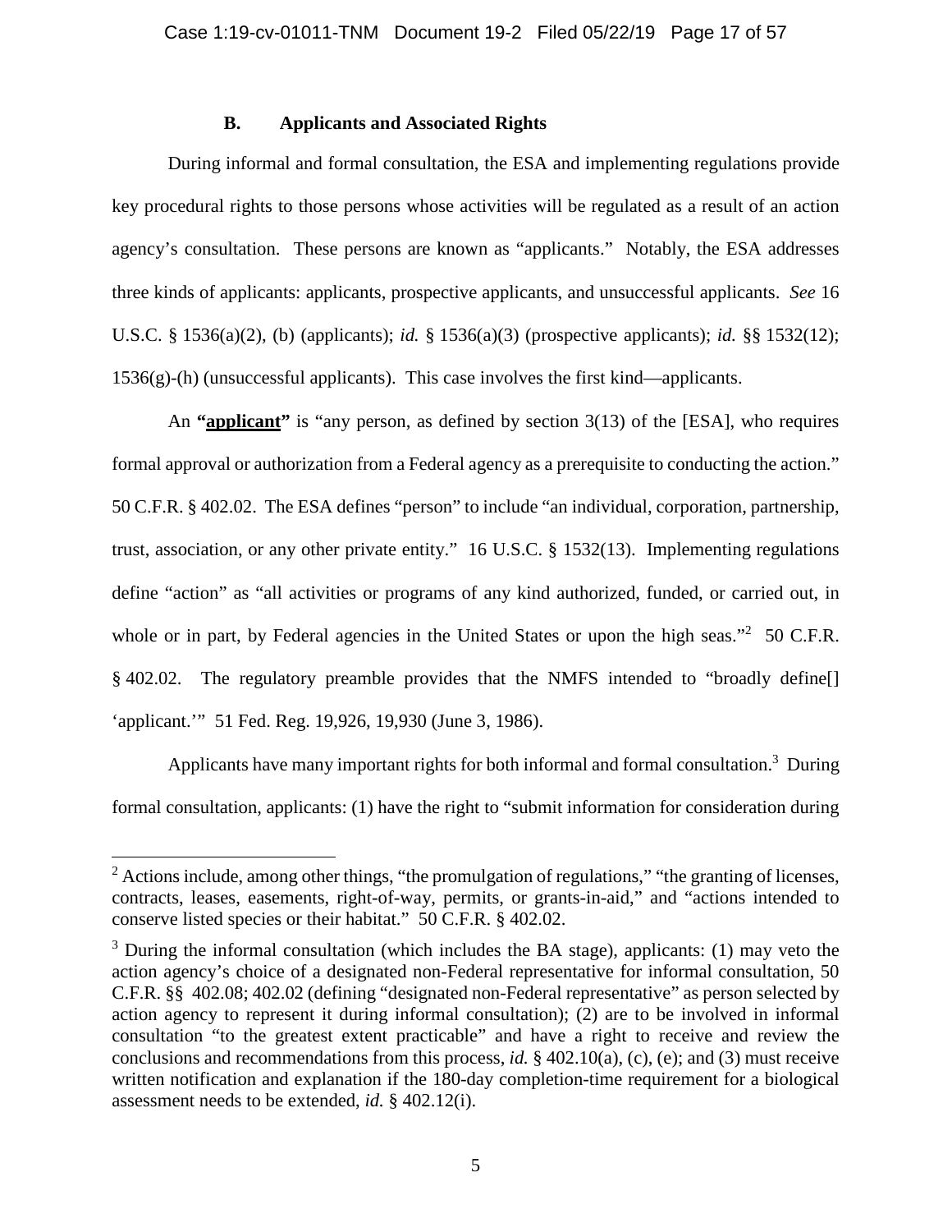### B. Applicants and Associated Rights

During informal and formal consultation, the ESA and implementing regulations provide key procedural rights to those persons whose activities will be regulated as a result of an action agency's consultation. These persons are known as "applicants." Notably, the ESA addresses three kinds of applicants: applicants, prospective applicants, and unsuccessful applicants. *See* 16 U.S.C. § 1536(a)(2), (b) (applicants); *id.* § 1536(a)(3) (prospective applicants); *id.* §§ 1532(12); 1536(g)-(h) (unsuccessful applicants). This case involves the first kind—applicants.

An **"applicant"** is "any person, as defined by section 3(13) of the [ESA], who requires formal approval or authorization from a Federal agency as a prerequisite to conducting the action." 50 C.F.R. § 402.02. The ESA defines "person" to include "an individual, corporation, partnership, trust, association, or any other private entity." 16 U.S.C. § 1532(13). Implementing regulations define "action" as "all activities or programs of any kind authorized, funded, or carried out, in whole or in part, by Federal agencies in the United States or upon the high seas."[2] 50 C.F.R. § 402.02. The regulatory preamble provides that the NMFS intended to "broadly define[] 'applicant.'" 51 Fed. Reg. 19,926, 19,930 (June 3, 1986).

Applicants have many important rights for both informal and formal consultation.[3] During formal consultation, applicants: (1) have the right to "submit information for consideration during

---

[2] Actions include, among other things, "the promulgation of regulations," "the granting of licenses, contracts, leases, easements, right-of-way, permits, or grants-in-aid," and "actions intended to conserve listed species or their habitat." 50 C.F.R. § 402.02.

[3] During the informal consultation (which includes the BA stage), applicants: (1) may veto the action agency's choice of a designated non-Federal representative for informal consultation, 50 C.F.R. §§ 402.08; 402.02 (defining "designated non-Federal representative" as person selected by action agency to represent it during informal consultation); (2) are to be involved in informal consultation "to the greatest extent practicable" and have a right to receive and review the conclusions and recommendations from this process, *id.* § 402.10(a), (c), (e); and (3) must receive written notification and explanation if the 180-day completion-time requirement for a biological assessment needs to be extended, *id.* § 402.12(i).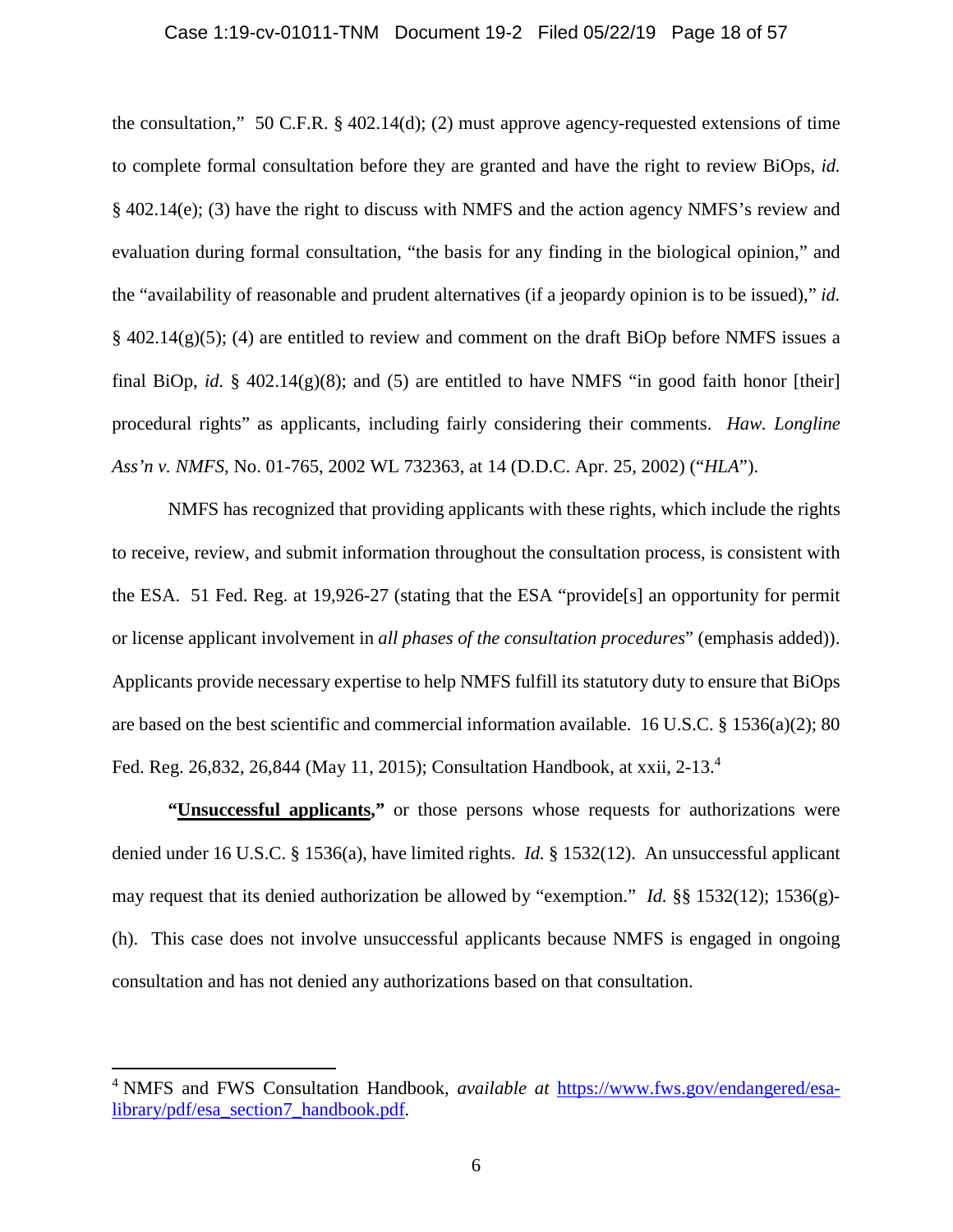the consultation," 50 C.F.R. § 402.14(d); (2) must approve agency-requested extensions of time to complete formal consultation before they are granted and have the right to review BiOps, *id.* § 402.14(e); (3) have the right to discuss with NMFS and the action agency NMFS's review and evaluation during formal consultation, "the basis for any finding in the biological opinion," and the "availability of reasonable and prudent alternatives (if a jeopardy opinion is to be issued)," *id.* § 402.14(g)(5); (4) are entitled to review and comment on the draft BiOp before NMFS issues a final BiOp, *id.* § 402.14(g)(8); and (5) are entitled to have NMFS "in good faith honor [their] procedural rights" as applicants, including fairly considering their comments. *Haw. Longline Ass'n v. NMFS*, No. 01-765, 2002 WL 732363, at 14 (D.D.C. Apr. 25, 2002) ("*HLA*").

NMFS has recognized that providing applicants with these rights, which include the rights to receive, review, and submit information throughout the consultation process, is consistent with the ESA. 51 Fed. Reg. at 19,926-27 (stating that the ESA "provide[s] an opportunity for permit or license applicant involvement in *all phases of the consultation procedures*" (emphasis added)). Applicants provide necessary expertise to help NMFS fulfill its statutory duty to ensure that BiOps are based on the best scientific and commercial information available. 16 U.S.C. § 1536(a)(2); 80 Fed. Reg. 26,832, 26,844 (May 11, 2015); Consultation Handbook, at xxii, 2-13.[4]

**"Unsuccessful applicants,"** or those persons whose requests for authorizations were denied under 16 U.S.C. § 1536(a), have limited rights. *Id.* § 1532(12). An unsuccessful applicant may request that its denied authorization be allowed by "exemption." *Id.* §§ 1532(12); 1536(g)-(h). This case does not involve unsuccessful applicants because NMFS is engaged in ongoing consultation and has not denied any authorizations based on that consultation.

---

[4] NMFS and FWS Consultation Handbook, *available at* https://www.fws.gov/endangered/esa-library/pdf/esa_section7_handbook.pdf.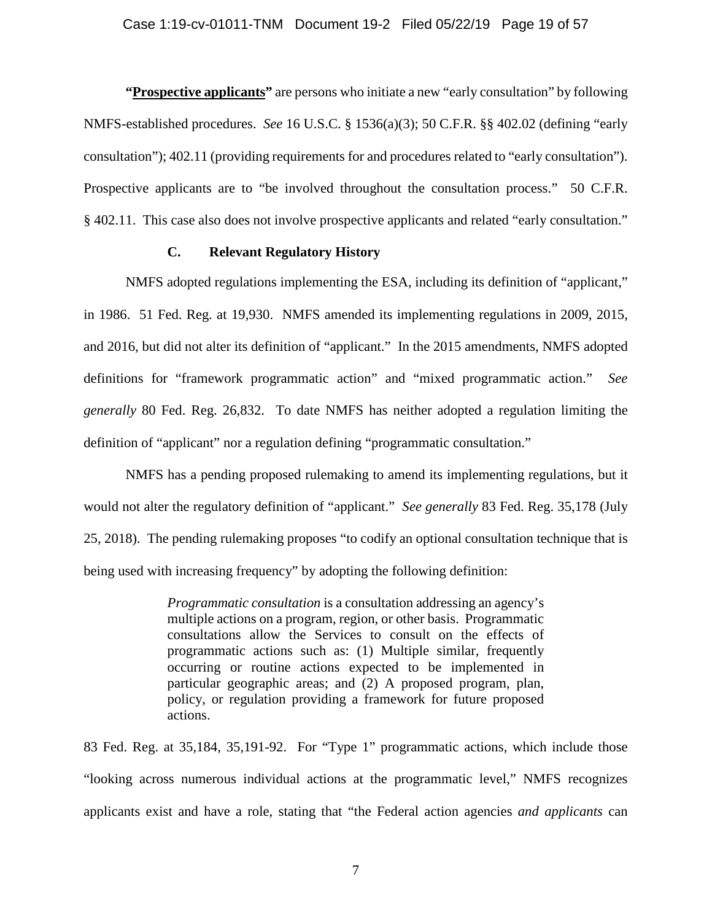**"Prospective applicants"** are persons who initiate a new "early consultation" by following NMFS-established procedures. *See* 16 U.S.C. § 1536(a)(3); 50 C.F.R. §§ 402.02 (defining "early consultation"); 402.11 (providing requirements for and procedures related to "early consultation"). Prospective applicants are to "be involved throughout the consultation process." 50 C.F.R. § 402.11. This case also does not involve prospective applicants and related "early consultation."

### C. Relevant Regulatory History

NMFS adopted regulations implementing the ESA, including its definition of "applicant," in 1986. 51 Fed. Reg. at 19,930. NMFS amended its implementing regulations in 2009, 2015, and 2016, but did not alter its definition of "applicant." In the 2015 amendments, NMFS adopted definitions for "framework programmatic action" and "mixed programmatic action." *See generally* 80 Fed. Reg. 26,832. To date NMFS has neither adopted a regulation limiting the definition of "applicant" nor a regulation defining "programmatic consultation."

NMFS has a pending proposed rulemaking to amend its implementing regulations, but it would not alter the regulatory definition of "applicant." *See generally* 83 Fed. Reg. 35,178 (July 25, 2018). The pending rulemaking proposes "to codify an optional consultation technique that is being used with increasing frequency" by adopting the following definition:

> *Programmatic consultation* is a consultation addressing an agency's multiple actions on a program, region, or other basis. Programmatic consultations allow the Services to consult on the effects of programmatic actions such as: (1) Multiple similar, frequently occurring or routine actions expected to be implemented in particular geographic areas; and (2) A proposed program, plan, policy, or regulation providing a framework for future proposed actions.

83 Fed. Reg. at 35,184, 35,191-92. For "Type 1" programmatic actions, which include those "looking across numerous individual actions at the programmatic level," NMFS recognizes applicants exist and have a role, stating that "the Federal action agencies *and applicants* can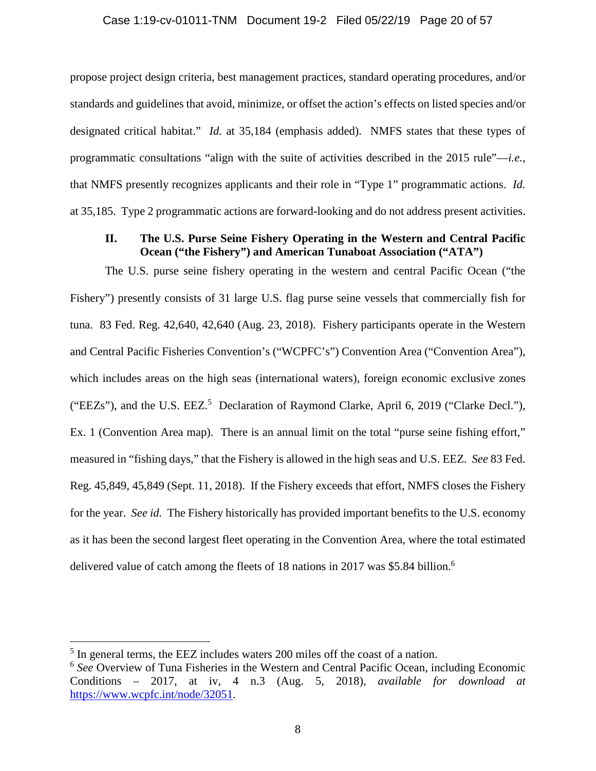propose project design criteria, best management practices, standard operating procedures, and/or standards and guidelines that avoid, minimize, or offset the action's effects on listed species and/or designated critical habitat." *Id.* at 35,184 (emphasis added). NMFS states that these types of programmatic consultations "align with the suite of activities described in the 2015 rule"—*i.e.*, that NMFS presently recognizes applicants and their role in "Type 1" programmatic actions. *Id.* at 35,185. Type 2 programmatic actions are forward-looking and do not address present activities.

## II. The U.S. Purse Seine Fishery Operating in the Western and Central Pacific Ocean ("the Fishery") and American Tunaboat Association ("ATA")

The U.S. purse seine fishery operating in the western and central Pacific Ocean ("the Fishery") presently consists of 31 large U.S. flag purse seine vessels that commercially fish for tuna. 83 Fed. Reg. 42,640, 42,640 (Aug. 23, 2018). Fishery participants operate in the Western and Central Pacific Fisheries Convention's ("WCPFC's") Convention Area ("Convention Area"), which includes areas on the high seas (international waters), foreign economic exclusive zones ("EEZs"), and the U.S. EEZ.[5] Declaration of Raymond Clarke, April 6, 2019 ("Clarke Decl."), Ex. 1 (Convention Area map). There is an annual limit on the total "purse seine fishing effort," measured in "fishing days," that the Fishery is allowed in the high seas and U.S. EEZ. *See* 83 Fed. Reg. 45,849, 45,849 (Sept. 11, 2018). If the Fishery exceeds that effort, NMFS closes the Fishery for the year. *See id.* The Fishery historically has provided important benefits to the U.S. economy as it has been the second largest fleet operating in the Convention Area, where the total estimated delivered value of catch among the fleets of 18 nations in 2017 was $5.84 billion.[6]

---

[5] In general terms, the EEZ includes waters 200 miles off the coast of a nation.

[6] *See* Overview of Tuna Fisheries in the Western and Central Pacific Ocean, including Economic Conditions – 2017, at iv, 4 n.3 (Aug. 5, 2018), *available for download at* https://www.wcpfc.int/node/32051.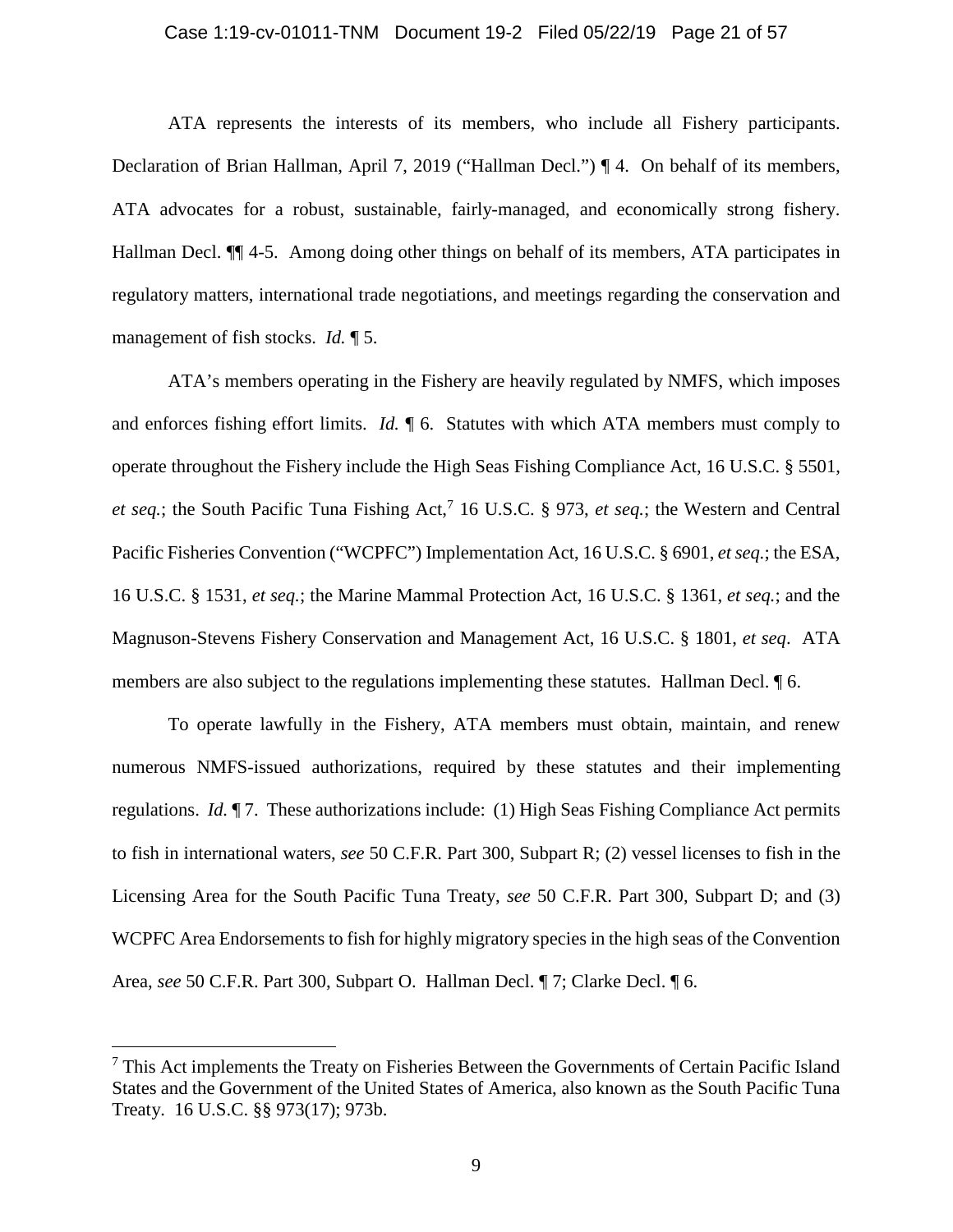ATA represents the interests of its members, who include all Fishery participants. Declaration of Brian Hallman, April 7, 2019 ("Hallman Decl.") ¶ 4. On behalf of its members, ATA advocates for a robust, sustainable, fairly-managed, and economically strong fishery. Hallman Decl. ¶¶ 4-5. Among doing other things on behalf of its members, ATA participates in regulatory matters, international trade negotiations, and meetings regarding the conservation and management of fish stocks. *Id.* ¶ 5.

ATA's members operating in the Fishery are heavily regulated by NMFS, which imposes and enforces fishing effort limits. *Id.* ¶ 6. Statutes with which ATA members must comply to operate throughout the Fishery include the High Seas Fishing Compliance Act, 16 U.S.C. § 5501, *et seq.*; the South Pacific Tuna Fishing Act,[7] 16 U.S.C. § 973, *et seq.*; the Western and Central Pacific Fisheries Convention ("WCPFC") Implementation Act, 16 U.S.C. § 6901, *et seq.*; the ESA, 16 U.S.C. § 1531, *et seq.*; the Marine Mammal Protection Act, 16 U.S.C. § 1361, *et seq.*; and the Magnuson-Stevens Fishery Conservation and Management Act, 16 U.S.C. § 1801, *et seq*. ATA members are also subject to the regulations implementing these statutes. Hallman Decl. ¶ 6.

To operate lawfully in the Fishery, ATA members must obtain, maintain, and renew numerous NMFS-issued authorizations, required by these statutes and their implementing regulations. *Id.* ¶ 7. These authorizations include: (1) High Seas Fishing Compliance Act permits to fish in international waters, *see* 50 C.F.R. Part 300, Subpart R; (2) vessel licenses to fish in the Licensing Area for the South Pacific Tuna Treaty, *see* 50 C.F.R. Part 300, Subpart D; and (3) WCPFC Area Endorsements to fish for highly migratory species in the high seas of the Convention Area, *see* 50 C.F.R. Part 300, Subpart O. Hallman Decl. ¶ 7; Clarke Decl. ¶ 6.

---

[7] This Act implements the Treaty on Fisheries Between the Governments of Certain Pacific Island States and the Government of the United States of America, also known as the South Pacific Tuna Treaty. 16 U.S.C. §§ 973(17); 973b.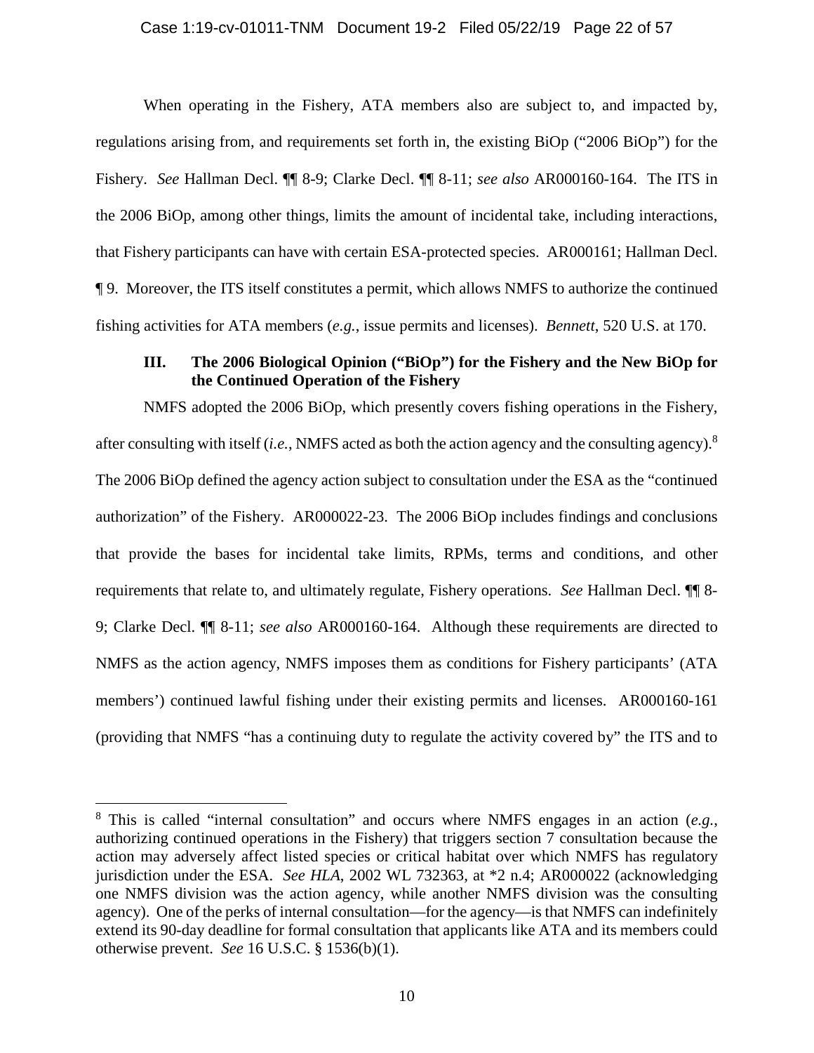When operating in the Fishery, ATA members also are subject to, and impacted by, regulations arising from, and requirements set forth in, the existing BiOp ("2006 BiOp") for the Fishery. *See* Hallman Decl. ¶¶ 8-9; Clarke Decl. ¶¶ 8-11; *see also* AR000160-164. The ITS in the 2006 BiOp, among other things, limits the amount of incidental take, including interactions, that Fishery participants can have with certain ESA-protected species. AR000161; Hallman Decl. ¶ 9. Moreover, the ITS itself constitutes a permit, which allows NMFS to authorize the continued fishing activities for ATA members (*e.g.*, issue permits and licenses). *Bennett*, 520 U.S. at 170.

### III. The 2006 Biological Opinion ("BiOp") for the Fishery and the New BiOp for the Continued Operation of the Fishery

NMFS adopted the 2006 BiOp, which presently covers fishing operations in the Fishery, after consulting with itself (*i.e.*, NMFS acted as both the action agency and the consulting agency).[8] The 2006 BiOp defined the agency action subject to consultation under the ESA as the "continued authorization" of the Fishery. AR000022-23. The 2006 BiOp includes findings and conclusions that provide the bases for incidental take limits, RPMs, terms and conditions, and other requirements that relate to, and ultimately regulate, Fishery operations. *See* Hallman Decl. ¶¶ 8-9; Clarke Decl. ¶¶ 8-11; *see also* AR000160-164. Although these requirements are directed to NMFS as the action agency, NMFS imposes them as conditions for Fishery participants' (ATA members') continued lawful fishing under their existing permits and licenses. AR000160-161 (providing that NMFS "has a continuing duty to regulate the activity covered by" the ITS and to

---

[8] This is called "internal consultation" and occurs where NMFS engages in an action (*e.g.*, authorizing continued operations in the Fishery) that triggers section 7 consultation because the action may adversely affect listed species or critical habitat over which NMFS has regulatory jurisdiction under the ESA. *See HLA*, 2002 WL 732363, at *2 n.4; AR000022 (acknowledging one NMFS division was the action agency, while another NMFS division was the consulting agency). One of the perks of internal consultation—for the agency—is that NMFS can indefinitely extend its 90-day deadline for formal consultation that applicants like ATA and its members could otherwise prevent. *See* 16 U.S.C. § 1536(b)(1).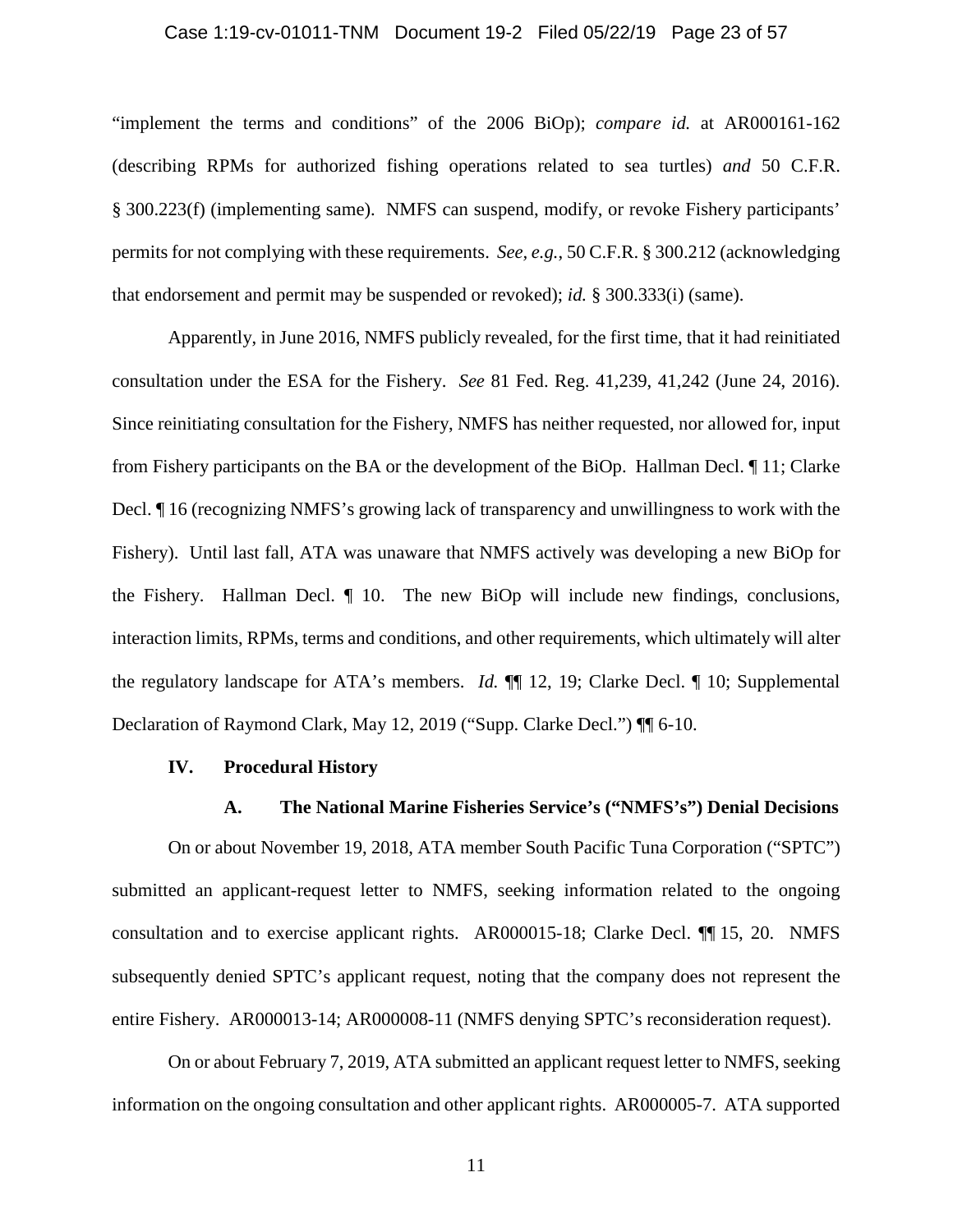"implement the terms and conditions" of the 2006 BiOp); *compare id.* at AR000161-162 (describing RPMs for authorized fishing operations related to sea turtles) *and* 50 C.F.R. § 300.223(f) (implementing same). NMFS can suspend, modify, or revoke Fishery participants' permits for not complying with these requirements. *See, e.g.*, 50 C.F.R. § 300.212 (acknowledging that endorsement and permit may be suspended or revoked); *id.* § 300.333(i) (same).

Apparently, in June 2016, NMFS publicly revealed, for the first time, that it had reinitiated consultation under the ESA for the Fishery. *See* 81 Fed. Reg. 41,239, 41,242 (June 24, 2016). Since reinitiating consultation for the Fishery, NMFS has neither requested, nor allowed for, input from Fishery participants on the BA or the development of the BiOp. Hallman Decl. ¶ 11; Clarke Decl. ¶ 16 (recognizing NMFS's growing lack of transparency and unwillingness to work with the Fishery). Until last fall, ATA was unaware that NMFS actively was developing a new BiOp for the Fishery. Hallman Decl. ¶ 10. The new BiOp will include new findings, conclusions, interaction limits, RPMs, terms and conditions, and other requirements, which ultimately will alter the regulatory landscape for ATA's members. *Id.* ¶¶ 12, 19; Clarke Decl. ¶ 10; Supplemental Declaration of Raymond Clark, May 12, 2019 ("Supp. Clarke Decl.") ¶¶ 6-10.

### IV. Procedural History

#### A. The National Marine Fisheries Service's ("NMFS's") Denial Decisions

On or about November 19, 2018, ATA member South Pacific Tuna Corporation ("SPTC") submitted an applicant-request letter to NMFS, seeking information related to the ongoing consultation and to exercise applicant rights. AR000015-18; Clarke Decl. ¶¶ 15, 20. NMFS subsequently denied SPTC's applicant request, noting that the company does not represent the entire Fishery. AR000013-14; AR000008-11 (NMFS denying SPTC's reconsideration request).

On or about February 7, 2019, ATA submitted an applicant request letter to NMFS, seeking information on the ongoing consultation and other applicant rights. AR000005-7. ATA supported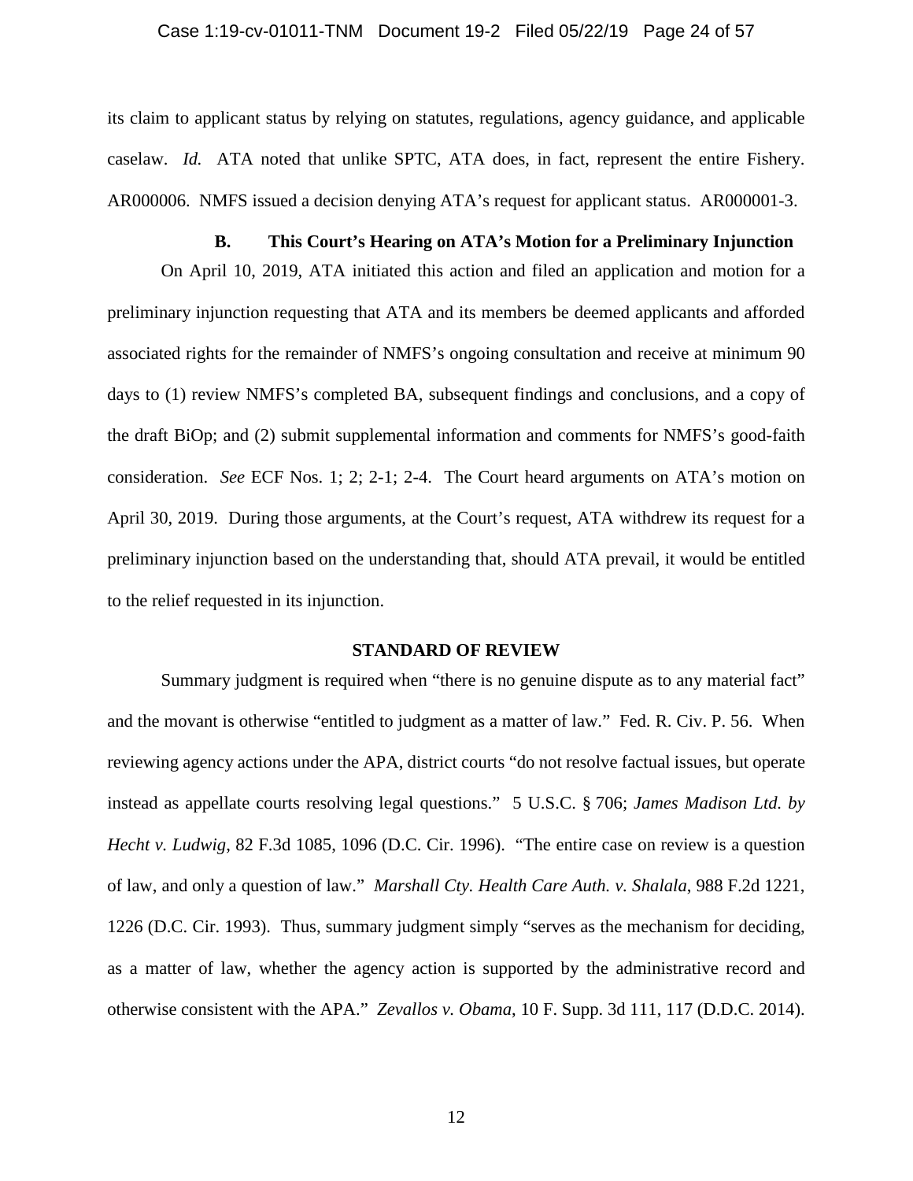its claim to applicant status by relying on statutes, regulations, agency guidance, and applicable caselaw. *Id.* ATA noted that unlike SPTC, ATA does, in fact, represent the entire Fishery. AR000006. NMFS issued a decision denying ATA's request for applicant status. AR000001-3.

### B. This Court's Hearing on ATA's Motion for a Preliminary Injunction

On April 10, 2019, ATA initiated this action and filed an application and motion for a preliminary injunction requesting that ATA and its members be deemed applicants and afforded associated rights for the remainder of NMFS's ongoing consultation and receive at minimum 90 days to (1) review NMFS's completed BA, subsequent findings and conclusions, and a copy of the draft BiOp; and (2) submit supplemental information and comments for NMFS's good-faith consideration. *See* ECF Nos. 1; 2; 2-1; 2-4. The Court heard arguments on ATA's motion on April 30, 2019. During those arguments, at the Court's request, ATA withdrew its request for a preliminary injunction based on the understanding that, should ATA prevail, it would be entitled to the relief requested in its injunction.

## STANDARD OF REVIEW

Summary judgment is required when "there is no genuine dispute as to any material fact" and the movant is otherwise "entitled to judgment as a matter of law." Fed. R. Civ. P. 56. When reviewing agency actions under the APA, district courts "do not resolve factual issues, but operate instead as appellate courts resolving legal questions." 5 U.S.C. § 706; *James Madison Ltd. by Hecht v. Ludwig*, 82 F.3d 1085, 1096 (D.C. Cir. 1996). "The entire case on review is a question of law, and only a question of law." *Marshall Cty. Health Care Auth. v. Shalala*, 988 F.2d 1221, 1226 (D.C. Cir. 1993). Thus, summary judgment simply "serves as the mechanism for deciding, as a matter of law, whether the agency action is supported by the administrative record and otherwise consistent with the APA." *Zevallos v. Obama*, 10 F. Supp. 3d 111, 117 (D.D.C. 2014).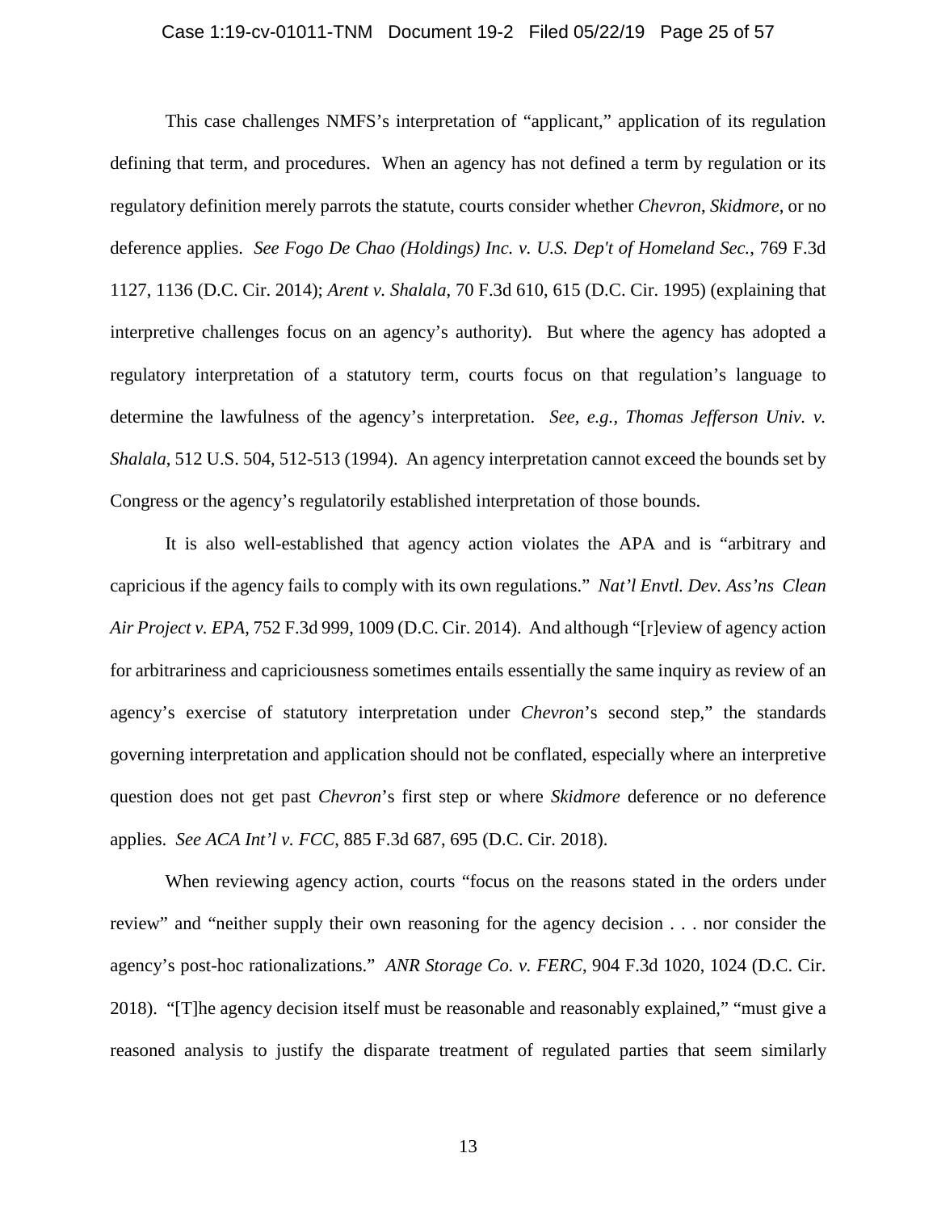This case challenges NMFS's interpretation of "applicant," application of its regulation defining that term, and procedures. When an agency has not defined a term by regulation or its regulatory definition merely parrots the statute, courts consider whether *Chevron*, *Skidmore*, or no deference applies. *See Fogo De Chao (Holdings) Inc. v. U.S. Dep't of Homeland Sec.*, 769 F.3d 1127, 1136 (D.C. Cir. 2014); *Arent v. Shalala*, 70 F.3d 610, 615 (D.C. Cir. 1995) (explaining that interpretive challenges focus on an agency's authority). But where the agency has adopted a regulatory interpretation of a statutory term, courts focus on that regulation's language to determine the lawfulness of the agency's interpretation. *See, e.g.*, *Thomas Jefferson Univ. v. Shalala*, 512 U.S. 504, 512-513 (1994). An agency interpretation cannot exceed the bounds set by Congress or the agency's regulatorily established interpretation of those bounds.

It is also well-established that agency action violates the APA and is "arbitrary and capricious if the agency fails to comply with its own regulations." *Nat'l Envtl. Dev. Ass'ns Clean Air Project v. EPA*, 752 F.3d 999, 1009 (D.C. Cir. 2014). And although "[r]eview of agency action for arbitrariness and capriciousness sometimes entails essentially the same inquiry as review of an agency's exercise of statutory interpretation under *Chevron*'s second step," the standards governing interpretation and application should not be conflated, especially where an interpretive question does not get past *Chevron*'s first step or where *Skidmore* deference or no deference applies. *See ACA Int'l v. FCC*, 885 F.3d 687, 695 (D.C. Cir. 2018).

When reviewing agency action, courts "focus on the reasons stated in the orders under review" and "neither supply their own reasoning for the agency decision . . . nor consider the agency's post-hoc rationalizations." *ANR Storage Co. v. FERC*, 904 F.3d 1020, 1024 (D.C. Cir. 2018). "[T]he agency decision itself must be reasonable and reasonably explained," "must give a reasoned analysis to justify the disparate treatment of regulated parties that seem similarly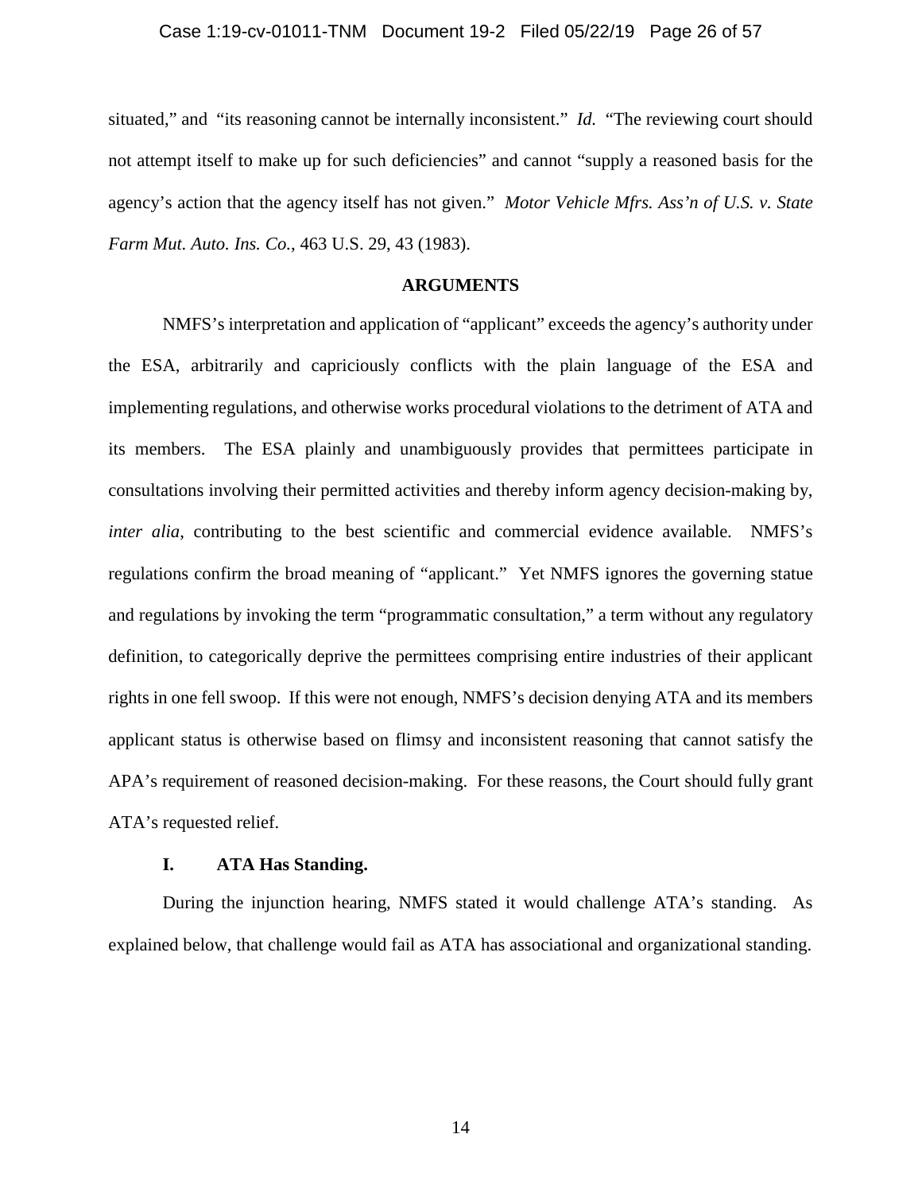situated," and "its reasoning cannot be internally inconsistent." *Id.* "The reviewing court should not attempt itself to make up for such deficiencies" and cannot "supply a reasoned basis for the agency's action that the agency itself has not given." *Motor Vehicle Mfrs. Ass'n of U.S. v. State Farm Mut. Auto. Ins. Co.*, 463 U.S. 29, 43 (1983).

## ARGUMENTS

NMFS's interpretation and application of "applicant" exceeds the agency's authority under the ESA, arbitrarily and capriciously conflicts with the plain language of the ESA and implementing regulations, and otherwise works procedural violations to the detriment of ATA and its members. The ESA plainly and unambiguously provides that permittees participate in consultations involving their permitted activities and thereby inform agency decision-making by, *inter alia*, contributing to the best scientific and commercial evidence available. NMFS's regulations confirm the broad meaning of "applicant." Yet NMFS ignores the governing statue and regulations by invoking the term "programmatic consultation," a term without any regulatory definition, to categorically deprive the permittees comprising entire industries of their applicant rights in one fell swoop. If this were not enough, NMFS's decision denying ATA and its members applicant status is otherwise based on flimsy and inconsistent reasoning that cannot satisfy the APA's requirement of reasoned decision-making. For these reasons, the Court should fully grant ATA's requested relief.

### I. ATA Has Standing.

During the injunction hearing, NMFS stated it would challenge ATA's standing. As explained below, that challenge would fail as ATA has associational and organizational standing.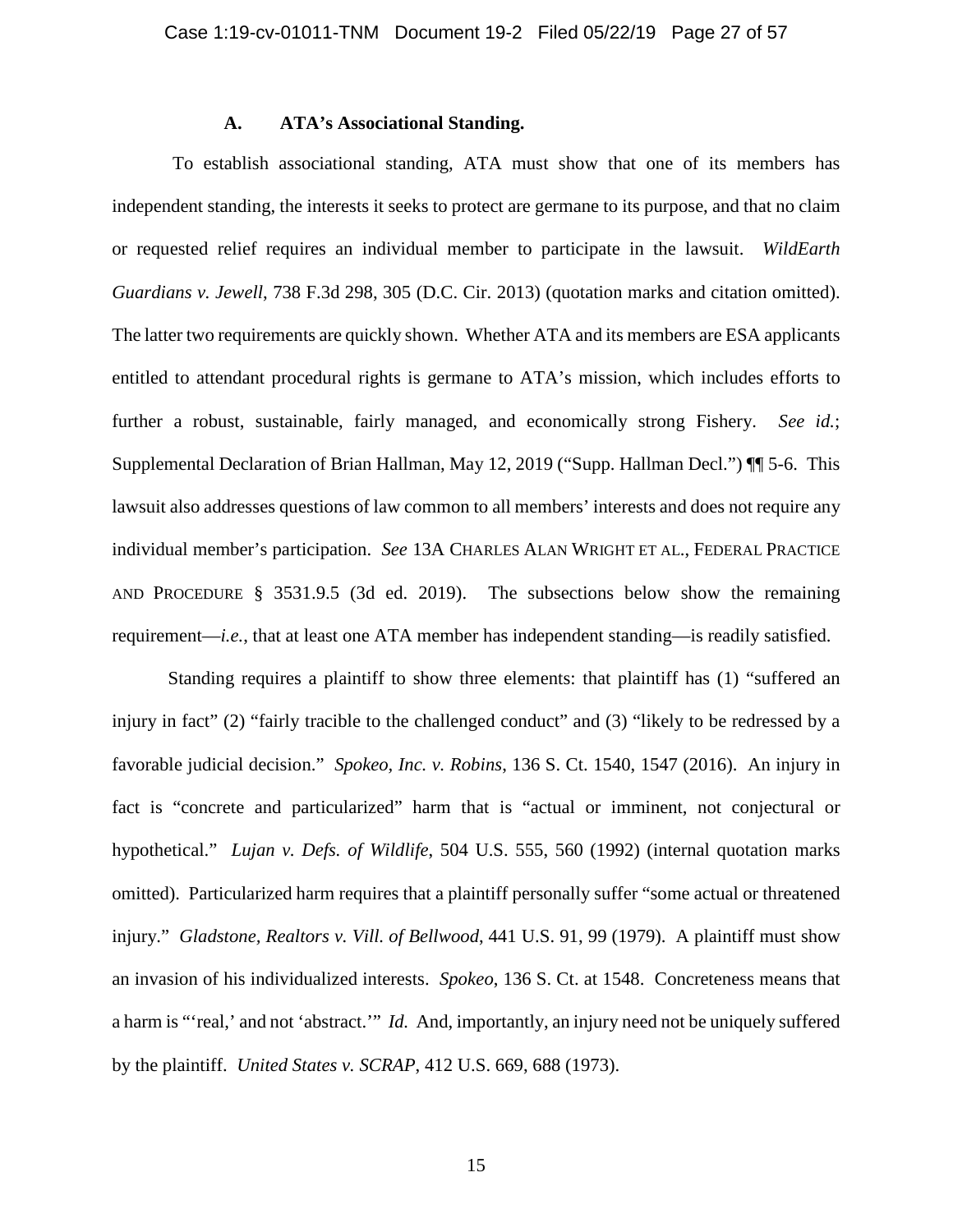### A. ATA's Associational Standing.

To establish associational standing, ATA must show that one of its members has independent standing, the interests it seeks to protect are germane to its purpose, and that no claim or requested relief requires an individual member to participate in the lawsuit. *WildEarth Guardians v. Jewell*, 738 F.3d 298, 305 (D.C. Cir. 2013) (quotation marks and citation omitted). The latter two requirements are quickly shown. Whether ATA and its members are ESA applicants entitled to attendant procedural rights is germane to ATA's mission, which includes efforts to further a robust, sustainable, fairly managed, and economically strong Fishery. *See id.*; Supplemental Declaration of Brian Hallman, May 12, 2019 ("Supp. Hallman Decl.") ¶¶ 5-6. This lawsuit also addresses questions of law common to all members' interests and does not require any individual member's participation. *See* 13A CHARLES ALAN WRIGHT ET AL., FEDERAL PRACTICE AND PROCEDURE § 3531.9.5 (3d ed. 2019). The subsections below show the remaining requirement—*i.e.*, that at least one ATA member has independent standing—is readily satisfied.

Standing requires a plaintiff to show three elements: that plaintiff has (1) "suffered an injury in fact" (2) "fairly tracible to the challenged conduct" and (3) "likely to be redressed by a favorable judicial decision." *Spokeo, Inc. v. Robins*, 136 S. Ct. 1540, 1547 (2016). An injury in fact is "concrete and particularized" harm that is "actual or imminent, not conjectural or hypothetical." *Lujan v. Defs. of Wildlife*, 504 U.S. 555, 560 (1992) (internal quotation marks omitted). Particularized harm requires that a plaintiff personally suffer "some actual or threatened injury." *Gladstone, Realtors v. Vill. of Bellwood*, 441 U.S. 91, 99 (1979). A plaintiff must show an invasion of his individualized interests. *Spokeo*, 136 S. Ct. at 1548. Concreteness means that a harm is "'real,' and not 'abstract.'" *Id.* And, importantly, an injury need not be uniquely suffered by the plaintiff. *United States v. SCRAP*, 412 U.S. 669, 688 (1973).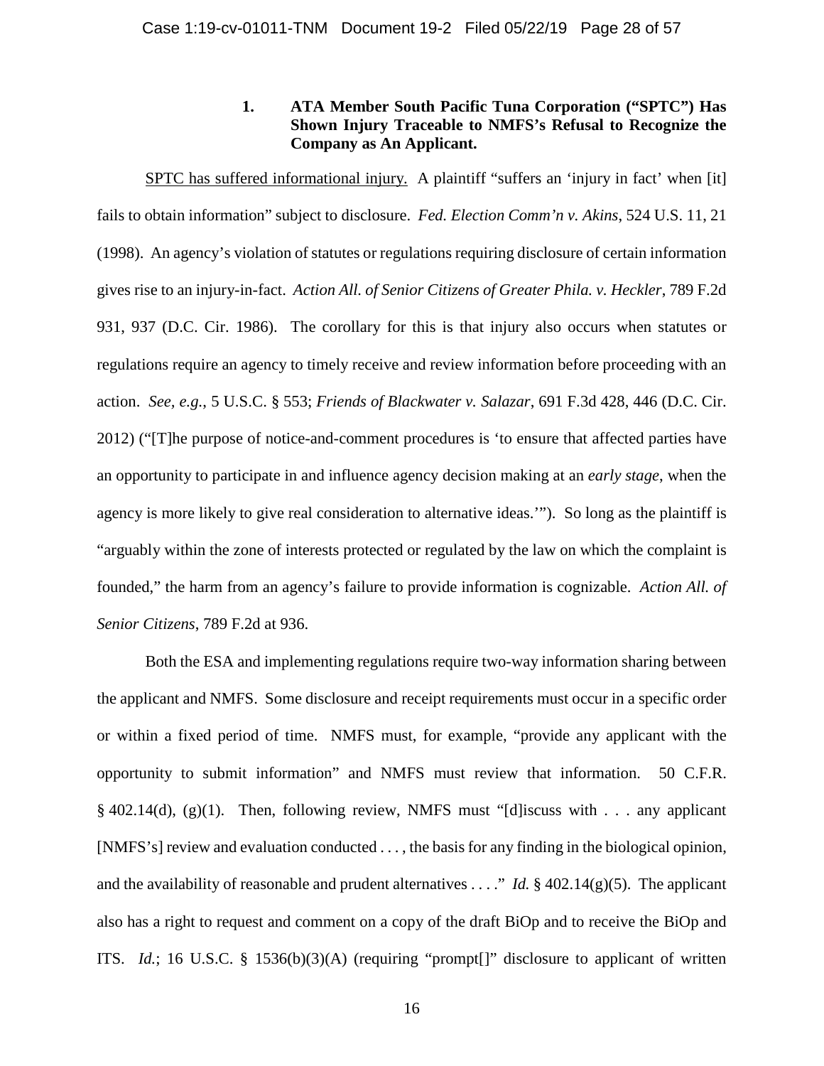### 1. ATA Member South Pacific Tuna Corporation ("SPTC") Has Shown Injury Traceable to NMFS's Refusal to Recognize the Company as An Applicant.

SPTC has suffered informational injury. A plaintiff "suffers an 'injury in fact' when [it] fails to obtain information" subject to disclosure. *Fed. Election Comm'n v. Akins*, 524 U.S. 11, 21 (1998). An agency's violation of statutes or regulations requiring disclosure of certain information gives rise to an injury-in-fact. *Action All. of Senior Citizens of Greater Phila. v. Heckler*, 789 F.2d 931, 937 (D.C. Cir. 1986). The corollary for this is that injury also occurs when statutes or regulations require an agency to timely receive and review information before proceeding with an action. *See, e.g.*, 5 U.S.C. § 553; *Friends of Blackwater v. Salazar*, 691 F.3d 428, 446 (D.C. Cir. 2012) ("[T]he purpose of notice-and-comment procedures is 'to ensure that affected parties have an opportunity to participate in and influence agency decision making at an *early stage*, when the agency is more likely to give real consideration to alternative ideas.'"). So long as the plaintiff is "arguably within the zone of interests protected or regulated by the law on which the complaint is founded," the harm from an agency's failure to provide information is cognizable. *Action All. of Senior Citizens*, 789 F.2d at 936.

Both the ESA and implementing regulations require two-way information sharing between the applicant and NMFS. Some disclosure and receipt requirements must occur in a specific order or within a fixed period of time. NMFS must, for example, "provide any applicant with the opportunity to submit information" and NMFS must review that information. 50 C.F.R. § 402.14(d), (g)(1). Then, following review, NMFS must "[d]iscuss with . . . any applicant [NMFS's] review and evaluation conducted . . . , the basis for any finding in the biological opinion, and the availability of reasonable and prudent alternatives . . . ." *Id.* § 402.14(g)(5). The applicant also has a right to request and comment on a copy of the draft BiOp and to receive the BiOp and ITS. *Id.*; 16 U.S.C. § 1536(b)(3)(A) (requiring "prompt[]" disclosure to applicant of written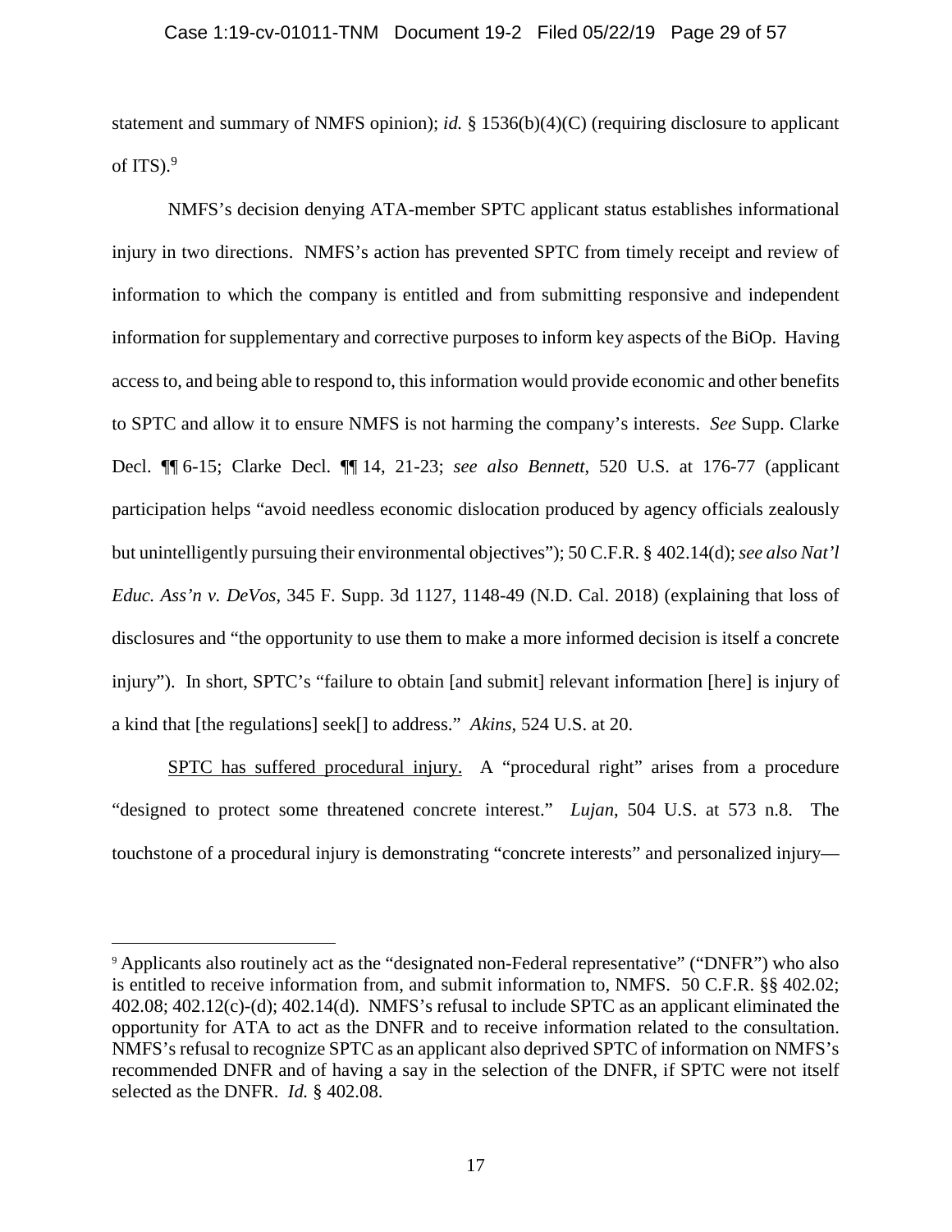statement and summary of NMFS opinion); *id.* § 1536(b)(4)(C) (requiring disclosure to applicant of ITS).[9]

NMFS's decision denying ATA-member SPTC applicant status establishes informational injury in two directions. NMFS's action has prevented SPTC from timely receipt and review of information to which the company is entitled and from submitting responsive and independent information for supplementary and corrective purposes to inform key aspects of the BiOp. Having access to, and being able to respond to, this information would provide economic and other benefits to SPTC and allow it to ensure NMFS is not harming the company's interests. *See* Supp. Clarke Decl. ¶¶ 6-15; Clarke Decl. ¶¶ 14, 21-23; *see also Bennett*, 520 U.S. at 176-77 (applicant participation helps "avoid needless economic dislocation produced by agency officials zealously but unintelligently pursuing their environmental objectives"); 50 C.F.R. § 402.14(d); *see also Nat'l Educ. Ass'n v. DeVos*, 345 F. Supp. 3d 1127, 1148-49 (N.D. Cal. 2018) (explaining that loss of disclosures and "the opportunity to use them to make a more informed decision is itself a concrete injury"). In short, SPTC's "failure to obtain [and submit] relevant information [here] is injury of a kind that [the regulations] seek[] to address." *Akins*, 524 U.S. at 20.

<u>SPTC has suffered procedural injury.</u> A "procedural right" arises from a procedure "designed to protect some threatened concrete interest." *Lujan*, 504 U.S. at 573 n.8. The touchstone of a procedural injury is demonstrating "concrete interests" and personalized injury—

---

[9] Applicants also routinely act as the "designated non-Federal representative" ("DNFR") who also is entitled to receive information from, and submit information to, NMFS. 50 C.F.R. §§ 402.02; 402.08; 402.12(c)-(d); 402.14(d). NMFS's refusal to include SPTC as an applicant eliminated the opportunity for ATA to act as the DNFR and to receive information related to the consultation. NMFS's refusal to recognize SPTC as an applicant also deprived SPTC of information on NMFS's recommended DNFR and of having a say in the selection of the DNFR, if SPTC were not itself selected as the DNFR. *Id.* § 402.08.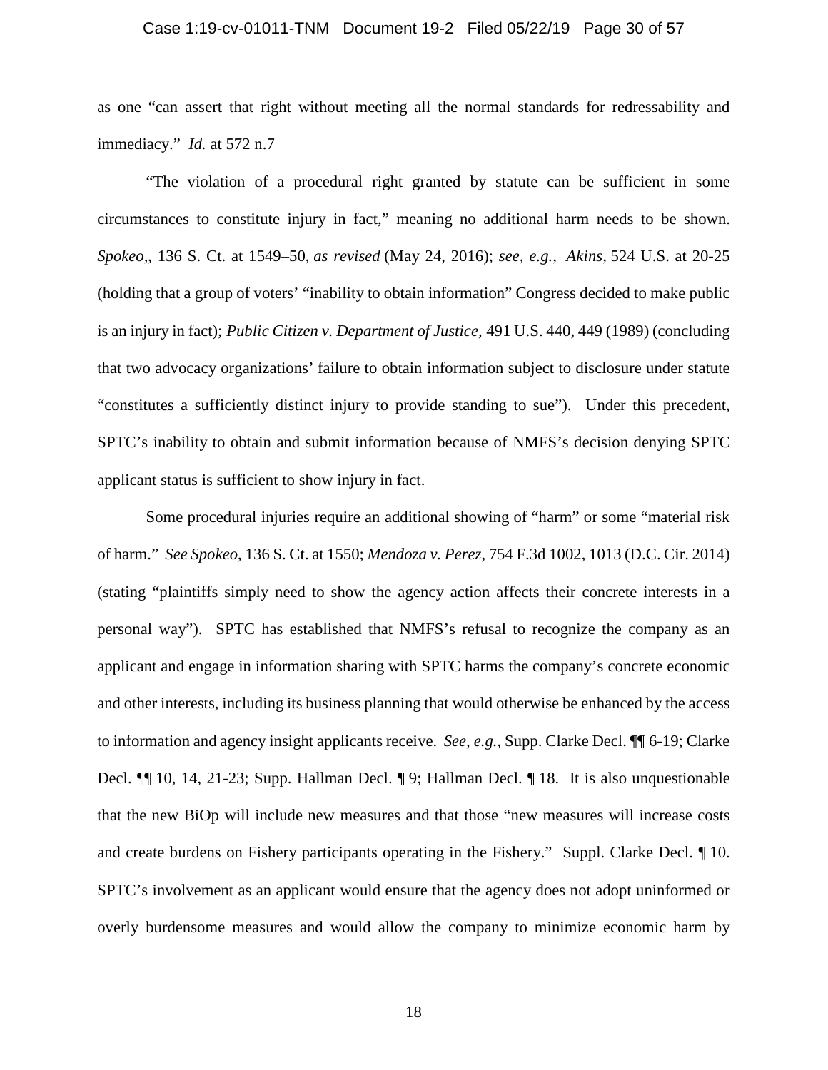as one "can assert that right without meeting all the normal standards for redressability and immediacy." *Id.* at 572 n.7

"The violation of a procedural right granted by statute can be sufficient in some circumstances to constitute injury in fact," meaning no additional harm needs to be shown. *Spokeo*,, 136 S. Ct. at 1549–50, *as revised* (May 24, 2016); *see, e.g.*, *Akins*, 524 U.S. at 20-25 (holding that a group of voters' "inability to obtain information" Congress decided to make public is an injury in fact); *Public Citizen v. Department of Justice*, 491 U.S. 440, 449 (1989) (concluding that two advocacy organizations' failure to obtain information subject to disclosure under statute "constitutes a sufficiently distinct injury to provide standing to sue"). Under this precedent, SPTC's inability to obtain and submit information because of NMFS's decision denying SPTC applicant status is sufficient to show injury in fact.

Some procedural injuries require an additional showing of "harm" or some "material risk of harm." *See Spokeo*, 136 S. Ct. at 1550; *Mendoza v. Perez*, 754 F.3d 1002, 1013 (D.C. Cir. 2014) (stating "plaintiffs simply need to show the agency action affects their concrete interests in a personal way"). SPTC has established that NMFS's refusal to recognize the company as an applicant and engage in information sharing with SPTC harms the company's concrete economic and other interests, including its business planning that would otherwise be enhanced by the access to information and agency insight applicants receive. *See, e.g.*, Supp. Clarke Decl. ¶¶ 6-19; Clarke Decl. ¶¶ 10, 14, 21-23; Supp. Hallman Decl. ¶ 9; Hallman Decl. ¶ 18. It is also unquestionable that the new BiOp will include new measures and that those "new measures will increase costs and create burdens on Fishery participants operating in the Fishery." Suppl. Clarke Decl. ¶ 10. SPTC's involvement as an applicant would ensure that the agency does not adopt uninformed or overly burdensome measures and would allow the company to minimize economic harm by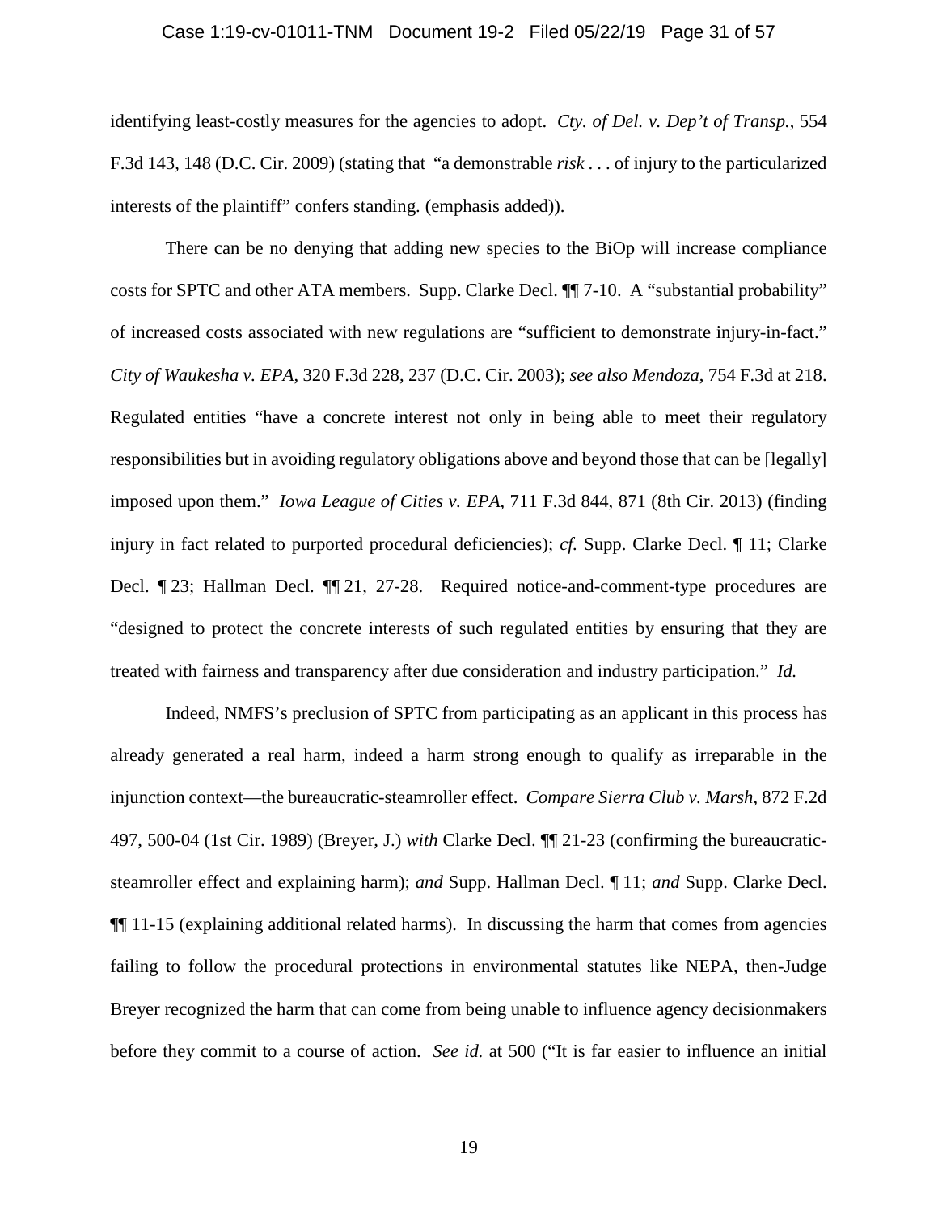identifying least-costly measures for the agencies to adopt. *Cty. of Del. v. Dep't of Transp.*, 554 F.3d 143, 148 (D.C. Cir. 2009) (stating that "a demonstrable *risk* . . . of injury to the particularized interests of the plaintiff" confers standing. (emphasis added)).

There can be no denying that adding new species to the BiOp will increase compliance costs for SPTC and other ATA members. Supp. Clarke Decl. ¶¶ 7-10. A "substantial probability" of increased costs associated with new regulations are "sufficient to demonstrate injury-in-fact." *City of Waukesha v. EPA*, 320 F.3d 228, 237 (D.C. Cir. 2003); *see also Mendoza*, 754 F.3d at 218. Regulated entities "have a concrete interest not only in being able to meet their regulatory responsibilities but in avoiding regulatory obligations above and beyond those that can be [legally] imposed upon them." *Iowa League of Cities v. EPA*, 711 F.3d 844, 871 (8th Cir. 2013) (finding injury in fact related to purported procedural deficiencies); *cf.* Supp. Clarke Decl. ¶ 11; Clarke Decl. ¶ 23; Hallman Decl. ¶¶ 21, 27-28. Required notice-and-comment-type procedures are "designed to protect the concrete interests of such regulated entities by ensuring that they are treated with fairness and transparency after due consideration and industry participation." *Id.*

Indeed, NMFS's preclusion of SPTC from participating as an applicant in this process has already generated a real harm, indeed a harm strong enough to qualify as irreparable in the injunction context—the bureaucratic-steamroller effect. *Compare Sierra Club v. Marsh*, 872 F.2d 497, 500-04 (1st Cir. 1989) (Breyer, J.) *with* Clarke Decl. ¶¶ 21-23 (confirming the bureaucratic-steamroller effect and explaining harm); *and* Supp. Hallman Decl. ¶ 11; *and* Supp. Clarke Decl. ¶¶ 11-15 (explaining additional related harms). In discussing the harm that comes from agencies failing to follow the procedural protections in environmental statutes like NEPA, then-Judge Breyer recognized the harm that can come from being unable to influence agency decisionmakers before they commit to a course of action. *See id.* at 500 ("It is far easier to influence an initial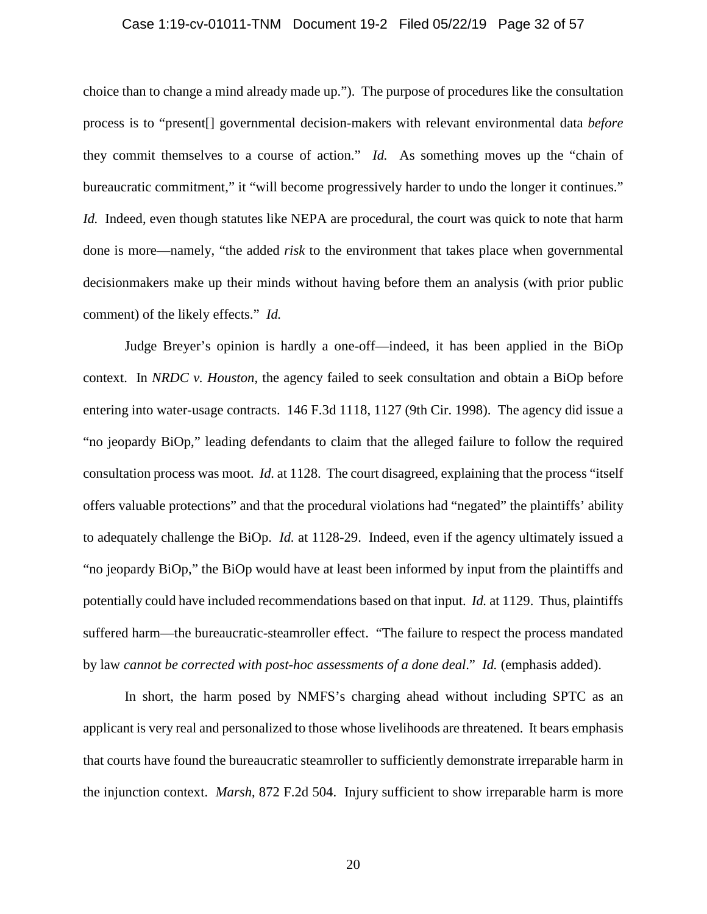choice than to change a mind already made up."). The purpose of procedures like the consultation process is to "present[] governmental decision-makers with relevant environmental data *before* they commit themselves to a course of action." *Id.* As something moves up the "chain of bureaucratic commitment," it "will become progressively harder to undo the longer it continues." *Id.* Indeed, even though statutes like NEPA are procedural, the court was quick to note that harm done is more—namely, "the added *risk* to the environment that takes place when governmental decisionmakers make up their minds without having before them an analysis (with prior public comment) of the likely effects." *Id.*

Judge Breyer's opinion is hardly a one-off—indeed, it has been applied in the BiOp context. In *NRDC v. Houston*, the agency failed to seek consultation and obtain a BiOp before entering into water-usage contracts. 146 F.3d 1118, 1127 (9th Cir. 1998). The agency did issue a "no jeopardy BiOp," leading defendants to claim that the alleged failure to follow the required consultation process was moot. *Id.* at 1128. The court disagreed, explaining that the process "itself offers valuable protections" and that the procedural violations had "negated" the plaintiffs' ability to adequately challenge the BiOp. *Id.* at 1128-29. Indeed, even if the agency ultimately issued a "no jeopardy BiOp," the BiOp would have at least been informed by input from the plaintiffs and potentially could have included recommendations based on that input. *Id.* at 1129. Thus, plaintiffs suffered harm—the bureaucratic-steamroller effect. "The failure to respect the process mandated by law *cannot be corrected with post-hoc assessments of a done deal*." *Id.* (emphasis added).

In short, the harm posed by NMFS's charging ahead without including SPTC as an applicant is very real and personalized to those whose livelihoods are threatened. It bears emphasis that courts have found the bureaucratic steamroller to sufficiently demonstrate irreparable harm in the injunction context. *Marsh*, 872 F.2d 504. Injury sufficient to show irreparable harm is more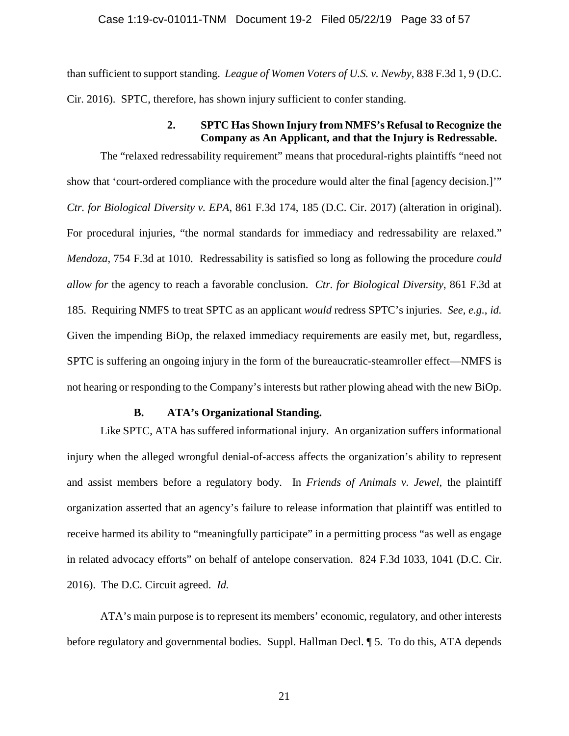than sufficient to support standing. *League of Women Voters of U.S. v. Newby*, 838 F.3d 1, 9 (D.C. Cir. 2016). SPTC, therefore, has shown injury sufficient to confer standing.

#### 2. SPTC Has Shown Injury from NMFS's Refusal to Recognize the Company as An Applicant, and that the Injury is Redressable.

The "relaxed redressability requirement" means that procedural-rights plaintiffs "need not show that 'court-ordered compliance with the procedure would alter the final [agency decision.]'" *Ctr. for Biological Diversity v. EPA*, 861 F.3d 174, 185 (D.C. Cir. 2017) (alteration in original). For procedural injuries, "the normal standards for immediacy and redressability are relaxed." *Mendoza*, 754 F.3d at 1010. Redressability is satisfied so long as following the procedure *could allow for* the agency to reach a favorable conclusion. *Ctr. for Biological Diversity*, 861 F.3d at 185. Requiring NMFS to treat SPTC as an applicant *would* redress SPTC's injuries. *See, e.g.*, *id.* Given the impending BiOp, the relaxed immediacy requirements are easily met, but, regardless, SPTC is suffering an ongoing injury in the form of the bureaucratic-steamroller effect—NMFS is not hearing or responding to the Company's interests but rather plowing ahead with the new BiOp.

### B. ATA's Organizational Standing.

Like SPTC, ATA has suffered informational injury. An organization suffers informational injury when the alleged wrongful denial-of-access affects the organization's ability to represent and assist members before a regulatory body. In *Friends of Animals v. Jewel*, the plaintiff organization asserted that an agency's failure to release information that plaintiff was entitled to receive harmed its ability to "meaningfully participate" in a permitting process "as well as engage in related advocacy efforts" on behalf of antelope conservation. 824 F.3d 1033, 1041 (D.C. Cir. 2016). The D.C. Circuit agreed. *Id.*

ATA's main purpose is to represent its members' economic, regulatory, and other interests before regulatory and governmental bodies. Suppl. Hallman Decl. ¶ 5. To do this, ATA depends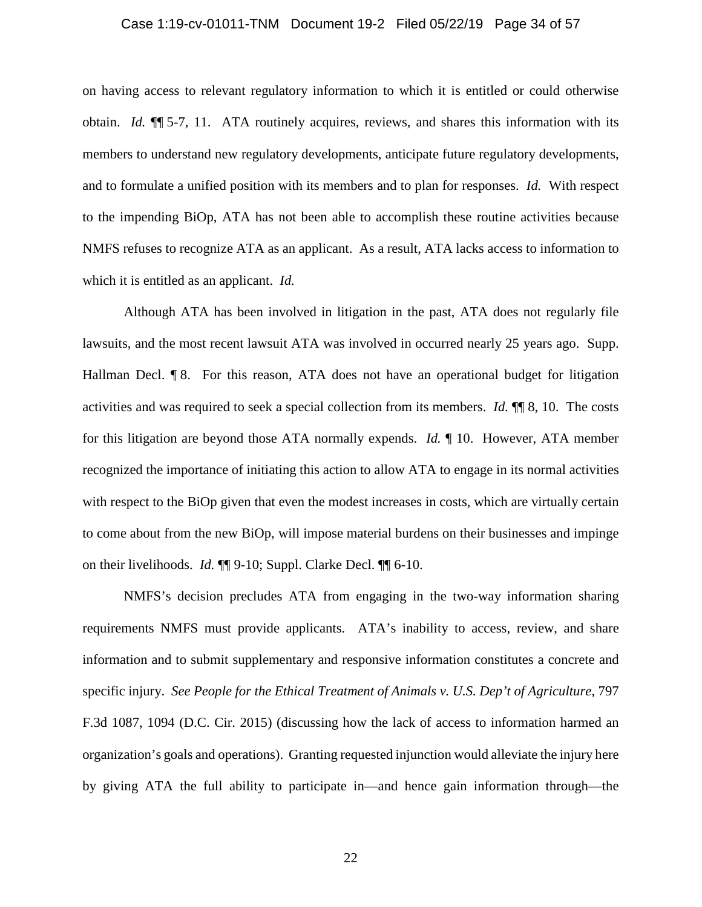on having access to relevant regulatory information to which it is entitled or could otherwise obtain. *Id.* ¶¶ 5-7, 11. ATA routinely acquires, reviews, and shares this information with its members to understand new regulatory developments, anticipate future regulatory developments, and to formulate a unified position with its members and to plan for responses. *Id.* With respect to the impending BiOp, ATA has not been able to accomplish these routine activities because NMFS refuses to recognize ATA as an applicant. As a result, ATA lacks access to information to which it is entitled as an applicant. *Id.*

Although ATA has been involved in litigation in the past, ATA does not regularly file lawsuits, and the most recent lawsuit ATA was involved in occurred nearly 25 years ago. Supp. Hallman Decl. ¶ 8. For this reason, ATA does not have an operational budget for litigation activities and was required to seek a special collection from its members. *Id.* ¶¶ 8, 10. The costs for this litigation are beyond those ATA normally expends. *Id.* ¶ 10. However, ATA member recognized the importance of initiating this action to allow ATA to engage in its normal activities with respect to the BiOp given that even the modest increases in costs, which are virtually certain to come about from the new BiOp, will impose material burdens on their businesses and impinge on their livelihoods. *Id.* ¶¶ 9-10; Suppl. Clarke Decl. ¶¶ 6-10.

NMFS's decision precludes ATA from engaging in the two-way information sharing requirements NMFS must provide applicants. ATA's inability to access, review, and share information and to submit supplementary and responsive information constitutes a concrete and specific injury. *See People for the Ethical Treatment of Animals v. U.S. Dep't of Agriculture*, 797 F.3d 1087, 1094 (D.C. Cir. 2015) (discussing how the lack of access to information harmed an organization's goals and operations). Granting requested injunction would alleviate the injury here by giving ATA the full ability to participate in—and hence gain information through—the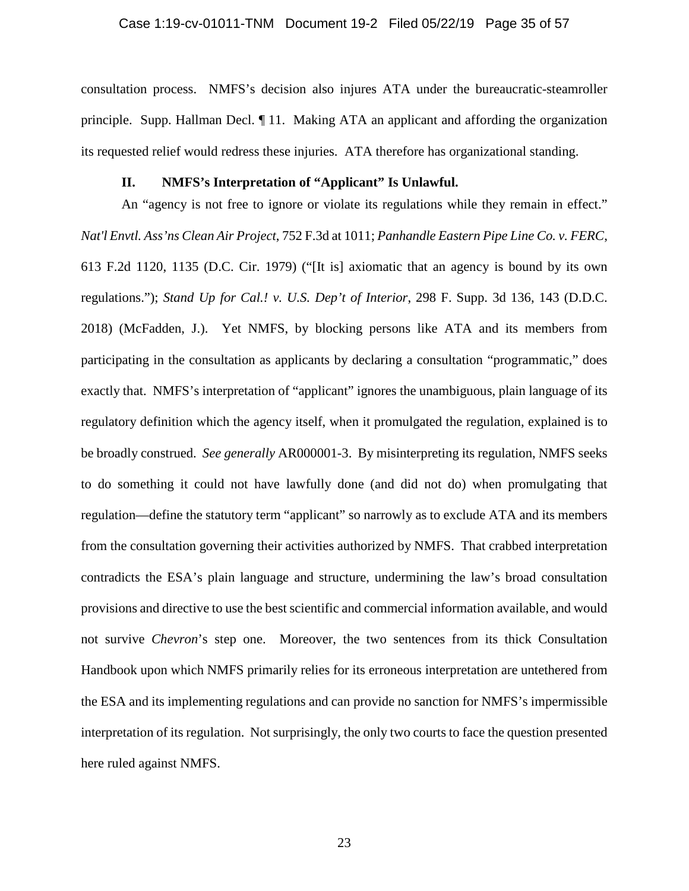consultation process. NMFS's decision also injures ATA under the bureaucratic-steamroller principle. Supp. Hallman Decl. ¶ 11. Making ATA an applicant and affording the organization its requested relief would redress these injuries. ATA therefore has organizational standing.

## II. NMFS's Interpretation of "Applicant" Is Unlawful.

An "agency is not free to ignore or violate its regulations while they remain in effect." *Nat'l Envtl. Ass'ns Clean Air Project*, 752 F.3d at 1011; *Panhandle Eastern Pipe Line Co. v. FERC*, 613 F.2d 1120, 1135 (D.C. Cir. 1979) ("[It is] axiomatic that an agency is bound by its own regulations."); *Stand Up for Cal.! v. U.S. Dep't of Interior*, 298 F. Supp. 3d 136, 143 (D.D.C. 2018) (McFadden, J.). Yet NMFS, by blocking persons like ATA and its members from participating in the consultation as applicants by declaring a consultation "programmatic," does exactly that. NMFS's interpretation of "applicant" ignores the unambiguous, plain language of its regulatory definition which the agency itself, when it promulgated the regulation, explained is to be broadly construed. *See generally* AR000001-3. By misinterpreting its regulation, NMFS seeks to do something it could not have lawfully done (and did not do) when promulgating that regulation—define the statutory term "applicant" so narrowly as to exclude ATA and its members from the consultation governing their activities authorized by NMFS. That crabbed interpretation contradicts the ESA's plain language and structure, undermining the law's broad consultation provisions and directive to use the best scientific and commercial information available, and would not survive *Chevron*'s step one. Moreover, the two sentences from its thick Consultation Handbook upon which NMFS primarily relies for its erroneous interpretation are untethered from the ESA and its implementing regulations and can provide no sanction for NMFS's impermissible interpretation of its regulation. Not surprisingly, the only two courts to face the question presented here ruled against NMFS.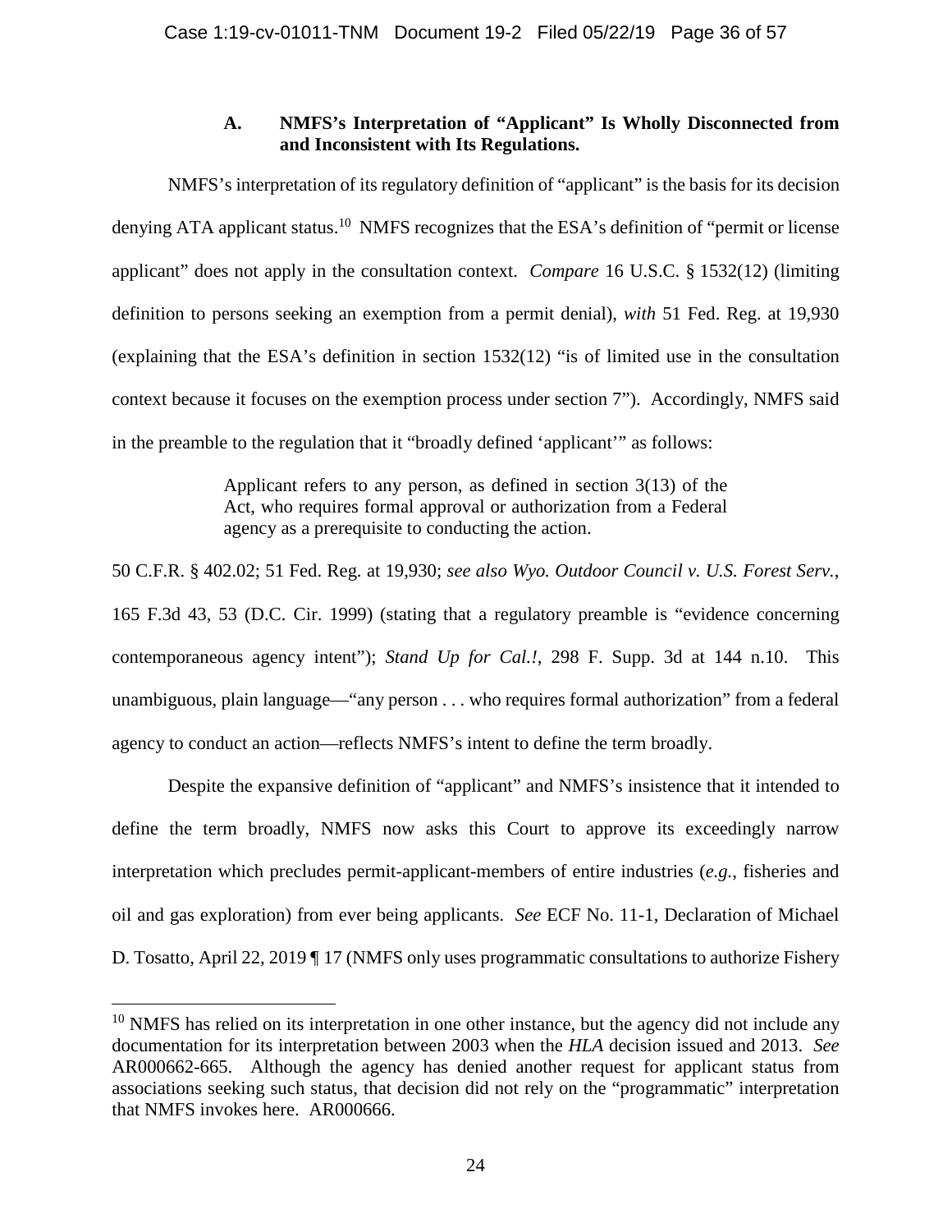### A. NMFS's Interpretation of "Applicant" Is Wholly Disconnected from and Inconsistent with Its Regulations.

NMFS's interpretation of its regulatory definition of "applicant" is the basis for its decision denying ATA applicant status.[10] NMFS recognizes that the ESA's definition of "permit or license applicant" does not apply in the consultation context. *Compare* 16 U.S.C. § 1532(12) (limiting definition to persons seeking an exemption from a permit denial), *with* 51 Fed. Reg. at 19,930 (explaining that the ESA's definition in section 1532(12) "is of limited use in the consultation context because it focuses on the exemption process under section 7"). Accordingly, NMFS said in the preamble to the regulation that it "broadly defined 'applicant'" as follows:

> Applicant refers to any person, as defined in section 3(13) of the Act, who requires formal approval or authorization from a Federal agency as a prerequisite to conducting the action.

50 C.F.R. § 402.02; 51 Fed. Reg. at 19,930; *see also Wyo. Outdoor Council v. U.S. Forest Serv.*, 165 F.3d 43, 53 (D.C. Cir. 1999) (stating that a regulatory preamble is "evidence concerning contemporaneous agency intent"); *Stand Up for Cal.!*, 298 F. Supp. 3d at 144 n.10. This unambiguous, plain language—"any person . . . who requires formal authorization" from a federal agency to conduct an action—reflects NMFS's intent to define the term broadly.

Despite the expansive definition of "applicant" and NMFS's insistence that it intended to define the term broadly, NMFS now asks this Court to approve its exceedingly narrow interpretation which precludes permit-applicant-members of entire industries (*e.g.*, fisheries and oil and gas exploration) from ever being applicants. *See* ECF No. 11-1, Declaration of Michael D. Tosatto, April 22, 2019 ¶ 17 (NMFS only uses programmatic consultations to authorize Fishery

---

[10] NMFS has relied on its interpretation in one other instance, but the agency did not include any documentation for its interpretation between 2003 when the *HLA* decision issued and 2013. *See* AR000662-665. Although the agency has denied another request for applicant status from associations seeking such status, that decision did not rely on the "programmatic" interpretation that NMFS invokes here. AR000666.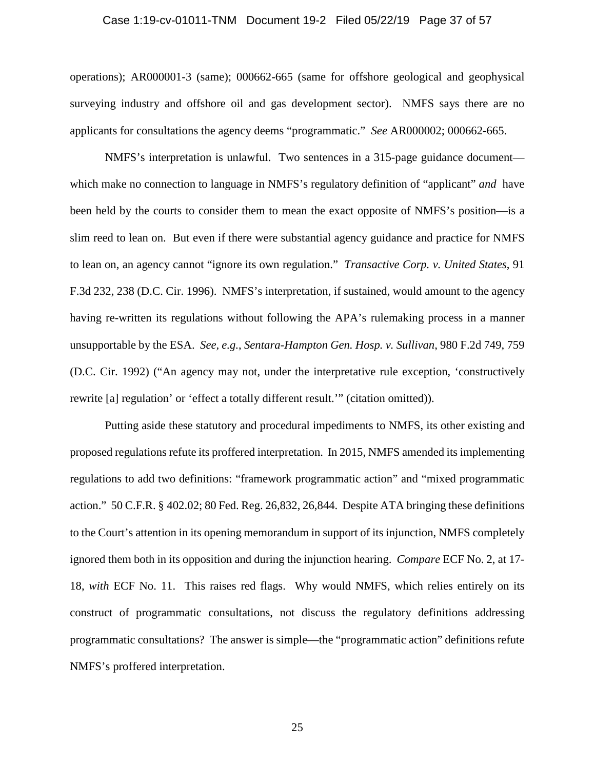operations); AR000001-3 (same); 000662-665 (same for offshore geological and geophysical surveying industry and offshore oil and gas development sector). NMFS says there are no applicants for consultations the agency deems "programmatic." *See* AR000002; 000662-665.

NMFS's interpretation is unlawful. Two sentences in a 315-page guidance document—which make no connection to language in NMFS's regulatory definition of "applicant" *and* have been held by the courts to consider them to mean the exact opposite of NMFS's position—is a slim reed to lean on. But even if there were substantial agency guidance and practice for NMFS to lean on, an agency cannot "ignore its own regulation." *Transactive Corp. v. United States*, 91 F.3d 232, 238 (D.C. Cir. 1996). NMFS's interpretation, if sustained, would amount to the agency having re-written its regulations without following the APA's rulemaking process in a manner unsupportable by the ESA. *See, e.g.*, *Sentara-Hampton Gen. Hosp. v. Sullivan*, 980 F.2d 749, 759 (D.C. Cir. 1992) ("An agency may not, under the interpretative rule exception, 'constructively rewrite [a] regulation' or 'effect a totally different result.'" (citation omitted)).

Putting aside these statutory and procedural impediments to NMFS, its other existing and proposed regulations refute its proffered interpretation. In 2015, NMFS amended its implementing regulations to add two definitions: "framework programmatic action" and "mixed programmatic action." 50 C.F.R. § 402.02; 80 Fed. Reg. 26,832, 26,844. Despite ATA bringing these definitions to the Court's attention in its opening memorandum in support of its injunction, NMFS completely ignored them both in its opposition and during the injunction hearing. *Compare* ECF No. 2, at 17-18, *with* ECF No. 11. This raises red flags. Why would NMFS, which relies entirely on its construct of programmatic consultations, not discuss the regulatory definitions addressing programmatic consultations? The answer is simple—the "programmatic action" definitions refute NMFS's proffered interpretation.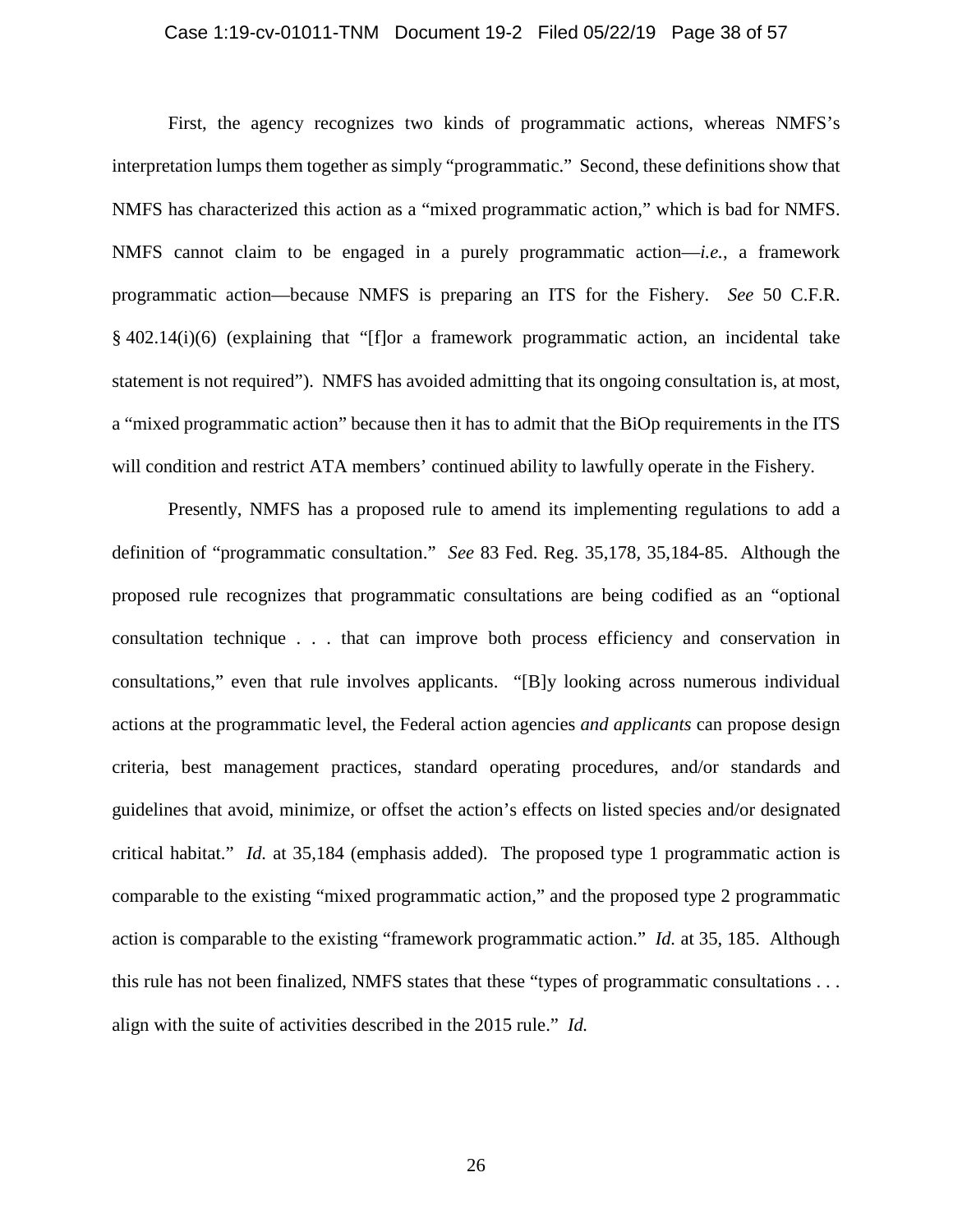First, the agency recognizes two kinds of programmatic actions, whereas NMFS's interpretation lumps them together as simply "programmatic." Second, these definitions show that NMFS has characterized this action as a "mixed programmatic action," which is bad for NMFS. NMFS cannot claim to be engaged in a purely programmatic action—*i.e.*, a framework programmatic action—because NMFS is preparing an ITS for the Fishery. *See* 50 C.F.R. § 402.14(i)(6) (explaining that "[f]or a framework programmatic action, an incidental take statement is not required"). NMFS has avoided admitting that its ongoing consultation is, at most, a "mixed programmatic action" because then it has to admit that the BiOp requirements in the ITS will condition and restrict ATA members' continued ability to lawfully operate in the Fishery.

Presently, NMFS has a proposed rule to amend its implementing regulations to add a definition of "programmatic consultation." *See* 83 Fed. Reg. 35,178, 35,184-85. Although the proposed rule recognizes that programmatic consultations are being codified as an "optional consultation technique . . . that can improve both process efficiency and conservation in consultations," even that rule involves applicants. "[B]y looking across numerous individual actions at the programmatic level, the Federal action agencies *and applicants* can propose design criteria, best management practices, standard operating procedures, and/or standards and guidelines that avoid, minimize, or offset the action's effects on listed species and/or designated critical habitat." *Id.* at 35,184 (emphasis added). The proposed type 1 programmatic action is comparable to the existing "mixed programmatic action," and the proposed type 2 programmatic action is comparable to the existing "framework programmatic action." *Id.* at 35, 185. Although this rule has not been finalized, NMFS states that these "types of programmatic consultations . . . align with the suite of activities described in the 2015 rule." *Id.*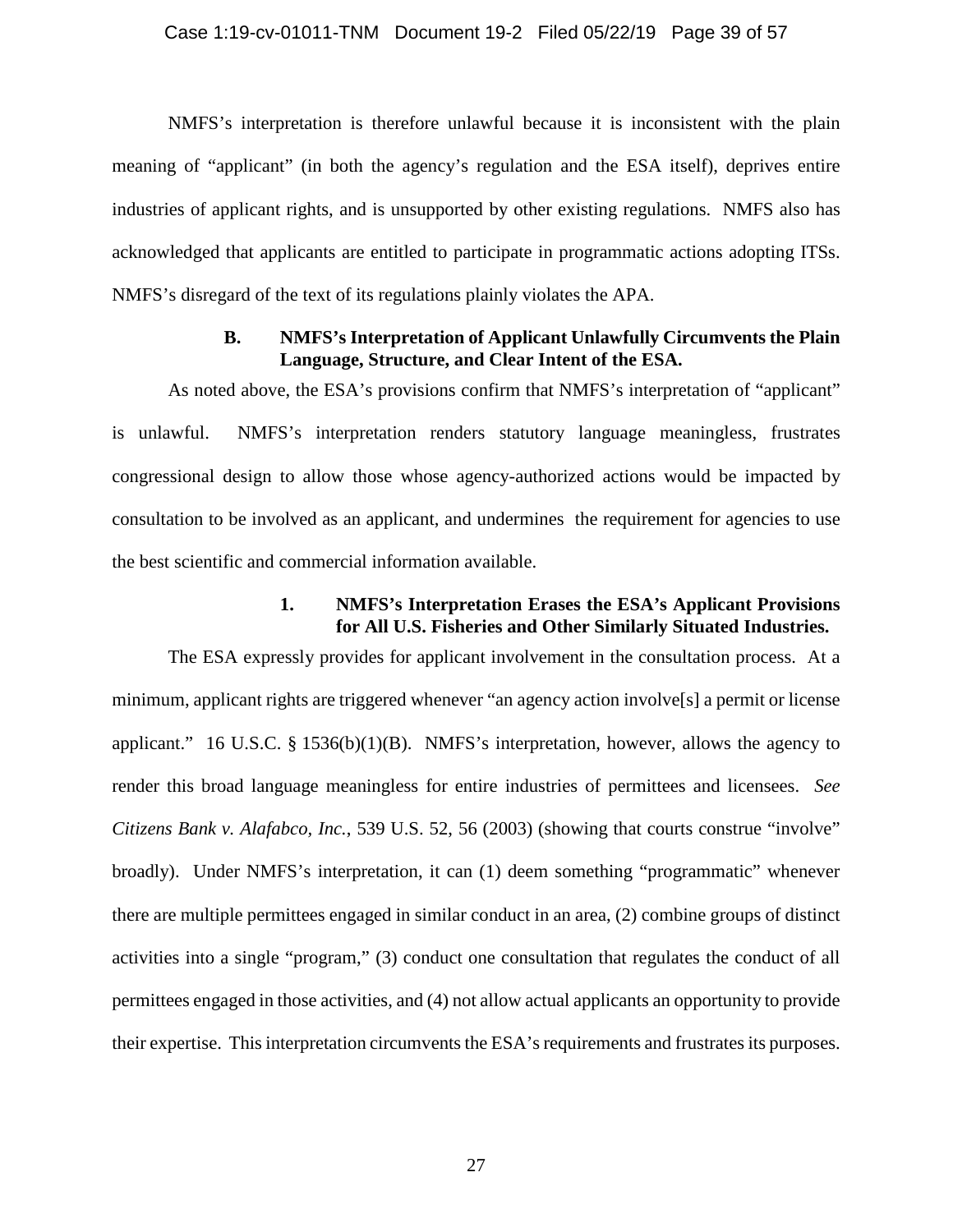NMFS's interpretation is therefore unlawful because it is inconsistent with the plain meaning of "applicant" (in both the agency's regulation and the ESA itself), deprives entire industries of applicant rights, and is unsupported by other existing regulations. NMFS also has acknowledged that applicants are entitled to participate in programmatic actions adopting ITSs. NMFS's disregard of the text of its regulations plainly violates the APA.

### B. NMFS's Interpretation of Applicant Unlawfully Circumvents the Plain Language, Structure, and Clear Intent of the ESA.

As noted above, the ESA's provisions confirm that NMFS's interpretation of "applicant" is unlawful. NMFS's interpretation renders statutory language meaningless, frustrates congressional design to allow those whose agency-authorized actions would be impacted by consultation to be involved as an applicant, and undermines the requirement for agencies to use the best scientific and commercial information available.

#### 1. NMFS's Interpretation Erases the ESA's Applicant Provisions for All U.S. Fisheries and Other Similarly Situated Industries.

The ESA expressly provides for applicant involvement in the consultation process. At a minimum, applicant rights are triggered whenever "an agency action involve[s] a permit or license applicant." 16 U.S.C. § 1536(b)(1)(B). NMFS's interpretation, however, allows the agency to render this broad language meaningless for entire industries of permittees and licensees. *See Citizens Bank v. Alafabco, Inc.*, 539 U.S. 52, 56 (2003) (showing that courts construe "involve" broadly). Under NMFS's interpretation, it can (1) deem something "programmatic" whenever there are multiple permittees engaged in similar conduct in an area, (2) combine groups of distinct activities into a single "program," (3) conduct one consultation that regulates the conduct of all permittees engaged in those activities, and (4) not allow actual applicants an opportunity to provide their expertise. This interpretation circumvents the ESA's requirements and frustrates its purposes.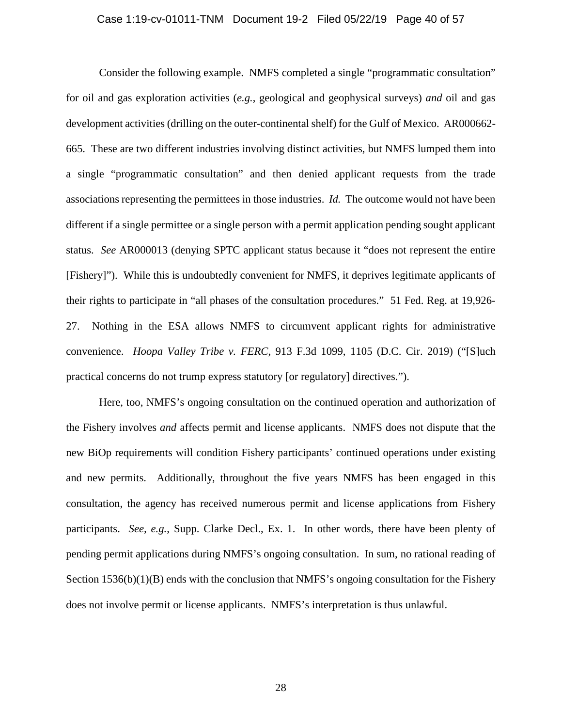Consider the following example. NMFS completed a single "programmatic consultation" for oil and gas exploration activities (*e.g.*, geological and geophysical surveys) *and* oil and gas development activities (drilling on the outer-continental shelf) for the Gulf of Mexico. AR000662-665. These are two different industries involving distinct activities, but NMFS lumped them into a single "programmatic consultation" and then denied applicant requests from the trade associations representing the permittees in those industries. *Id.* The outcome would not have been different if a single permittee or a single person with a permit application pending sought applicant status. *See* AR000013 (denying SPTC applicant status because it "does not represent the entire [Fishery]"). While this is undoubtedly convenient for NMFS, it deprives legitimate applicants of their rights to participate in "all phases of the consultation procedures." 51 Fed. Reg. at 19,926-27. Nothing in the ESA allows NMFS to circumvent applicant rights for administrative convenience. *Hoopa Valley Tribe v. FERC*, 913 F.3d 1099, 1105 (D.C. Cir. 2019) ("[S]uch practical concerns do not trump express statutory [or regulatory] directives.").

Here, too, NMFS's ongoing consultation on the continued operation and authorization of the Fishery involves *and* affects permit and license applicants. NMFS does not dispute that the new BiOp requirements will condition Fishery participants' continued operations under existing and new permits. Additionally, throughout the five years NMFS has been engaged in this consultation, the agency has received numerous permit and license applications from Fishery participants. *See, e.g.*, Supp. Clarke Decl., Ex. 1. In other words, there have been plenty of pending permit applications during NMFS's ongoing consultation. In sum, no rational reading of Section 1536(b)(1)(B) ends with the conclusion that NMFS's ongoing consultation for the Fishery does not involve permit or license applicants. NMFS's interpretation is thus unlawful.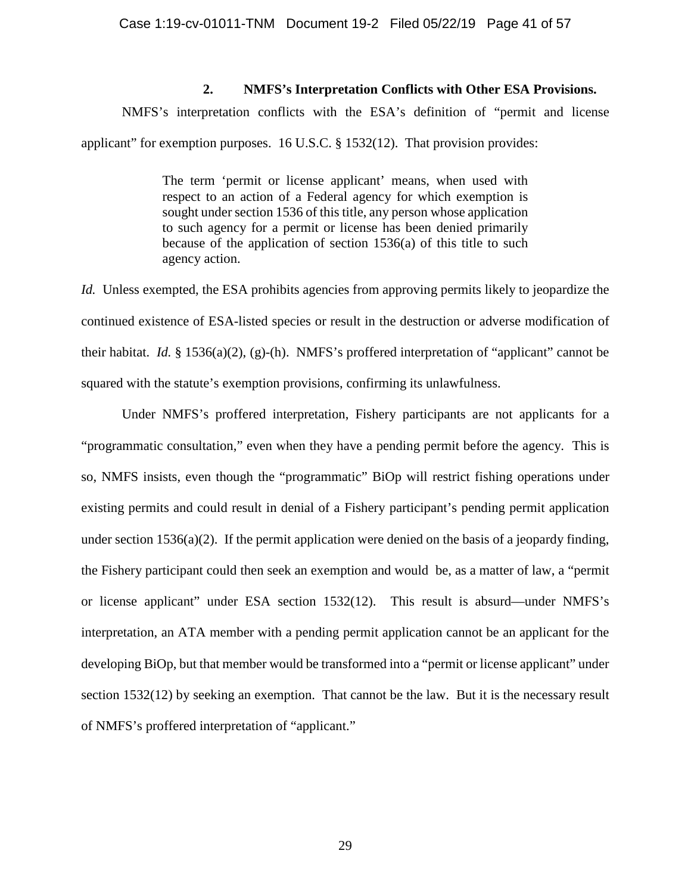### 2. NMFS's Interpretation Conflicts with Other ESA Provisions.

NMFS's interpretation conflicts with the ESA's definition of "permit and license applicant" for exemption purposes. 16 U.S.C. § 1532(12). That provision provides:

> The term 'permit or license applicant' means, when used with respect to an action of a Federal agency for which exemption is sought under section 1536 of this title, any person whose application to such agency for a permit or license has been denied primarily because of the application of section 1536(a) of this title to such agency action.

*Id.* Unless exempted, the ESA prohibits agencies from approving permits likely to jeopardize the continued existence of ESA-listed species or result in the destruction or adverse modification of their habitat. *Id.* § 1536(a)(2), (g)-(h). NMFS's proffered interpretation of "applicant" cannot be squared with the statute's exemption provisions, confirming its unlawfulness.

Under NMFS's proffered interpretation, Fishery participants are not applicants for a "programmatic consultation," even when they have a pending permit before the agency. This is so, NMFS insists, even though the "programmatic" BiOp will restrict fishing operations under existing permits and could result in denial of a Fishery participant's pending permit application under section 1536(a)(2). If the permit application were denied on the basis of a jeopardy finding, the Fishery participant could then seek an exemption and would be, as a matter of law, a "permit or license applicant" under ESA section 1532(12). This result is absurd—under NMFS's interpretation, an ATA member with a pending permit application cannot be an applicant for the developing BiOp, but that member would be transformed into a "permit or license applicant" under section 1532(12) by seeking an exemption. That cannot be the law. But it is the necessary result of NMFS's proffered interpretation of "applicant."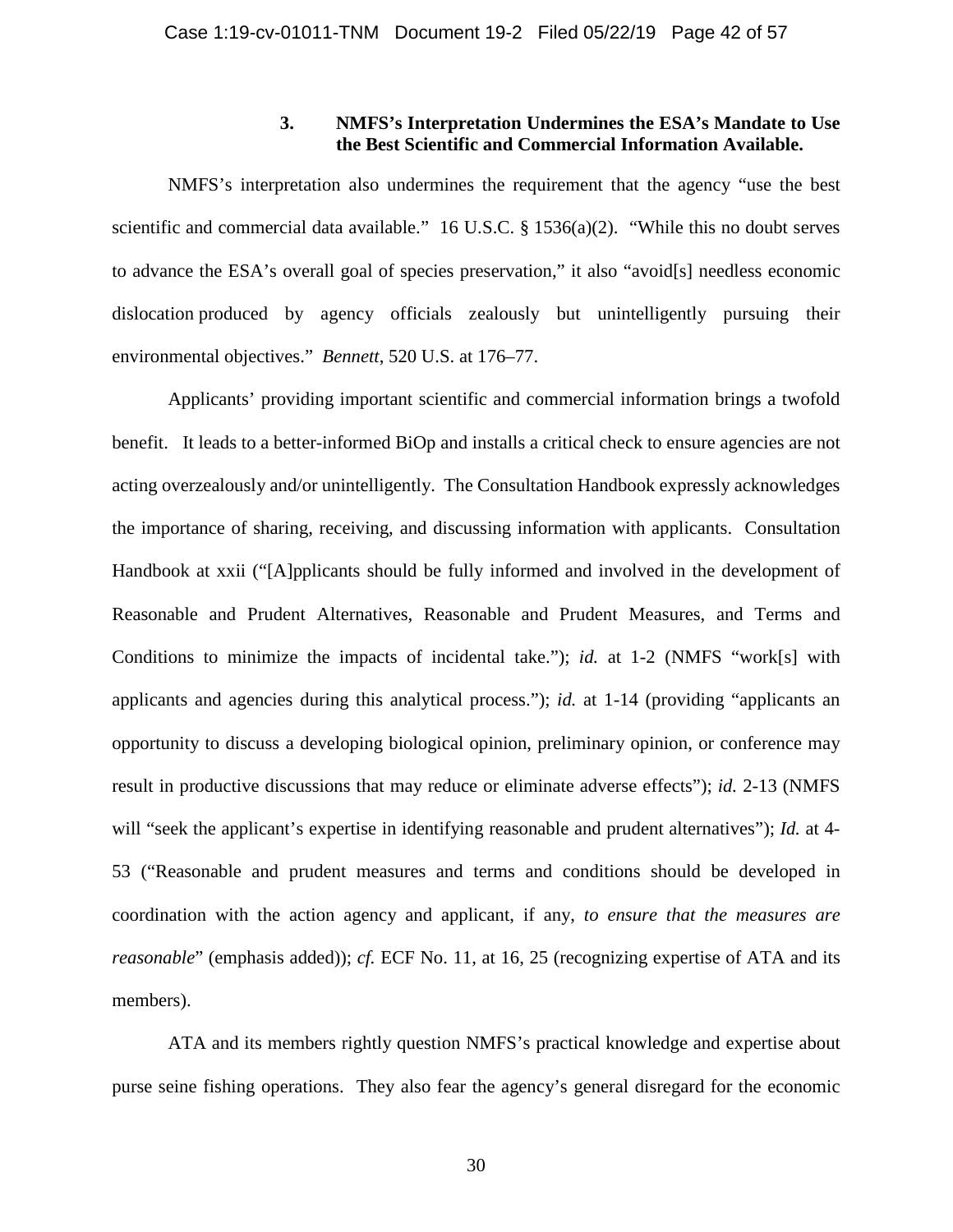### 3. NMFS's Interpretation Undermines the ESA's Mandate to Use the Best Scientific and Commercial Information Available.

NMFS's interpretation also undermines the requirement that the agency "use the best scientific and commercial data available." 16 U.S.C. § 1536(a)(2). "While this no doubt serves to advance the ESA's overall goal of species preservation," it also "avoid[s] needless economic dislocation produced by agency officials zealously but unintelligently pursuing their environmental objectives." *Bennett*, 520 U.S. at 176–77.

Applicants' providing important scientific and commercial information brings a twofold benefit. It leads to a better-informed BiOp and installs a critical check to ensure agencies are not acting overzealously and/or unintelligently. The Consultation Handbook expressly acknowledges the importance of sharing, receiving, and discussing information with applicants. Consultation Handbook at xxii ("[A]pplicants should be fully informed and involved in the development of Reasonable and Prudent Alternatives, Reasonable and Prudent Measures, and Terms and Conditions to minimize the impacts of incidental take."); *id.* at 1-2 (NMFS "work[s] with applicants and agencies during this analytical process."); *id.* at 1-14 (providing "applicants an opportunity to discuss a developing biological opinion, preliminary opinion, or conference may result in productive discussions that may reduce or eliminate adverse effects"); *id.* 2-13 (NMFS will "seek the applicant's expertise in identifying reasonable and prudent alternatives"); *Id.* at 4-53 ("Reasonable and prudent measures and terms and conditions should be developed in coordination with the action agency and applicant, if any, *to ensure that the measures are reasonable*" (emphasis added)); *cf.* ECF No. 11, at 16, 25 (recognizing expertise of ATA and its members).

ATA and its members rightly question NMFS's practical knowledge and expertise about purse seine fishing operations. They also fear the agency's general disregard for the economic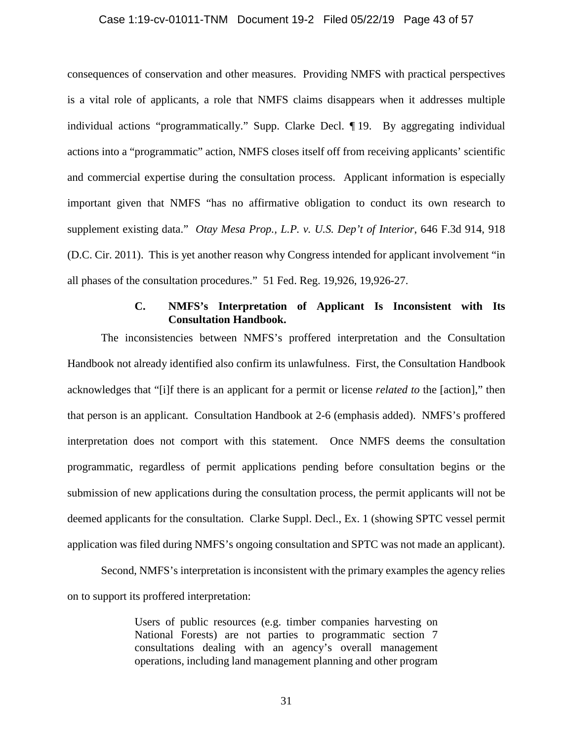consequences of conservation and other measures. Providing NMFS with practical perspectives is a vital role of applicants, a role that NMFS claims disappears when it addresses multiple individual actions "programmatically." Supp. Clarke Decl. ¶ 19. By aggregating individual actions into a "programmatic" action, NMFS closes itself off from receiving applicants' scientific and commercial expertise during the consultation process. Applicant information is especially important given that NMFS "has no affirmative obligation to conduct its own research to supplement existing data." *Otay Mesa Prop., L.P. v. U.S. Dep't of Interior*, 646 F.3d 914, 918 (D.C. Cir. 2011). This is yet another reason why Congress intended for applicant involvement "in all phases of the consultation procedures." 51 Fed. Reg. 19,926, 19,926-27.

### C. NMFS's Interpretation of Applicant Is Inconsistent with Its Consultation Handbook.

The inconsistencies between NMFS's proffered interpretation and the Consultation Handbook not already identified also confirm its unlawfulness. First, the Consultation Handbook acknowledges that "[i]f there is an applicant for a permit or license *related to* the [action]," then that person is an applicant. Consultation Handbook at 2-6 (emphasis added). NMFS's proffered interpretation does not comport with this statement. Once NMFS deems the consultation programmatic, regardless of permit applications pending before consultation begins or the submission of new applications during the consultation process, the permit applicants will not be deemed applicants for the consultation. Clarke Suppl. Decl., Ex. 1 (showing SPTC vessel permit application was filed during NMFS's ongoing consultation and SPTC was not made an applicant).

Second, NMFS's interpretation is inconsistent with the primary examples the agency relies on to support its proffered interpretation:

> Users of public resources (e.g. timber companies harvesting on National Forests) are not parties to programmatic section 7 consultations dealing with an agency's overall management operations, including land management planning and other program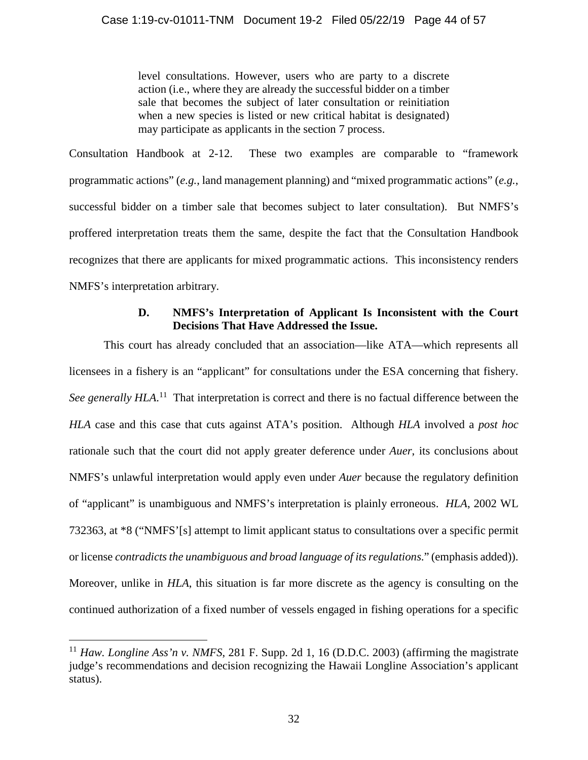> level consultations. However, users who are party to a discrete action (i.e., where they are already the successful bidder on a timber sale that becomes the subject of later consultation or reinitiation when a new species is listed or new critical habitat is designated) may participate as applicants in the section 7 process.

Consultation Handbook at 2-12. These two examples are comparable to "framework programmatic actions" (*e.g.*, land management planning) and "mixed programmatic actions" (*e.g.*, successful bidder on a timber sale that becomes subject to later consultation). But NMFS's proffered interpretation treats them the same, despite the fact that the Consultation Handbook recognizes that there are applicants for mixed programmatic actions. This inconsistency renders NMFS's interpretation arbitrary.

### D. NMFS's Interpretation of Applicant Is Inconsistent with the Court Decisions That Have Addressed the Issue.

This court has already concluded that an association—like ATA—which represents all licensees in a fishery is an "applicant" for consultations under the ESA concerning that fishery. *See generally HLA*.[11] That interpretation is correct and there is no factual difference between the *HLA* case and this case that cuts against ATA's position. Although *HLA* involved a *post hoc* rationale such that the court did not apply greater deference under *Auer*, its conclusions about NMFS's unlawful interpretation would apply even under *Auer* because the regulatory definition of "applicant" is unambiguous and NMFS's interpretation is plainly erroneous. *HLA*, 2002 WL 732363, at *8 ("NMFS'[s] attempt to limit applicant status to consultations over a specific permit or license *contradicts the unambiguous and broad language of its regulations*." (emphasis added)). Moreover, unlike in *HLA*, this situation is far more discrete as the agency is consulting on the continued authorization of a fixed number of vessels engaged in fishing operations for a specific

[11] *Haw. Longline Ass'n v. NMFS*, 281 F. Supp. 2d 1, 16 (D.D.C. 2003) (affirming the magistrate judge's recommendations and decision recognizing the Hawaii Longline Association's applicant status).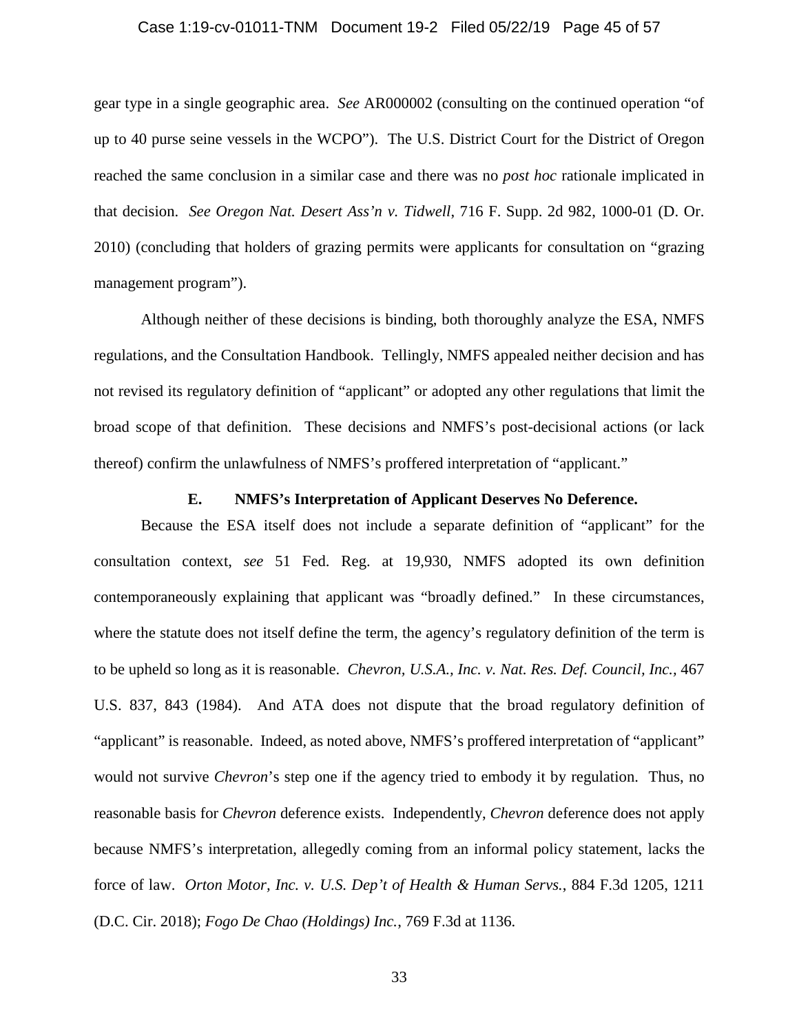gear type in a single geographic area. *See* AR000002 (consulting on the continued operation "of up to 40 purse seine vessels in the WCPO"). The U.S. District Court for the District of Oregon reached the same conclusion in a similar case and there was no *post hoc* rationale implicated in that decision. *See Oregon Nat. Desert Ass'n v. Tidwell*, 716 F. Supp. 2d 982, 1000-01 (D. Or. 2010) (concluding that holders of grazing permits were applicants for consultation on "grazing management program").

Although neither of these decisions is binding, both thoroughly analyze the ESA, NMFS regulations, and the Consultation Handbook. Tellingly, NMFS appealed neither decision and has not revised its regulatory definition of "applicant" or adopted any other regulations that limit the broad scope of that definition. These decisions and NMFS's post-decisional actions (or lack thereof) confirm the unlawfulness of NMFS's proffered interpretation of "applicant."

### E. NMFS's Interpretation of Applicant Deserves No Deference.

Because the ESA itself does not include a separate definition of "applicant" for the consultation context, *see* 51 Fed. Reg. at 19,930, NMFS adopted its own definition contemporaneously explaining that applicant was "broadly defined." In these circumstances, where the statute does not itself define the term, the agency's regulatory definition of the term is to be upheld so long as it is reasonable. *Chevron, U.S.A., Inc. v. Nat. Res. Def. Council, Inc.*, 467 U.S. 837, 843 (1984). And ATA does not dispute that the broad regulatory definition of "applicant" is reasonable. Indeed, as noted above, NMFS's proffered interpretation of "applicant" would not survive *Chevron*'s step one if the agency tried to embody it by regulation. Thus, no reasonable basis for *Chevron* deference exists. Independently, *Chevron* deference does not apply because NMFS's interpretation, allegedly coming from an informal policy statement, lacks the force of law. *Orton Motor, Inc. v. U.S. Dep't of Health & Human Servs.*, 884 F.3d 1205, 1211 (D.C. Cir. 2018); *Fogo De Chao (Holdings) Inc.*, 769 F.3d at 1136.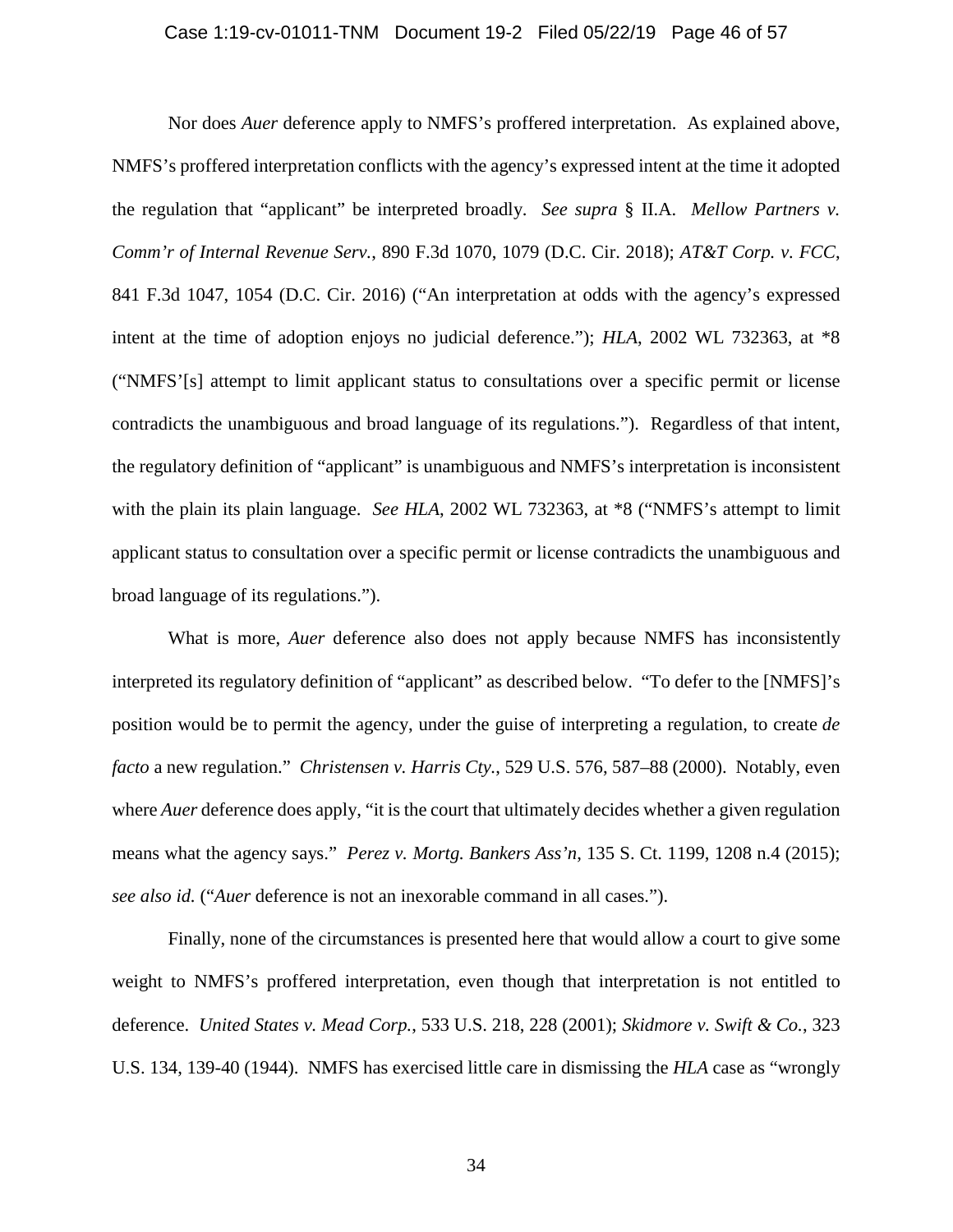Nor does *Auer* deference apply to NMFS's proffered interpretation. As explained above, NMFS's proffered interpretation conflicts with the agency's expressed intent at the time it adopted the regulation that "applicant" be interpreted broadly. *See supra* § II.A. *Mellow Partners v. Comm'r of Internal Revenue Serv.*, 890 F.3d 1070, 1079 (D.C. Cir. 2018); *AT&T Corp. v. FCC*, 841 F.3d 1047, 1054 (D.C. Cir. 2016) ("An interpretation at odds with the agency's expressed intent at the time of adoption enjoys no judicial deference."); *HLA*, 2002 WL 732363, at *8 ("NMFS'[s] attempt to limit applicant status to consultations over a specific permit or license contradicts the unambiguous and broad language of its regulations."). Regardless of that intent, the regulatory definition of "applicant" is unambiguous and NMFS's interpretation is inconsistent with the plain its plain language. *See HLA*, 2002 WL 732363, at *8 ("NMFS's attempt to limit applicant status to consultation over a specific permit or license contradicts the unambiguous and broad language of its regulations.").

What is more, *Auer* deference also does not apply because NMFS has inconsistently interpreted its regulatory definition of "applicant" as described below. "To defer to the [NMFS]'s position would be to permit the agency, under the guise of interpreting a regulation, to create *de facto* a new regulation." *Christensen v. Harris Cty.*, 529 U.S. 576, 587–88 (2000). Notably, even where *Auer* deference does apply, "it is the court that ultimately decides whether a given regulation means what the agency says." *Perez v. Mortg. Bankers Ass'n*, 135 S. Ct. 1199, 1208 n.4 (2015); *see also id.* ("*Auer* deference is not an inexorable command in all cases.").

Finally, none of the circumstances is presented here that would allow a court to give some weight to NMFS's proffered interpretation, even though that interpretation is not entitled to deference. *United States v. Mead Corp.*, 533 U.S. 218, 228 (2001); *Skidmore v. Swift & Co.*, 323 U.S. 134, 139-40 (1944). NMFS has exercised little care in dismissing the *HLA* case as "wrongly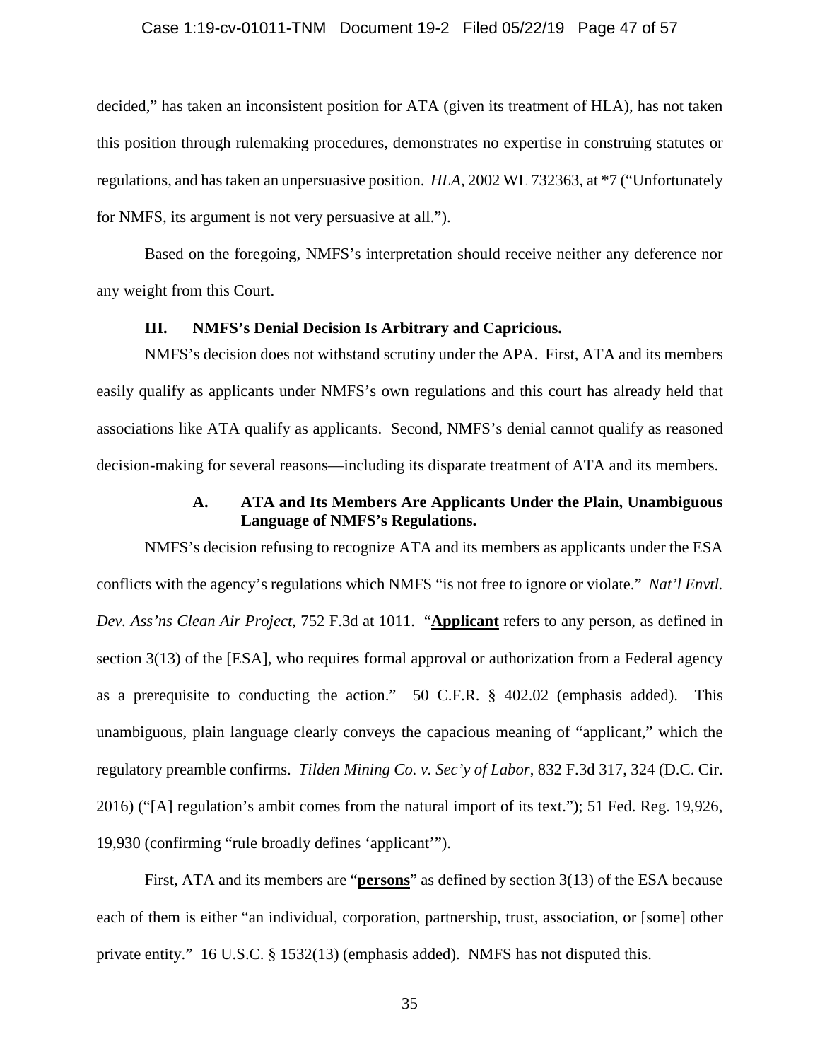decided," has taken an inconsistent position for ATA (given its treatment of HLA), has not taken this position through rulemaking procedures, demonstrates no expertise in construing statutes or regulations, and has taken an unpersuasive position. *HLA*, 2002 WL 732363, at *7 ("Unfortunately for NMFS, its argument is not very persuasive at all.").

Based on the foregoing, NMFS's interpretation should receive neither any deference nor any weight from this Court.

## III. NMFS's Denial Decision Is Arbitrary and Capricious.

NMFS's decision does not withstand scrutiny under the APA. First, ATA and its members easily qualify as applicants under NMFS's own regulations and this court has already held that associations like ATA qualify as applicants. Second, NMFS's denial cannot qualify as reasoned decision-making for several reasons—including its disparate treatment of ATA and its members.

### A. ATA and Its Members Are Applicants Under the Plain, Unambiguous Language of NMFS's Regulations.

NMFS's decision refusing to recognize ATA and its members as applicants under the ESA conflicts with the agency's regulations which NMFS "is not free to ignore or violate." *Nat'l Envtl. Dev. Ass'ns Clean Air Project*, 752 F.3d at 1011. "**Applicant** refers to any person, as defined in section 3(13) of the [ESA], who requires formal approval or authorization from a Federal agency as a prerequisite to conducting the action." 50 C.F.R. § 402.02 (emphasis added). This unambiguous, plain language clearly conveys the capacious meaning of "applicant," which the regulatory preamble confirms. *Tilden Mining Co. v. Sec'y of Labor*, 832 F.3d 317, 324 (D.C. Cir. 2016) ("[A] regulation's ambit comes from the natural import of its text."); 51 Fed. Reg. 19,926, 19,930 (confirming "rule broadly defines 'applicant'").

First, ATA and its members are "**persons**" as defined by section 3(13) of the ESA because each of them is either "an individual, corporation, partnership, trust, association, or [some] other private entity." 16 U.S.C. § 1532(13) (emphasis added). NMFS has not disputed this.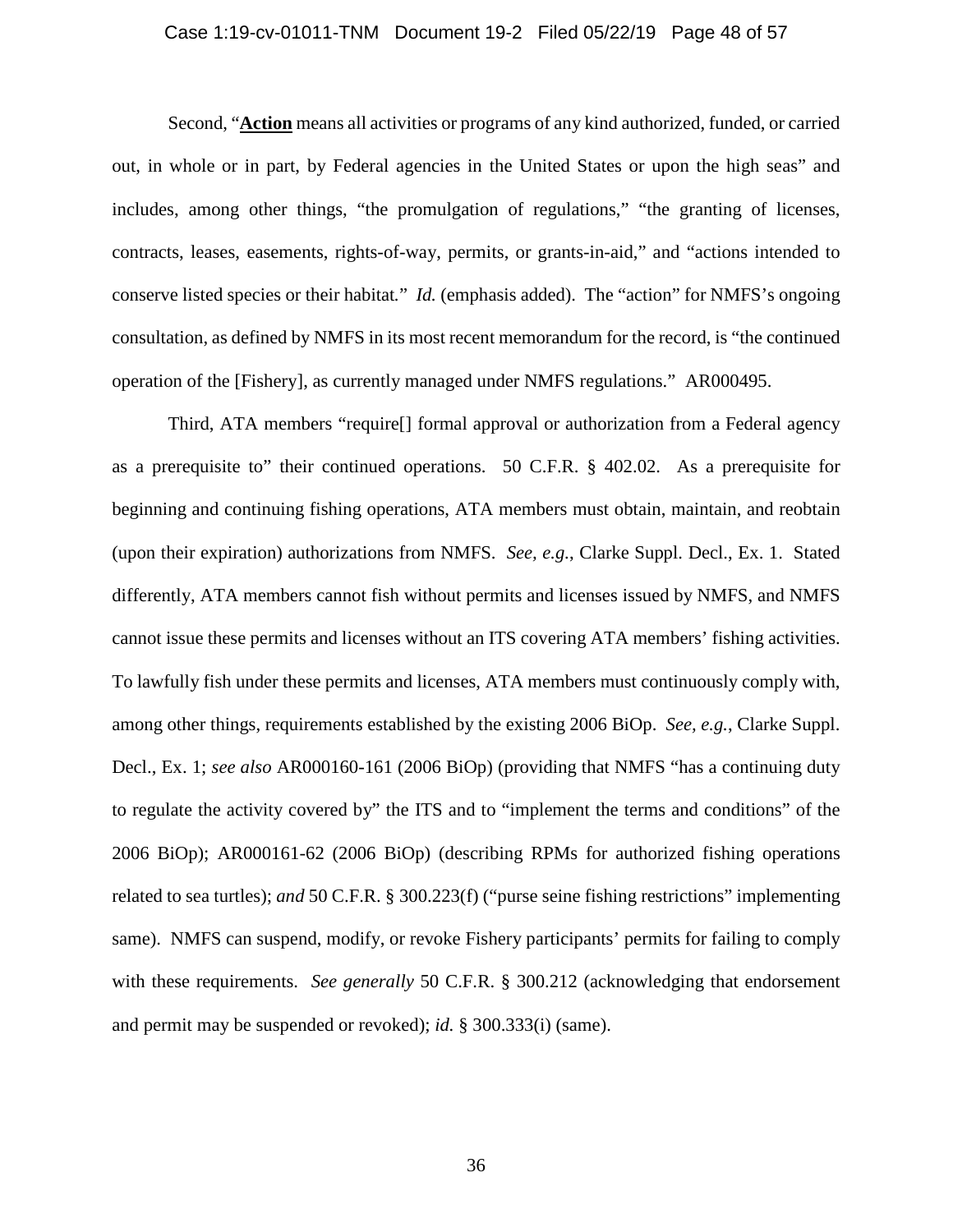Second, "**Action** means all activities or programs of any kind authorized, funded, or carried out, in whole or in part, by Federal agencies in the United States or upon the high seas" and includes, among other things, "the promulgation of regulations," "the granting of licenses, contracts, leases, easements, rights-of-way, permits, or grants-in-aid," and "actions intended to conserve listed species or their habitat." *Id.* (emphasis added). The "action" for NMFS's ongoing consultation, as defined by NMFS in its most recent memorandum for the record, is "the continued operation of the [Fishery], as currently managed under NMFS regulations." AR000495.

Third, ATA members "require[] formal approval or authorization from a Federal agency as a prerequisite to" their continued operations. 50 C.F.R. § 402.02. As a prerequisite for beginning and continuing fishing operations, ATA members must obtain, maintain, and reobtain (upon their expiration) authorizations from NMFS. *See, e.g.*, Clarke Suppl. Decl., Ex. 1. Stated differently, ATA members cannot fish without permits and licenses issued by NMFS, and NMFS cannot issue these permits and licenses without an ITS covering ATA members' fishing activities. To lawfully fish under these permits and licenses, ATA members must continuously comply with, among other things, requirements established by the existing 2006 BiOp. *See, e.g.*, Clarke Suppl. Decl., Ex. 1; *see also* AR000160-161 (2006 BiOp) (providing that NMFS "has a continuing duty to regulate the activity covered by" the ITS and to "implement the terms and conditions" of the 2006 BiOp); AR000161-62 (2006 BiOp) (describing RPMs for authorized fishing operations related to sea turtles); *and* 50 C.F.R. § 300.223(f) ("purse seine fishing restrictions" implementing same). NMFS can suspend, modify, or revoke Fishery participants' permits for failing to comply with these requirements. *See generally* 50 C.F.R. § 300.212 (acknowledging that endorsement and permit may be suspended or revoked); *id.* § 300.333(i) (same).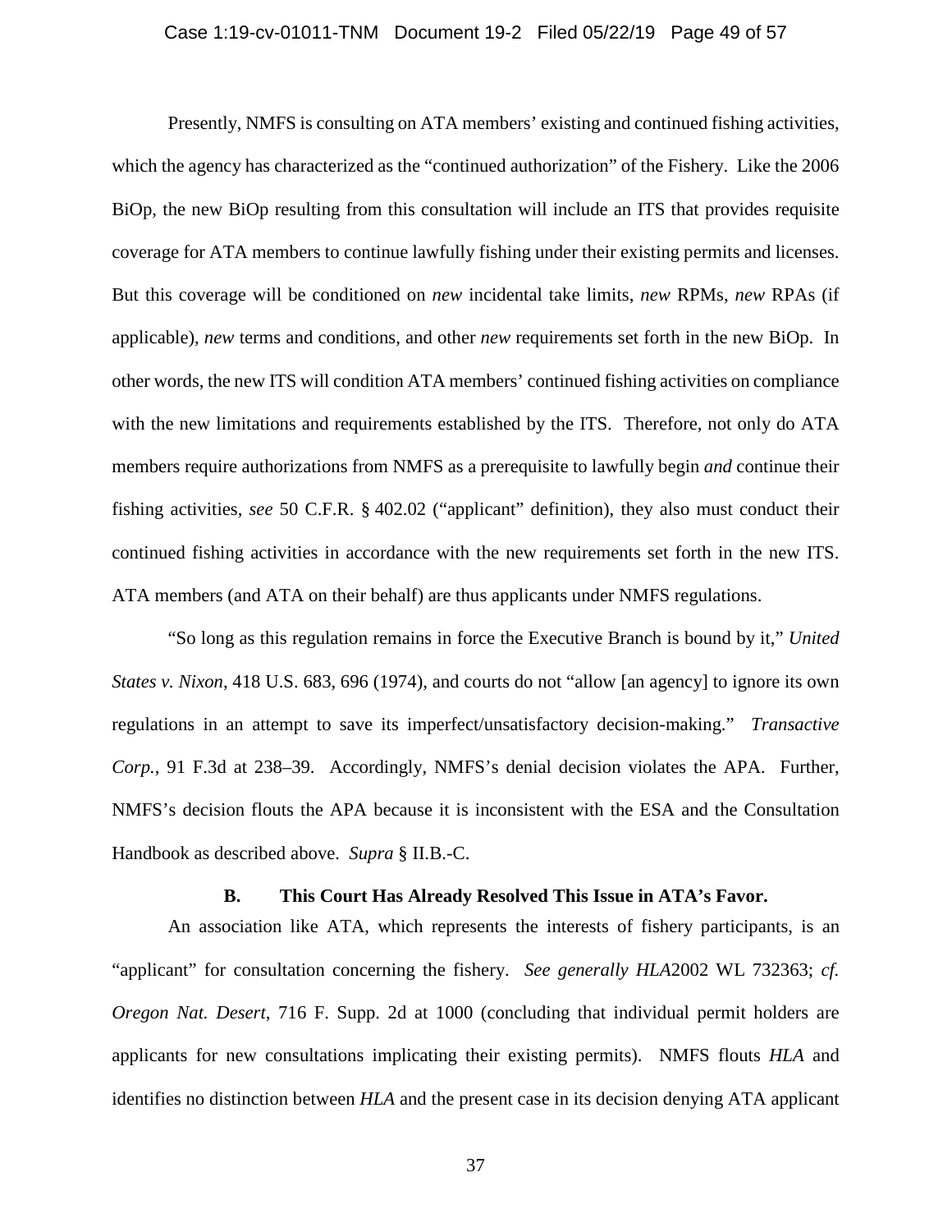Presently, NMFS is consulting on ATA members' existing and continued fishing activities, which the agency has characterized as the "continued authorization" of the Fishery. Like the 2006 BiOp, the new BiOp resulting from this consultation will include an ITS that provides requisite coverage for ATA members to continue lawfully fishing under their existing permits and licenses. But this coverage will be conditioned on *new* incidental take limits, *new* RPMs, *new* RPAs (if applicable), *new* terms and conditions, and other *new* requirements set forth in the new BiOp. In other words, the new ITS will condition ATA members' continued fishing activities on compliance with the new limitations and requirements established by the ITS. Therefore, not only do ATA members require authorizations from NMFS as a prerequisite to lawfully begin *and* continue their fishing activities, *see* 50 C.F.R. § 402.02 ("applicant" definition), they also must conduct their continued fishing activities in accordance with the new requirements set forth in the new ITS. ATA members (and ATA on their behalf) are thus applicants under NMFS regulations.

"So long as this regulation remains in force the Executive Branch is bound by it," *United States v. Nixon*, 418 U.S. 683, 696 (1974), and courts do not "allow [an agency] to ignore its own regulations in an attempt to save its imperfect/unsatisfactory decision-making." *Transactive Corp.*, 91 F.3d at 238–39. Accordingly, NMFS's denial decision violates the APA. Further, NMFS's decision flouts the APA because it is inconsistent with the ESA and the Consultation Handbook as described above. *Supra* § II.B.-C.

### B. This Court Has Already Resolved This Issue in ATA's Favor.

An association like ATA, which represents the interests of fishery participants, is an "applicant" for consultation concerning the fishery. *See generally HLA*2002 WL 732363; *cf. Oregon Nat. Desert*, 716 F. Supp. 2d at 1000 (concluding that individual permit holders are applicants for new consultations implicating their existing permits). NMFS flouts *HLA* and identifies no distinction between *HLA* and the present case in its decision denying ATA applicant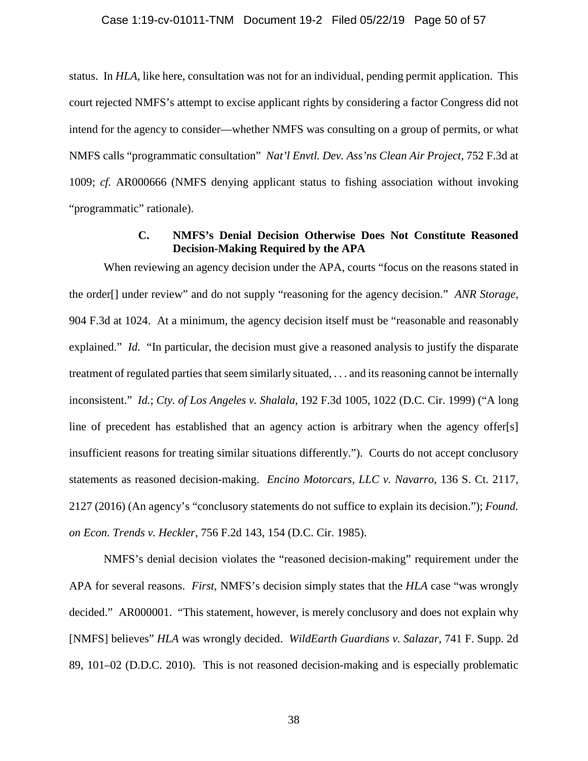status. In *HLA*, like here, consultation was not for an individual, pending permit application. This court rejected NMFS's attempt to excise applicant rights by considering a factor Congress did not intend for the agency to consider—whether NMFS was consulting on a group of permits, or what NMFS calls "programmatic consultation" *Nat'l Envtl. Dev. Ass'ns Clean Air Project*, 752 F.3d at 1009; *cf.* AR000666 (NMFS denying applicant status to fishing association without invoking "programmatic" rationale).

### C. NMFS's Denial Decision Otherwise Does Not Constitute Reasoned Decision-Making Required by the APA

When reviewing an agency decision under the APA, courts "focus on the reasons stated in the order[] under review" and do not supply "reasoning for the agency decision." *ANR Storage*, 904 F.3d at 1024. At a minimum, the agency decision itself must be "reasonable and reasonably explained." *Id.* "In particular, the decision must give a reasoned analysis to justify the disparate treatment of regulated parties that seem similarly situated, . . . and its reasoning cannot be internally inconsistent." *Id.*; *Cty. of Los Angeles v. Shalala*, 192 F.3d 1005, 1022 (D.C. Cir. 1999) ("A long line of precedent has established that an agency action is arbitrary when the agency offer[s] insufficient reasons for treating similar situations differently."). Courts do not accept conclusory statements as reasoned decision-making. *Encino Motorcars, LLC v. Navarro*, 136 S. Ct. 2117, 2127 (2016) (An agency's "conclusory statements do not suffice to explain its decision."); *Found. on Econ. Trends v. Heckler*, 756 F.2d 143, 154 (D.C. Cir. 1985).

NMFS's denial decision violates the "reasoned decision-making" requirement under the APA for several reasons. *First*, NMFS's decision simply states that the *HLA* case "was wrongly decided." AR000001. "This statement, however, is merely conclusory and does not explain why [NMFS] believes" *HLA* was wrongly decided. *WildEarth Guardians v. Salazar*, 741 F. Supp. 2d 89, 101–02 (D.D.C. 2010). This is not reasoned decision-making and is especially problematic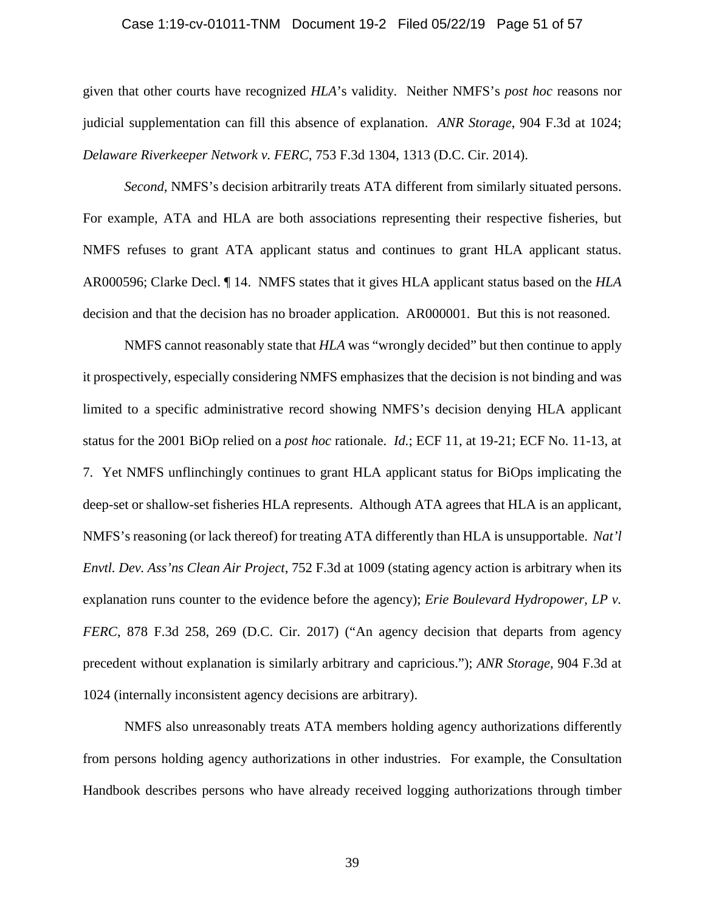given that other courts have recognized *HLA*'s validity. Neither NMFS's *post hoc* reasons nor judicial supplementation can fill this absence of explanation. *ANR Storage*, 904 F.3d at 1024; *Delaware Riverkeeper Network v. FERC*, 753 F.3d 1304, 1313 (D.C. Cir. 2014).

*Second*, NMFS's decision arbitrarily treats ATA different from similarly situated persons. For example, ATA and HLA are both associations representing their respective fisheries, but NMFS refuses to grant ATA applicant status and continues to grant HLA applicant status. AR000596; Clarke Decl. ¶ 14. NMFS states that it gives HLA applicant status based on the *HLA* decision and that the decision has no broader application. AR000001. But this is not reasoned.

NMFS cannot reasonably state that *HLA* was "wrongly decided" but then continue to apply it prospectively, especially considering NMFS emphasizes that the decision is not binding and was limited to a specific administrative record showing NMFS's decision denying HLA applicant status for the 2001 BiOp relied on a *post hoc* rationale. *Id.*; ECF 11, at 19-21; ECF No. 11-13, at 7. Yet NMFS unflinchingly continues to grant HLA applicant status for BiOps implicating the deep-set or shallow-set fisheries HLA represents. Although ATA agrees that HLA is an applicant, NMFS's reasoning (or lack thereof) for treating ATA differently than HLA is unsupportable. *Nat'l Envtl. Dev. Ass'ns Clean Air Project*, 752 F.3d at 1009 (stating agency action is arbitrary when its explanation runs counter to the evidence before the agency); *Erie Boulevard Hydropower, LP v. FERC*, 878 F.3d 258, 269 (D.C. Cir. 2017) ("An agency decision that departs from agency precedent without explanation is similarly arbitrary and capricious."); *ANR Storage*, 904 F.3d at 1024 (internally inconsistent agency decisions are arbitrary).

NMFS also unreasonably treats ATA members holding agency authorizations differently from persons holding agency authorizations in other industries. For example, the Consultation Handbook describes persons who have already received logging authorizations through timber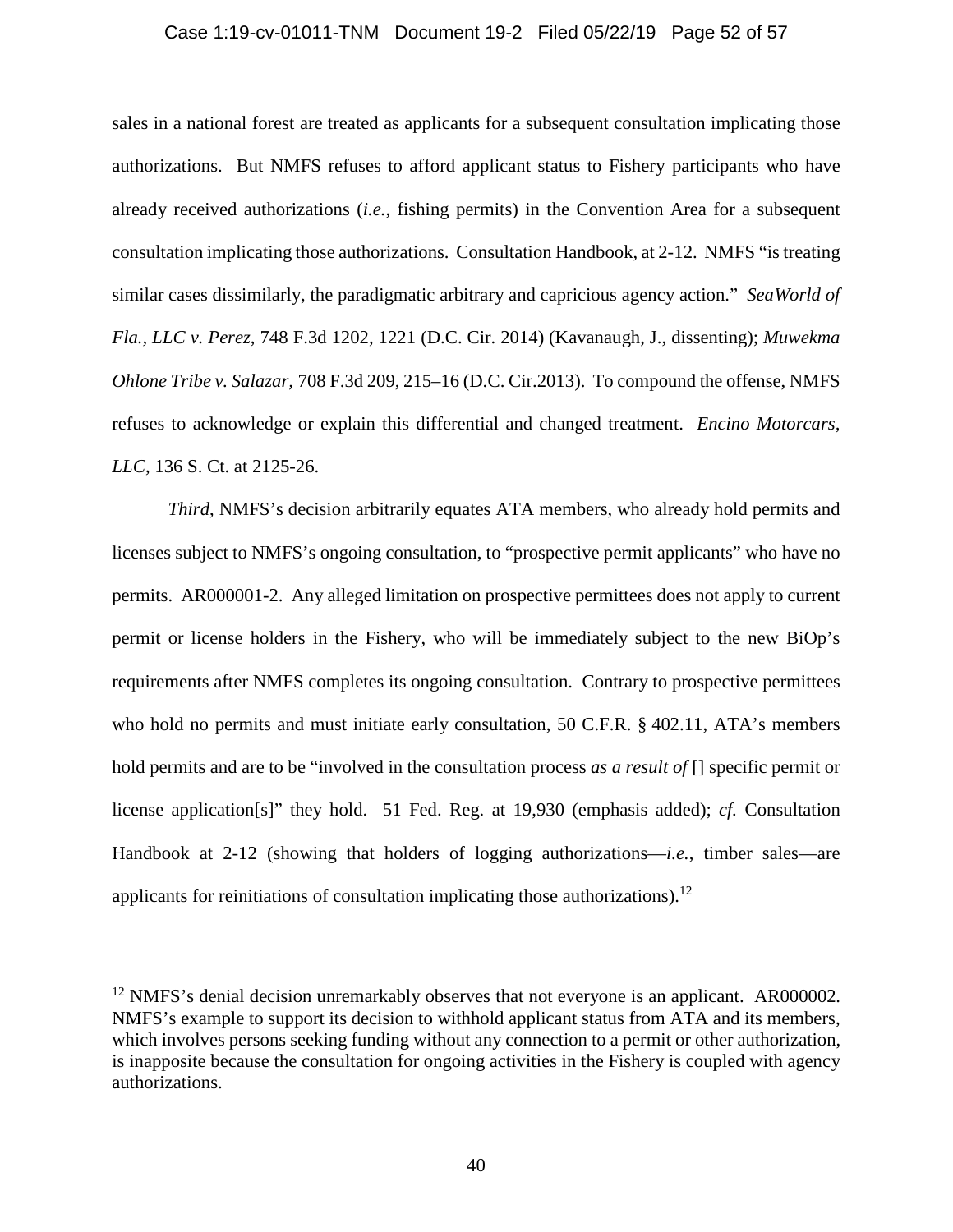sales in a national forest are treated as applicants for a subsequent consultation implicating those authorizations. But NMFS refuses to afford applicant status to Fishery participants who have already received authorizations (*i.e.*, fishing permits) in the Convention Area for a subsequent consultation implicating those authorizations. Consultation Handbook, at 2-12. NMFS "is treating similar cases dissimilarly, the paradigmatic arbitrary and capricious agency action." *SeaWorld of Fla., LLC v. Perez*, 748 F.3d 1202, 1221 (D.C. Cir. 2014) (Kavanaugh, J., dissenting); *Muwekma Ohlone Tribe v. Salazar*, 708 F.3d 209, 215–16 (D.C. Cir.2013). To compound the offense, NMFS refuses to acknowledge or explain this differential and changed treatment. *Encino Motorcars, LLC*, 136 S. Ct. at 2125-26.

*Third*, NMFS's decision arbitrarily equates ATA members, who already hold permits and licenses subject to NMFS's ongoing consultation, to "prospective permit applicants" who have no permits. AR000001-2. Any alleged limitation on prospective permittees does not apply to current permit or license holders in the Fishery, who will be immediately subject to the new BiOp's requirements after NMFS completes its ongoing consultation. Contrary to prospective permittees who hold no permits and must initiate early consultation, 50 C.F.R. § 402.11, ATA's members hold permits and are to be "involved in the consultation process *as a result of* [] specific permit or license application[s]" they hold. 51 Fed. Reg. at 19,930 (emphasis added); *cf.* Consultation Handbook at 2-12 (showing that holders of logging authorizations—*i.e.*, timber sales—are applicants for reinitiations of consultation implicating those authorizations).[12]

---

[12] NMFS's denial decision unremarkably observes that not everyone is an applicant. AR000002. NMFS's example to support its decision to withhold applicant status from ATA and its members, which involves persons seeking funding without any connection to a permit or other authorization, is inapposite because the consultation for ongoing activities in the Fishery is coupled with agency authorizations.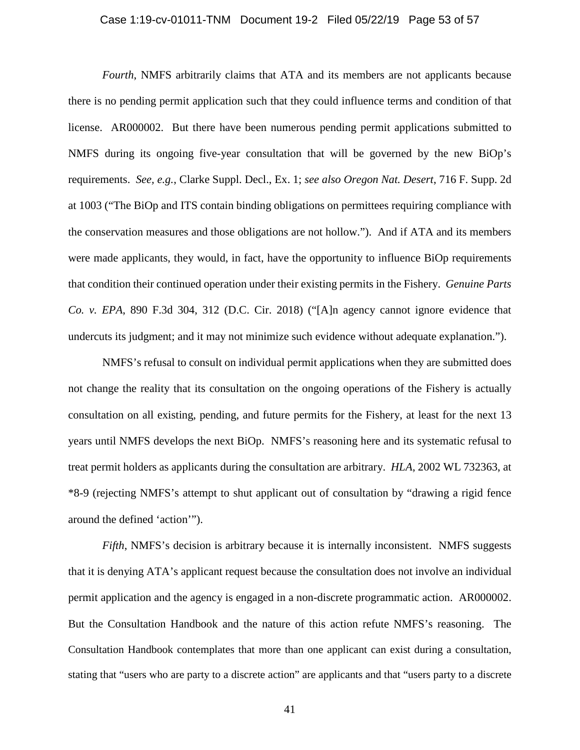*Fourth*, NMFS arbitrarily claims that ATA and its members are not applicants because there is no pending permit application such that they could influence terms and condition of that license. AR000002. But there have been numerous pending permit applications submitted to NMFS during its ongoing five-year consultation that will be governed by the new BiOp's requirements. *See, e.g.*, Clarke Suppl. Decl., Ex. 1; *see also Oregon Nat. Desert*, 716 F. Supp. 2d at 1003 ("The BiOp and ITS contain binding obligations on permittees requiring compliance with the conservation measures and those obligations are not hollow."). And if ATA and its members were made applicants, they would, in fact, have the opportunity to influence BiOp requirements that condition their continued operation under their existing permits in the Fishery. *Genuine Parts Co. v. EPA*, 890 F.3d 304, 312 (D.C. Cir. 2018) ("[A]n agency cannot ignore evidence that undercuts its judgment; and it may not minimize such evidence without adequate explanation.").

NMFS's refusal to consult on individual permit applications when they are submitted does not change the reality that its consultation on the ongoing operations of the Fishery is actually consultation on all existing, pending, and future permits for the Fishery, at least for the next 13 years until NMFS develops the next BiOp. NMFS's reasoning here and its systematic refusal to treat permit holders as applicants during the consultation are arbitrary. *HLA*, 2002 WL 732363, at *8-9 (rejecting NMFS's attempt to shut applicant out of consultation by "drawing a rigid fence around the defined 'action'").

*Fifth*, NMFS's decision is arbitrary because it is internally inconsistent. NMFS suggests that it is denying ATA's applicant request because the consultation does not involve an individual permit application and the agency is engaged in a non-discrete programmatic action. AR000002. But the Consultation Handbook and the nature of this action refute NMFS's reasoning. The Consultation Handbook contemplates that more than one applicant can exist during a consultation, stating that "users who are party to a discrete action" are applicants and that "users party to a discrete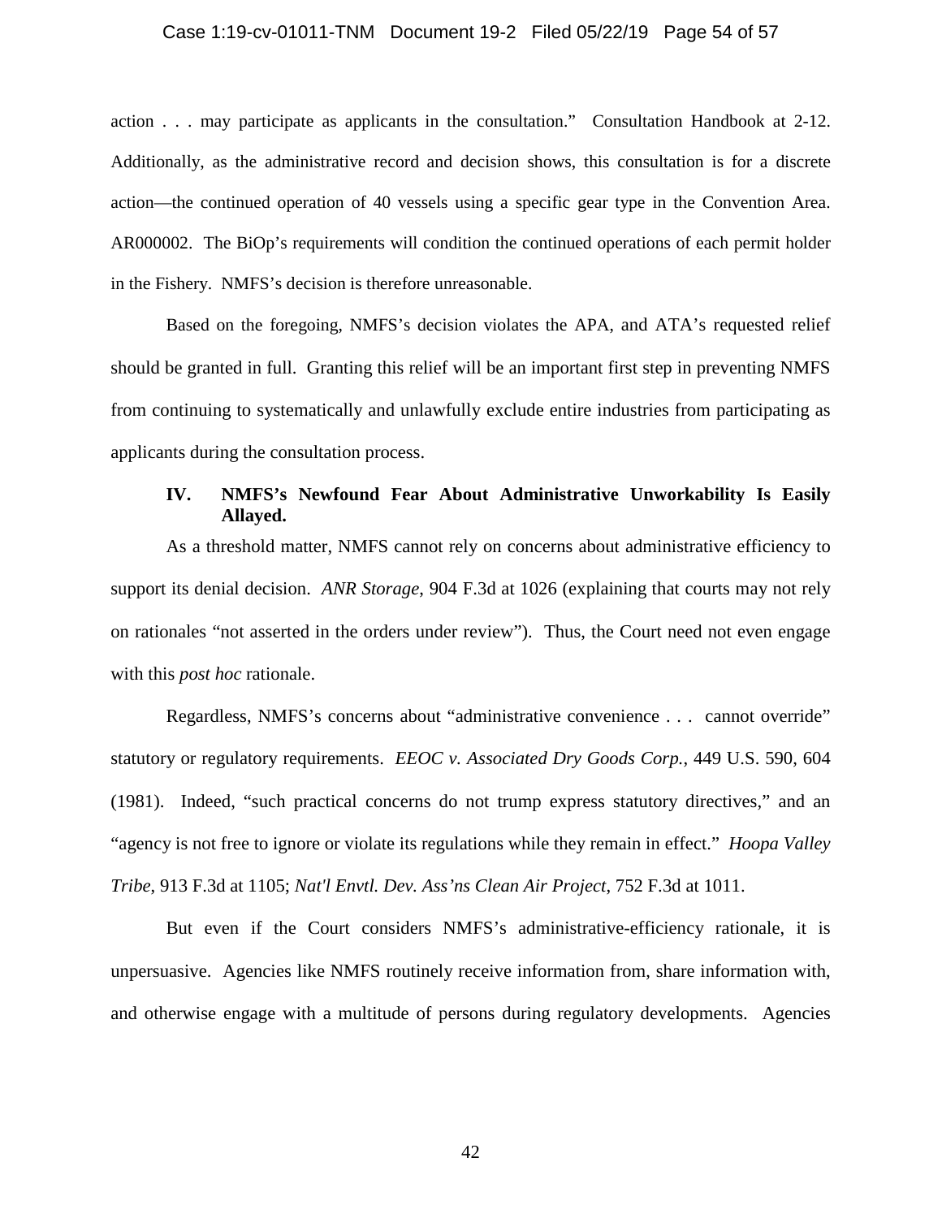action . . . may participate as applicants in the consultation." Consultation Handbook at 2-12. Additionally, as the administrative record and decision shows, this consultation is for a discrete action—the continued operation of 40 vessels using a specific gear type in the Convention Area. AR000002. The BiOp's requirements will condition the continued operations of each permit holder in the Fishery. NMFS's decision is therefore unreasonable.

Based on the foregoing, NMFS's decision violates the APA, and ATA's requested relief should be granted in full. Granting this relief will be an important first step in preventing NMFS from continuing to systematically and unlawfully exclude entire industries from participating as applicants during the consultation process.

## IV. NMFS's Newfound Fear About Administrative Unworkability Is Easily Allayed.

As a threshold matter, NMFS cannot rely on concerns about administrative efficiency to support its denial decision. *ANR Storage*, 904 F.3d at 1026 (explaining that courts may not rely on rationales "not asserted in the orders under review"). Thus, the Court need not even engage with this *post hoc* rationale.

Regardless, NMFS's concerns about "administrative convenience . . . cannot override" statutory or regulatory requirements. *EEOC v. Associated Dry Goods Corp.*, 449 U.S. 590, 604 (1981). Indeed, "such practical concerns do not trump express statutory directives," and an "agency is not free to ignore or violate its regulations while they remain in effect." *Hoopa Valley Tribe*, 913 F.3d at 1105; *Nat'l Envtl. Dev. Ass'ns Clean Air Project*, 752 F.3d at 1011.

But even if the Court considers NMFS's administrative-efficiency rationale, it is unpersuasive. Agencies like NMFS routinely receive information from, share information with, and otherwise engage with a multitude of persons during regulatory developments. Agencies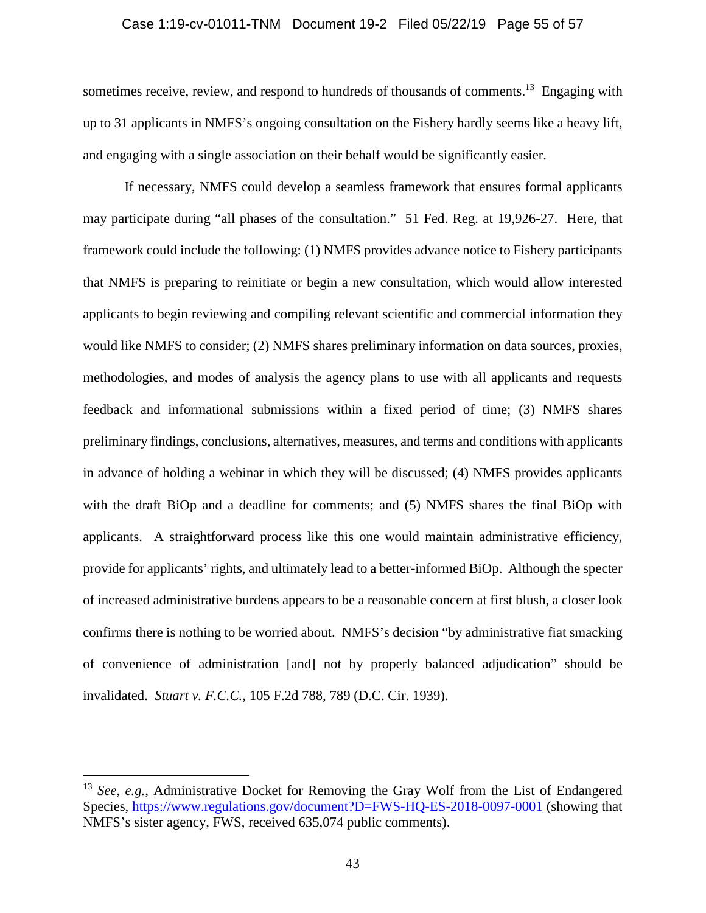sometimes receive, review, and respond to hundreds of thousands of comments.[13] Engaging with up to 31 applicants in NMFS's ongoing consultation on the Fishery hardly seems like a heavy lift, and engaging with a single association on their behalf would be significantly easier.

If necessary, NMFS could develop a seamless framework that ensures formal applicants may participate during "all phases of the consultation." 51 Fed. Reg. at 19,926-27. Here, that framework could include the following: (1) NMFS provides advance notice to Fishery participants that NMFS is preparing to reinitiate or begin a new consultation, which would allow interested applicants to begin reviewing and compiling relevant scientific and commercial information they would like NMFS to consider; (2) NMFS shares preliminary information on data sources, proxies, methodologies, and modes of analysis the agency plans to use with all applicants and requests feedback and informational submissions within a fixed period of time; (3) NMFS shares preliminary findings, conclusions, alternatives, measures, and terms and conditions with applicants in advance of holding a webinar in which they will be discussed; (4) NMFS provides applicants with the draft BiOp and a deadline for comments; and (5) NMFS shares the final BiOp with applicants. A straightforward process like this one would maintain administrative efficiency, provide for applicants' rights, and ultimately lead to a better-informed BiOp. Although the specter of increased administrative burdens appears to be a reasonable concern at first blush, a closer look confirms there is nothing to be worried about. NMFS's decision "by administrative fiat smacking of convenience of administration [and] not by properly balanced adjudication" should be invalidated. *Stuart v. F.C.C.*, 105 F.2d 788, 789 (D.C. Cir. 1939).

---

[13] *See, e.g.*, Administrative Docket for Removing the Gray Wolf from the List of Endangered Species, https://www.regulations.gov/document?D=FWS-HQ-ES-2018-0097-0001 (showing that NMFS's sister agency, FWS, received 635,074 public comments).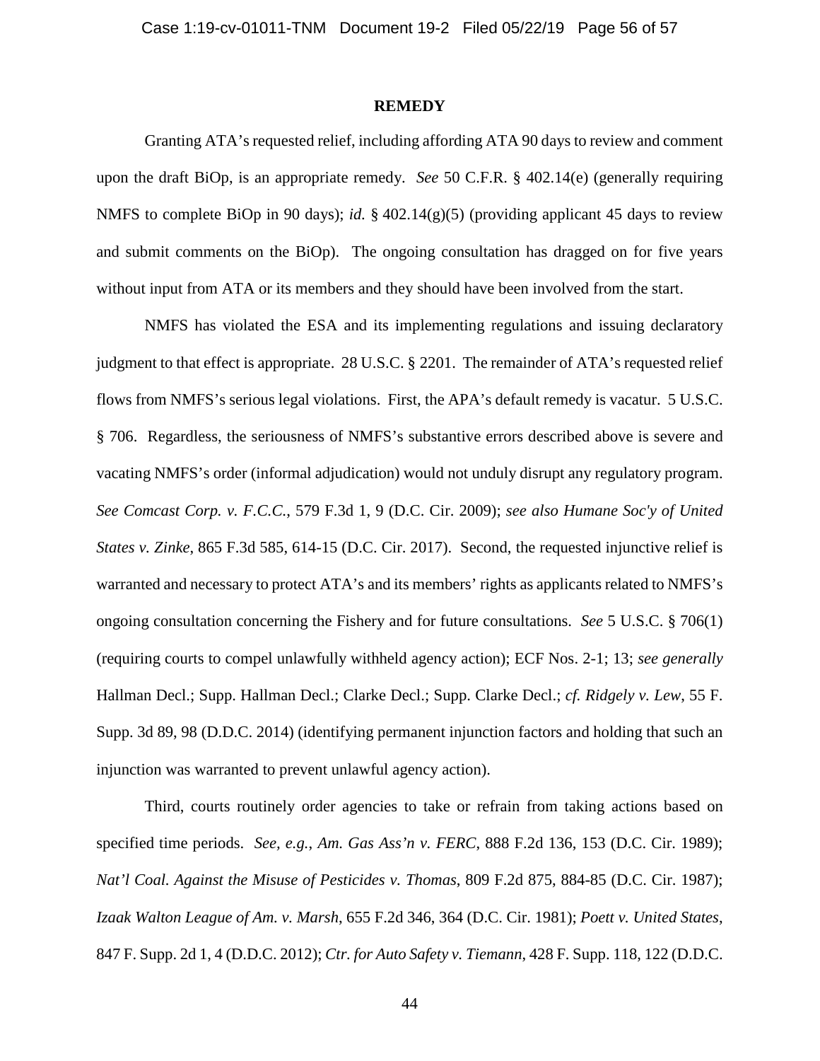## REMEDY

Granting ATA's requested relief, including affording ATA 90 days to review and comment upon the draft BiOp, is an appropriate remedy. *See* 50 C.F.R. § 402.14(e) (generally requiring NMFS to complete BiOp in 90 days); *id.* § 402.14(g)(5) (providing applicant 45 days to review and submit comments on the BiOp). The ongoing consultation has dragged on for five years without input from ATA or its members and they should have been involved from the start.

NMFS has violated the ESA and its implementing regulations and issuing declaratory judgment to that effect is appropriate. 28 U.S.C. § 2201. The remainder of ATA's requested relief flows from NMFS's serious legal violations. First, the APA's default remedy is vacatur. 5 U.S.C. § 706. Regardless, the seriousness of NMFS's substantive errors described above is severe and vacating NMFS's order (informal adjudication) would not unduly disrupt any regulatory program. *See Comcast Corp. v. F.C.C.*, 579 F.3d 1, 9 (D.C. Cir. 2009); *see also Humane Soc'y of United States v. Zinke*, 865 F.3d 585, 614-15 (D.C. Cir. 2017). Second, the requested injunctive relief is warranted and necessary to protect ATA's and its members' rights as applicants related to NMFS's ongoing consultation concerning the Fishery and for future consultations. *See* 5 U.S.C. § 706(1) (requiring courts to compel unlawfully withheld agency action); ECF Nos. 2-1; 13; *see generally* Hallman Decl.; Supp. Hallman Decl.; Clarke Decl.; Supp. Clarke Decl.; *cf. Ridgely v. Lew*, 55 F. Supp. 3d 89, 98 (D.D.C. 2014) (identifying permanent injunction factors and holding that such an injunction was warranted to prevent unlawful agency action).

Third, courts routinely order agencies to take or refrain from taking actions based on specified time periods. *See, e.g.*, *Am. Gas Ass'n v. FERC*, 888 F.2d 136, 153 (D.C. Cir. 1989); *Nat'l Coal. Against the Misuse of Pesticides v. Thomas*, 809 F.2d 875, 884-85 (D.C. Cir. 1987); *Izaak Walton League of Am. v. Marsh*, 655 F.2d 346, 364 (D.C. Cir. 1981); *Poett v. United States*, 847 F. Supp. 2d 1, 4 (D.D.C. 2012); *Ctr. for Auto Safety v. Tiemann*, 428 F. Supp. 118, 122 (D.D.C.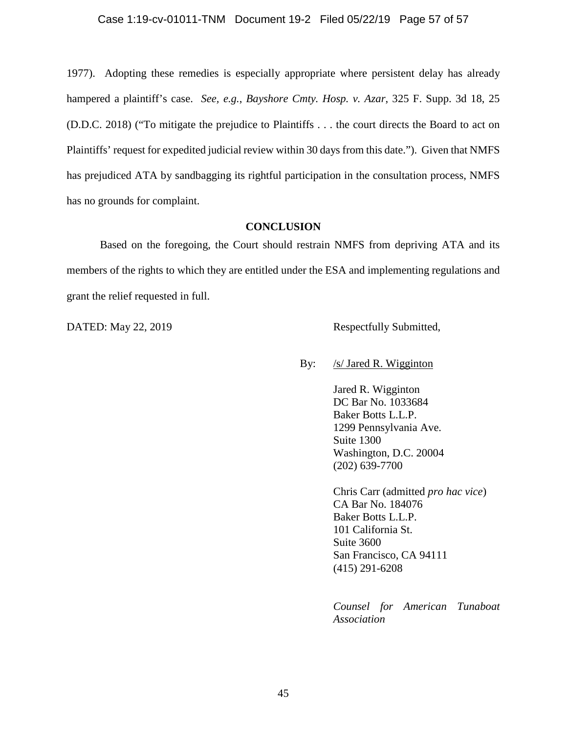1977). Adopting these remedies is especially appropriate where persistent delay has already hampered a plaintiff's case. *See, e.g.*, *Bayshore Cmty. Hosp. v. Azar*, 325 F. Supp. 3d 18, 25 (D.D.C. 2018) ("To mitigate the prejudice to Plaintiffs . . . the court directs the Board to act on Plaintiffs' request for expedited judicial review within 30 days from this date."). Given that NMFS has prejudiced ATA by sandbagging its rightful participation in the consultation process, NMFS has no grounds for complaint.

## CONCLUSION

Based on the foregoing, the Court should restrain NMFS from depriving ATA and its members of the rights to which they are entitled under the ESA and implementing regulations and grant the relief requested in full.

DATED: May 22, 2019

Respectfully Submitted,

By: /s/ Jared R. Wigginton

Jared R. Wigginton
DC Bar No. 1033684
Baker Botts L.L.P.
1299 Pennsylvania Ave.
Suite 1300
Washington, D.C. 20004
(202) 639-7700

Chris Carr (admitted *pro hac vice*)
CA Bar No. 184076
Baker Botts L.L.P.
101 California St.
Suite 3600
San Francisco, CA 94111
(415) 291-6208

*Counsel for American Tunaboat Association*